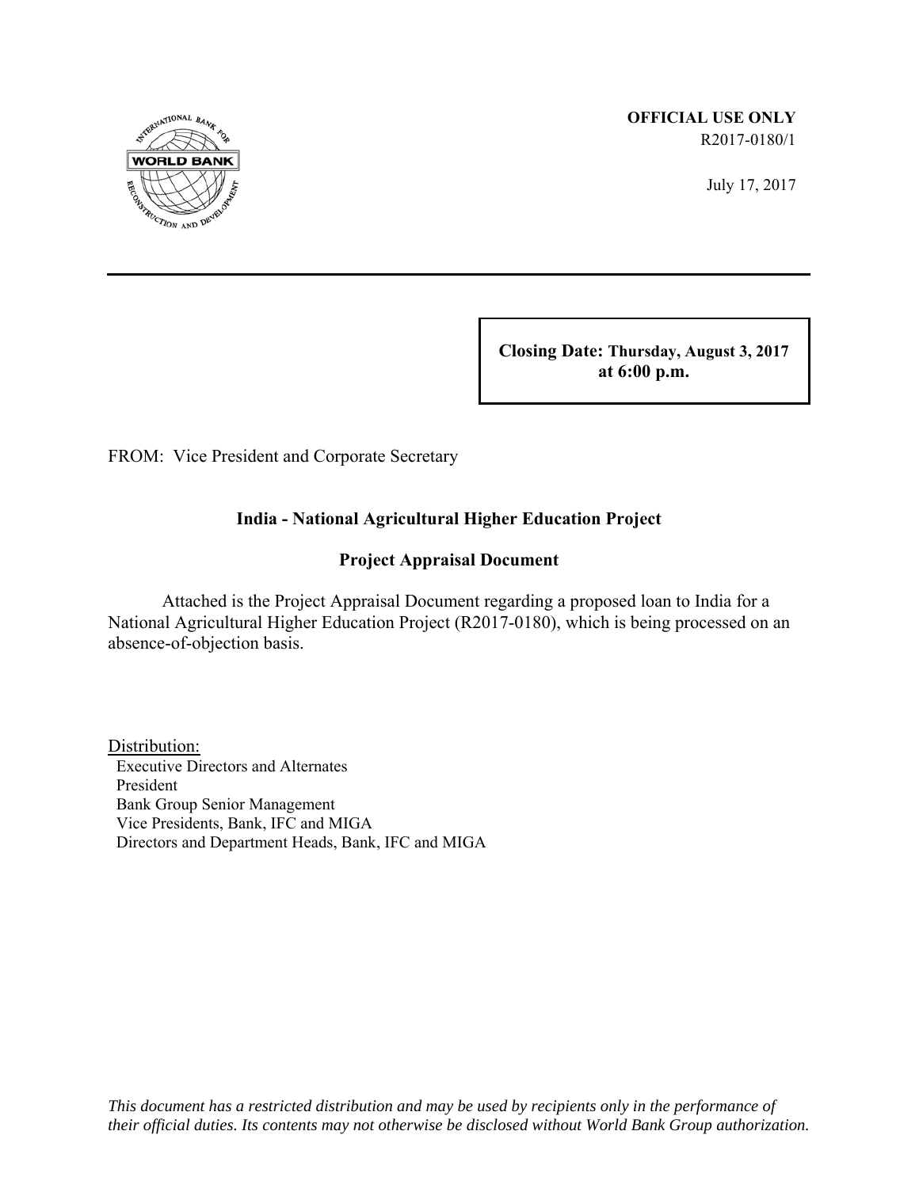**OFFICIAL USE ONLY**
R2017-0180/1

July 17, 2017

**Closing Date: Thursday, August 3, 2017 at 6:00 p.m.**

FROM: Vice President and Corporate Secretary

## India - National Agricultural Higher Education Project

## Project Appraisal Document

Attached is the Project Appraisal Document regarding a proposed loan to India for a National Agricultural Higher Education Project (R2017-0180), which is being processed on an absence-of-objection basis.

Distribution:
- Executive Directors and Alternates
- President
- Bank Group Senior Management
- Vice Presidents, Bank, IFC and MIGA
- Directors and Department Heads, Bank, IFC and MIGA

*This document has a restricted distribution and may be used by recipients only in the performance of their official duties. Its contents may not otherwise be disclosed without World Bank Group authorization.*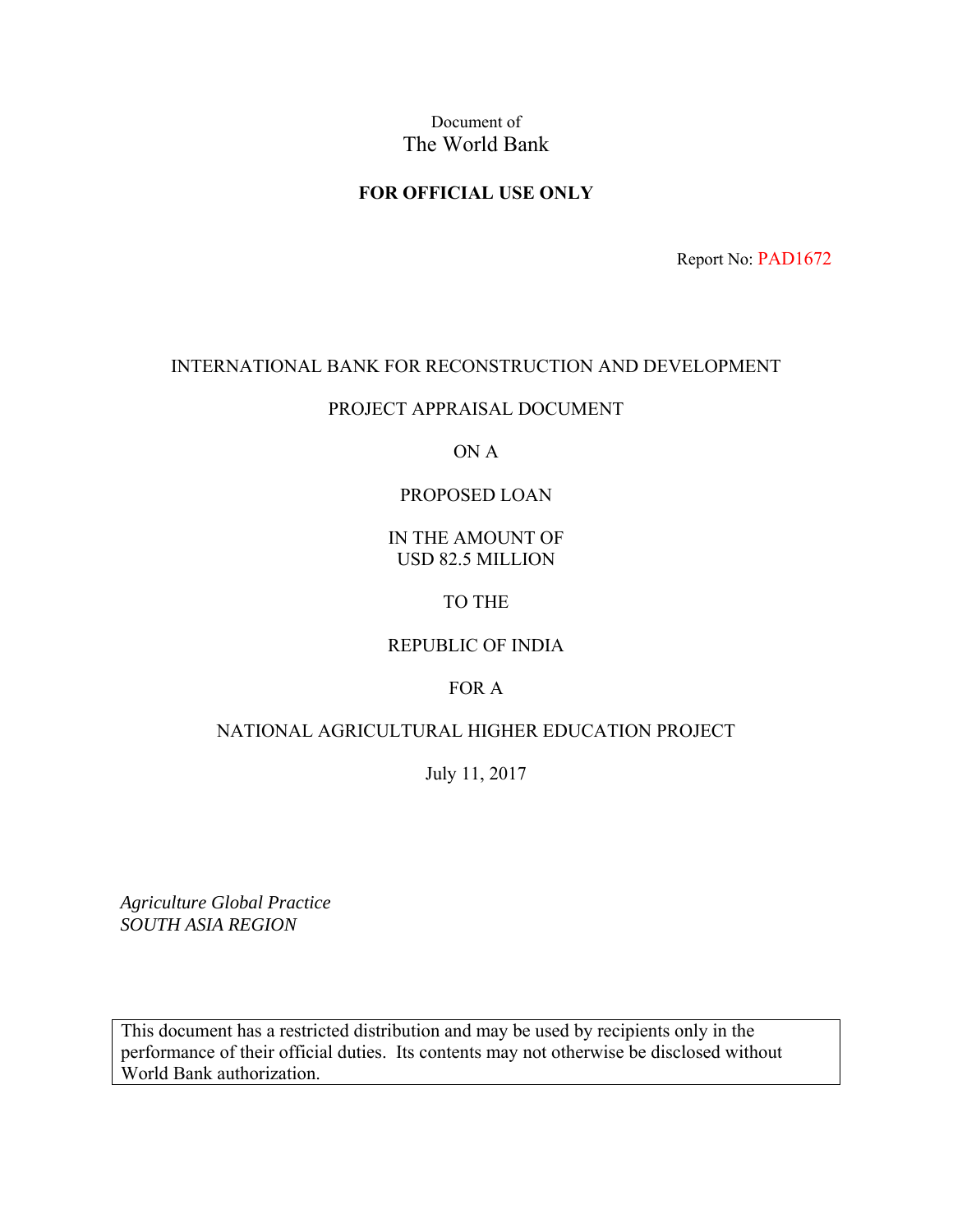Document of
The World Bank

**FOR OFFICIAL USE ONLY**

Report No: PAD1672

INTERNATIONAL BANK FOR RECONSTRUCTION AND DEVELOPMENT

PROJECT APPRAISAL DOCUMENT

ON A

PROPOSED LOAN

IN THE AMOUNT OF
USD 82.5 MILLION

TO THE

REPUBLIC OF INDIA

FOR A

NATIONAL AGRICULTURAL HIGHER EDUCATION PROJECT

July 11, 2017

*Agriculture Global Practice*
*SOUTH ASIA REGION*

| This document has a restricted distribution and may be used by recipients only in the performance of their official duties. Its contents may not otherwise be disclosed without World Bank authorization. |
|---|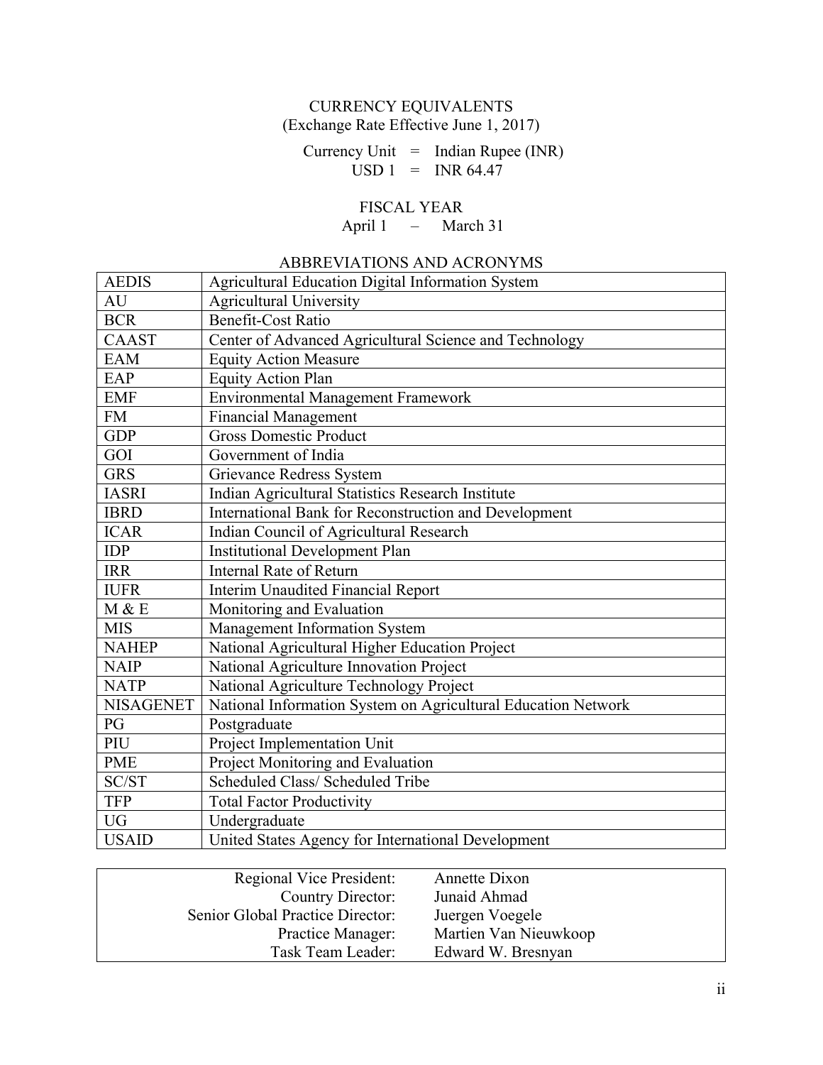CURRENCY EQUIVALENTS
(Exchange Rate Effective June 1, 2017)

Currency Unit = Indian Rupee (INR)
USD 1 = INR 64.47

FISCAL YEAR
April 1 – March 31

ABBREVIATIONS AND ACRONYMS

| | |
|---|---|
| AEDIS | Agricultural Education Digital Information System |
| AU | Agricultural University |
| BCR | Benefit-Cost Ratio |
| CAAST | Center of Advanced Agricultural Science and Technology |
| EAM | Equity Action Measure |
| EAP | Equity Action Plan |
| EMF | Environmental Management Framework |
| FM | Financial Management |
| GDP | Gross Domestic Product |
| GOI | Government of India |
| GRS | Grievance Redress System |
| IASRI | Indian Agricultural Statistics Research Institute |
| IBRD | International Bank for Reconstruction and Development |
| ICAR | Indian Council of Agricultural Research |
| IDP | Institutional Development Plan |
| IRR | Internal Rate of Return |
| IUFR | Interim Unaudited Financial Report |
| M & E | Monitoring and Evaluation |
| MIS | Management Information System |
| NAHEP | National Agricultural Higher Education Project |
| NAIP | National Agriculture Innovation Project |
| NATP | National Agriculture Technology Project |
| NISAGENET | National Information System on Agricultural Education Network |
| PG | Postgraduate |
| PIU | Project Implementation Unit |
| PME | Project Monitoring and Evaluation |
| SC/ST | Scheduled Class/ Scheduled Tribe |
| TFP | Total Factor Productivity |
| UG | Undergraduate |
| USAID | United States Agency for International Development |

| | |
|---|---|
| Regional Vice President: | Annette Dixon |
| Country Director: | Junaid Ahmad |
| Senior Global Practice Director: | Juergen Voegele |
| Practice Manager: | Martien Van Nieuwkoop |
| Task Team Leader: | Edward W. Bresnyan |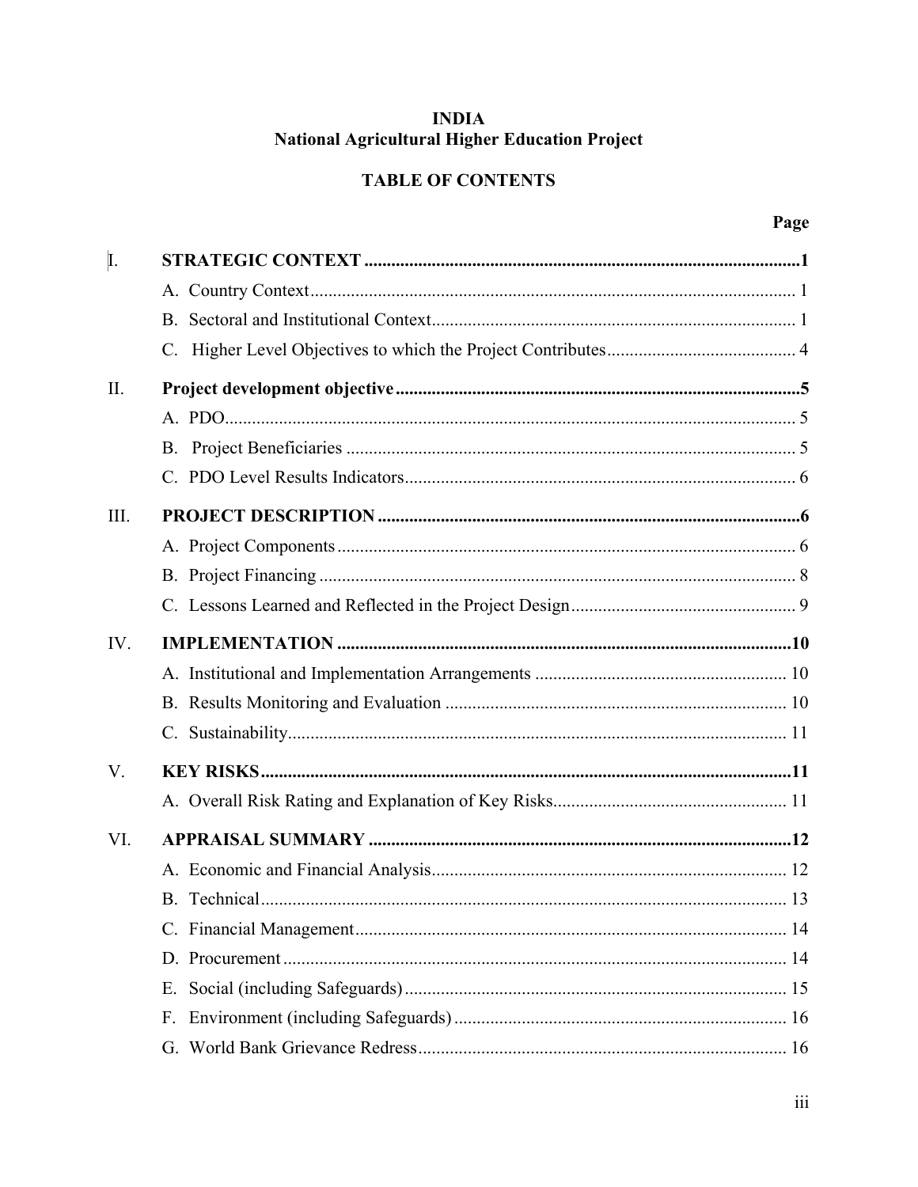**INDIA**
**National Agricultural Higher Education Project**

**TABLE OF CONTENTS**

| | | Page |
|---|---|---|
| I. | **STRATEGIC CONTEXT** | **1** |
| | A. Country Context | 1 |
| | B. Sectoral and Institutional Context | 1 |
| | C. Higher Level Objectives to which the Project Contributes | 4 |
| II. | **Project development objective** | **5** |
| | A. PDO | 5 |
| | B. Project Beneficiaries | 5 |
| | C. PDO Level Results Indicators | 6 |
| III. | **PROJECT DESCRIPTION** | **6** |
| | A. Project Components | 6 |
| | B. Project Financing | 8 |
| | C. Lessons Learned and Reflected in the Project Design | 9 |
| IV. | **IMPLEMENTATION** | **10** |
| | A. Institutional and Implementation Arrangements | 10 |
| | B. Results Monitoring and Evaluation | 10 |
| | C. Sustainability | 11 |
| V. | **KEY RISKS** | **11** |
| | A. Overall Risk Rating and Explanation of Key Risks | 11 |
| VI. | **APPRAISAL SUMMARY** | **12** |
| | A. Economic and Financial Analysis | 12 |
| | B. Technical | 13 |
| | C. Financial Management | 14 |
| | D. Procurement | 14 |
| | E. Social (including Safeguards) | 15 |
| | F. Environment (including Safeguards) | 16 |
| | G. World Bank Grievance Redress | 16 |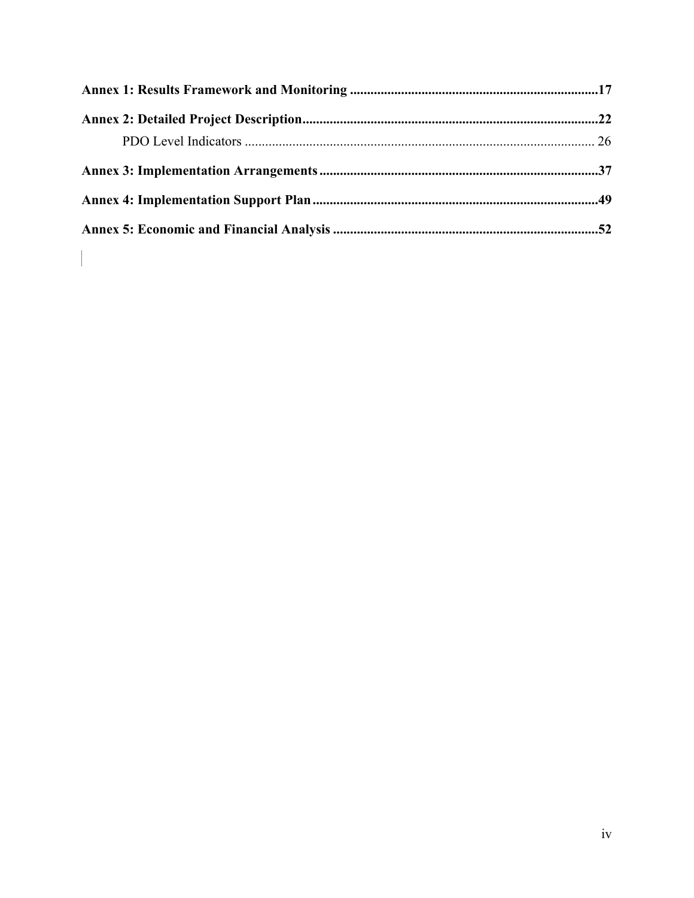**Annex 1: Results Framework and Monitoring** ........................................................................17

**Annex 2: Detailed Project Description**......................................................................................22

PDO Level Indicators ..................................................................................................... 26

**Annex 3: Implementation Arrangements**.................................................................................37

**Annex 4: Implementation Support Plan**...................................................................................49

**Annex 5: Economic and Financial Analysis** .............................................................................52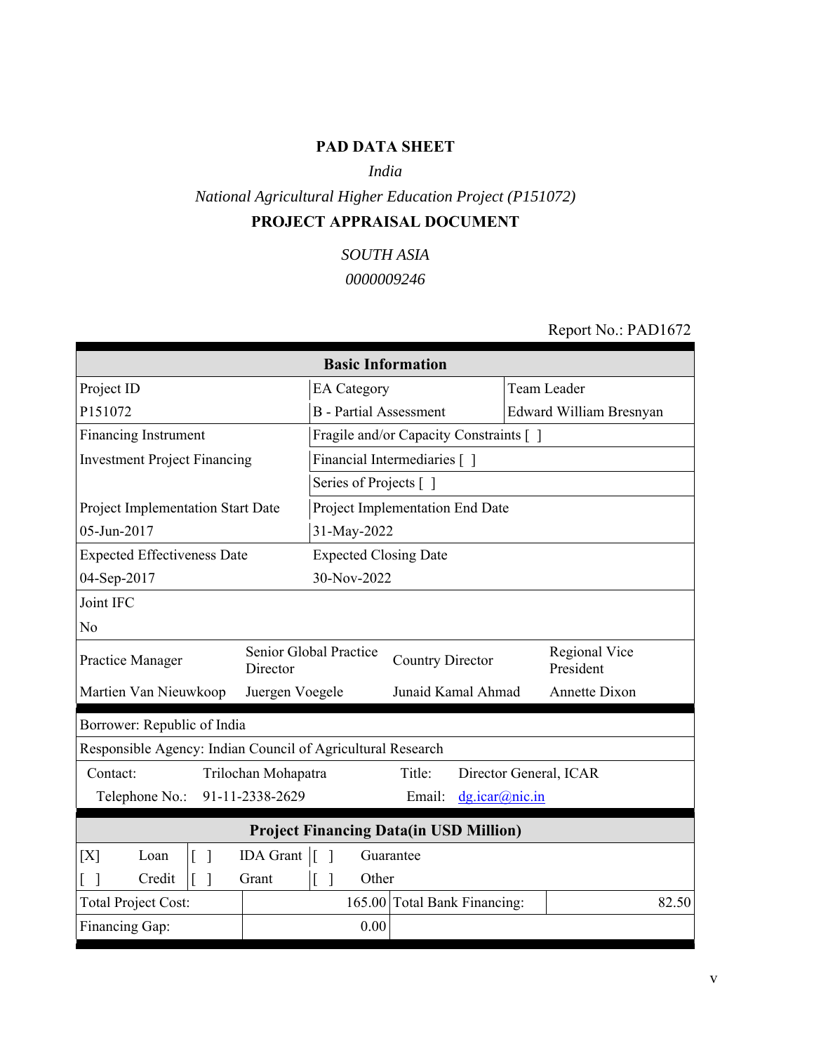# PAD DATA SHEET

*India*

*National Agricultural Higher Education Project (P151072)*

**PROJECT APPRAISAL DOCUMENT**

*SOUTH ASIA*

*0000009246*

Report No.: PAD1672

| **Basic Information** | | |
|---|---|---|
| Project ID | EA Category | Team Leader |
| P151072 | B - Partial Assessment | Edward William Bresnyan |
| Financing Instrument | Fragile and/or Capacity Constraints [ ] | |
| Investment Project Financing | Financial Intermediaries [ ] | |
| | Series of Projects [ ] | |
| Project Implementation Start Date | Project Implementation End Date | |
| 05-Jun-2017 | 31-May-2022 | |
| Expected Effectiveness Date | Expected Closing Date | |
| 04-Sep-2017 | 30-Nov-2022 | |
| Joint IFC | | |
| No | | |

| Practice Manager | Senior Global Practice Director | Country Director | Regional Vice President |
|---|---|---|---|
| Martien Van Nieuwkoop | Juergen Voegele | Junaid Kamal Ahmad | Annette Dixon |

| | | | |
|---|---|---|---|
| Borrower: Republic of India | | | |
| Responsible Agency: Indian Council of Agricultural Research | | | |
| Contact: | Trilochan Mohapatra | Title: | Director General, ICAR |
| Telephone No.: | 91-11-2338-2629 | Email: | dg.icar@nic.in |

| **Project Financing Data(in USD Million)** | | | | | |
|---|---|---|---|---|---|
| [X] | Loan | [ ] | IDA Grant | [ ] | Guarantee |
| [ ] | Credit | [ ] | Grant | [ ] | Other |

| | | | |
|---|---|---|---|
| Total Project Cost: | 165.00 | Total Bank Financing: | 82.50 |
| Financing Gap: | 0.00 | | |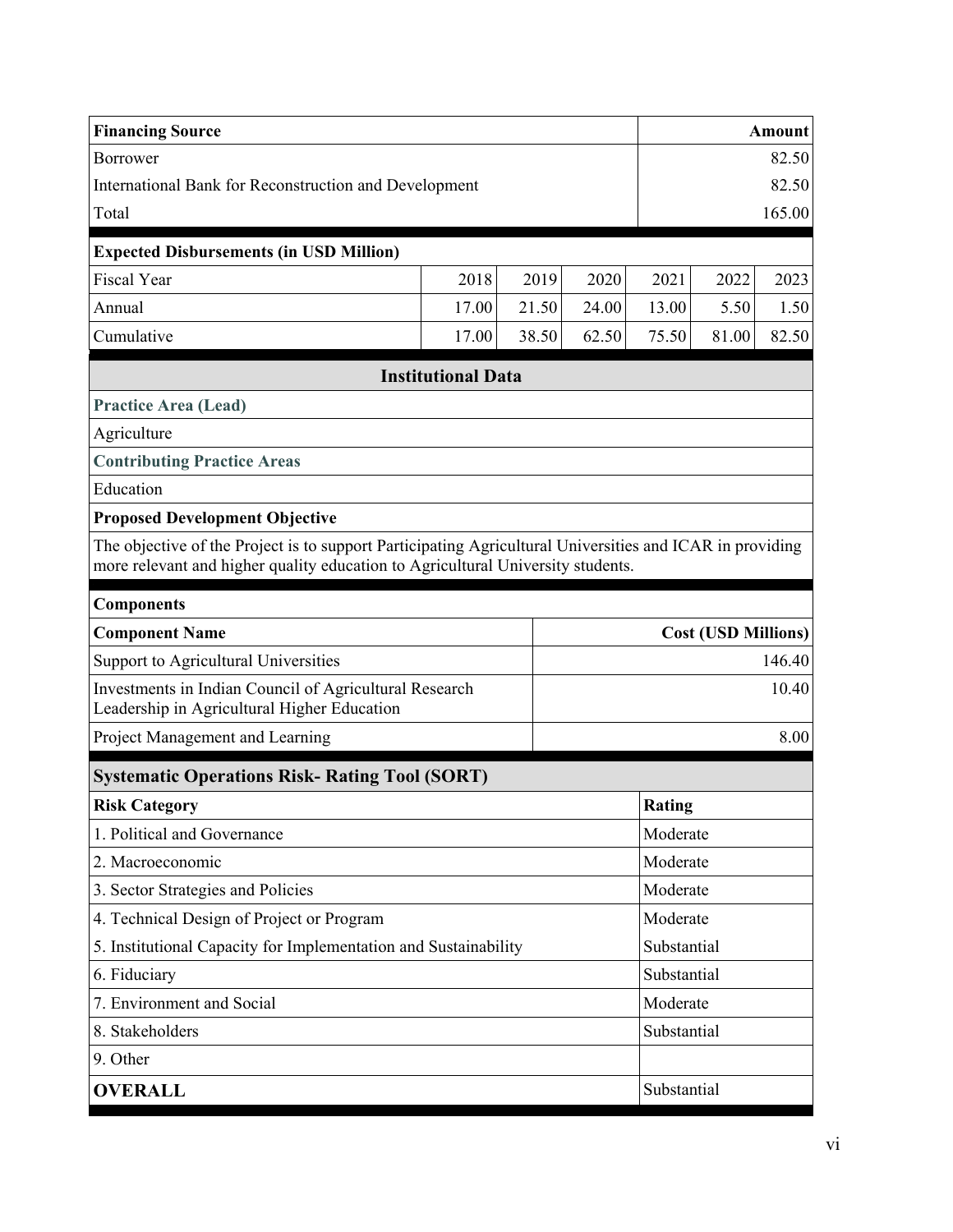| Financing Source | Amount |
| --- | --- |
| Borrower | 82.50 |
| International Bank for Reconstruction and Development | 82.50 |
| Total | 165.00 |

**Expected Disbursements (in USD Million)**

| Fiscal Year | 2018 | 2019 | 2020 | 2021 | 2022 | 2023 |
| --- | --- | --- | --- | --- | --- | --- |
| Annual | 17.00 | 21.50 | 24.00 | 13.00 | 5.50 | 1.50 |
| Cumulative | 17.00 | 38.50 | 62.50 | 75.50 | 81.00 | 82.50 |

## Institutional Data

**Practice Area (Lead)**

Agriculture

**Contributing Practice Areas**

Education

**Proposed Development Objective**

The objective of the Project is to support Participating Agricultural Universities and ICAR in providing more relevant and higher quality education to Agricultural University students.

**Components**

| Component Name | Cost (USD Millions) |
| --- | --- |
| Support to Agricultural Universities | 146.40 |
| Investments in Indian Council of Agricultural Research Leadership in Agricultural Higher Education | 10.40 |
| Project Management and Learning | 8.00 |

## Systematic Operations Risk- Rating Tool (SORT)

| Risk Category | Rating |
| --- | --- |
| 1. Political and Governance | Moderate |
| 2. Macroeconomic | Moderate |
| 3. Sector Strategies and Policies | Moderate |
| 4. Technical Design of Project or Program | Moderate |
| 5. Institutional Capacity for Implementation and Sustainability | Substantial |
| 6. Fiduciary | Substantial |
| 7. Environment and Social | Moderate |
| 8. Stakeholders | Substantial |
| 9. Other | |
| **OVERALL** | Substantial |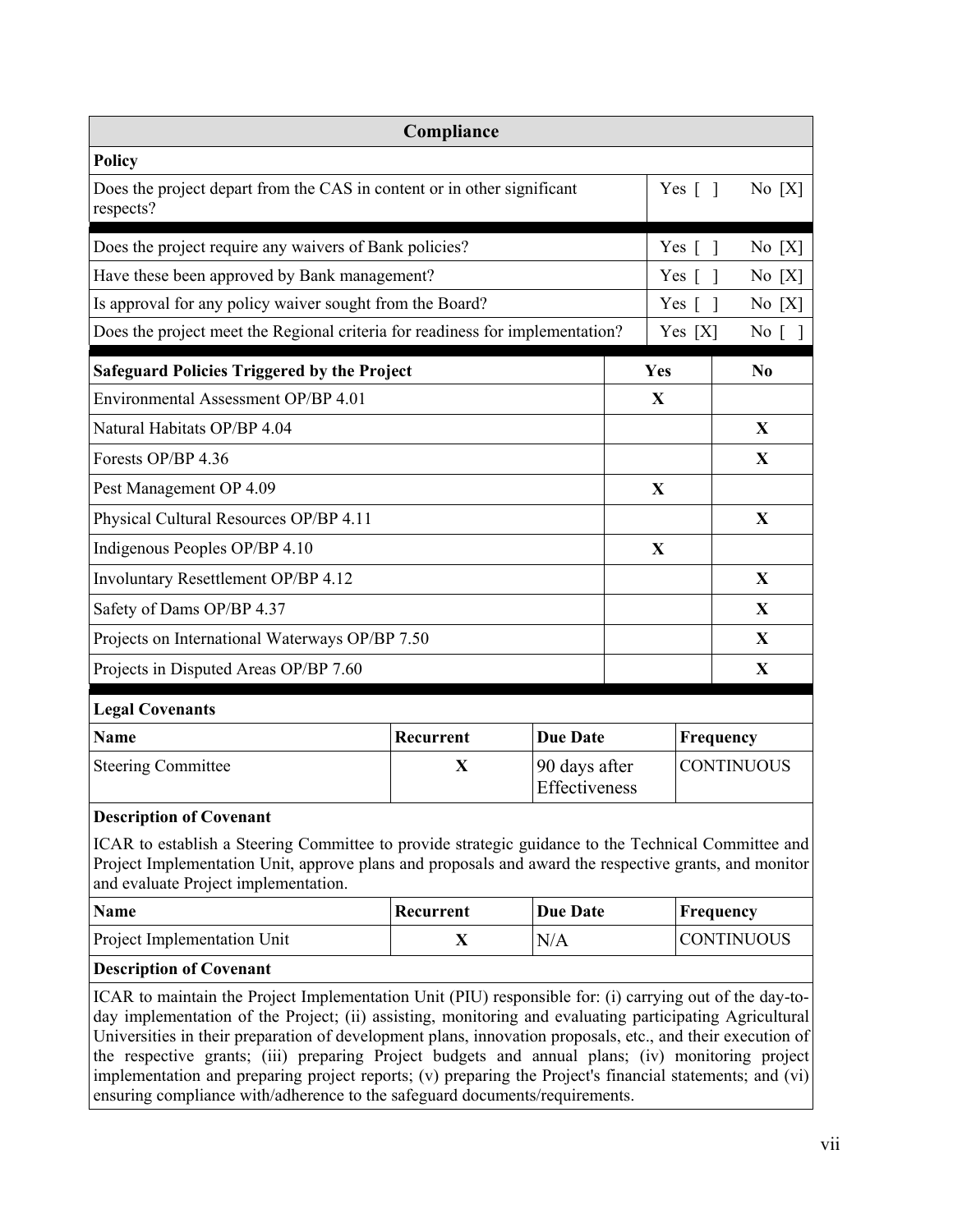## Compliance

**Policy**

| Question | Yes | No |
|---|---|---|
| Does the project depart from the CAS in content or in other significant respects? | Yes [ ] | No [X] |
| Does the project require any waivers of Bank policies? | Yes [ ] | No [X] |
| Have these been approved by Bank management? | Yes [ ] | No [X] |
| Is approval for any policy waiver sought from the Board? | Yes [ ] | No [X] |
| Does the project meet the Regional criteria for readiness for implementation? | Yes [X] | No [ ] |

| Safeguard Policies Triggered by the Project | Yes | No |
|---|---|---|
| Environmental Assessment OP/BP 4.01 | X | |
| Natural Habitats OP/BP 4.04 | | X |
| Forests OP/BP 4.36 | | X |
| Pest Management OP 4.09 | X | |
| Physical Cultural Resources OP/BP 4.11 | | X |
| Indigenous Peoples OP/BP 4.10 | X | |
| Involuntary Resettlement OP/BP 4.12 | | X |
| Safety of Dams OP/BP 4.37 | | X |
| Projects on International Waterways OP/BP 7.50 | | X |
| Projects in Disputed Areas OP/BP 7.60 | | X |

**Legal Covenants**

| Name | Recurrent | Due Date | Frequency |
|---|---|---|---|
| Steering Committee | X | 90 days after Effectiveness | CONTINUOUS |

**Description of Covenant**

ICAR to establish a Steering Committee to provide strategic guidance to the Technical Committee and Project Implementation Unit, approve plans and proposals and award the respective grants, and monitor and evaluate Project implementation.

| Name | Recurrent | Due Date | Frequency |
|---|---|---|---|
| Project Implementation Unit | X | N/A | CONTINUOUS |

**Description of Covenant**

ICAR to maintain the Project Implementation Unit (PIU) responsible for: (i) carrying out of the day-to-day implementation of the Project; (ii) assisting, monitoring and evaluating participating Agricultural Universities in their preparation of development plans, innovation proposals, etc., and their execution of the respective grants; (iii) preparing Project budgets and annual plans; (iv) monitoring project implementation and preparing project reports; (v) preparing the Project's financial statements; and (vi) ensuring compliance with/adherence to the safeguard documents/requirements.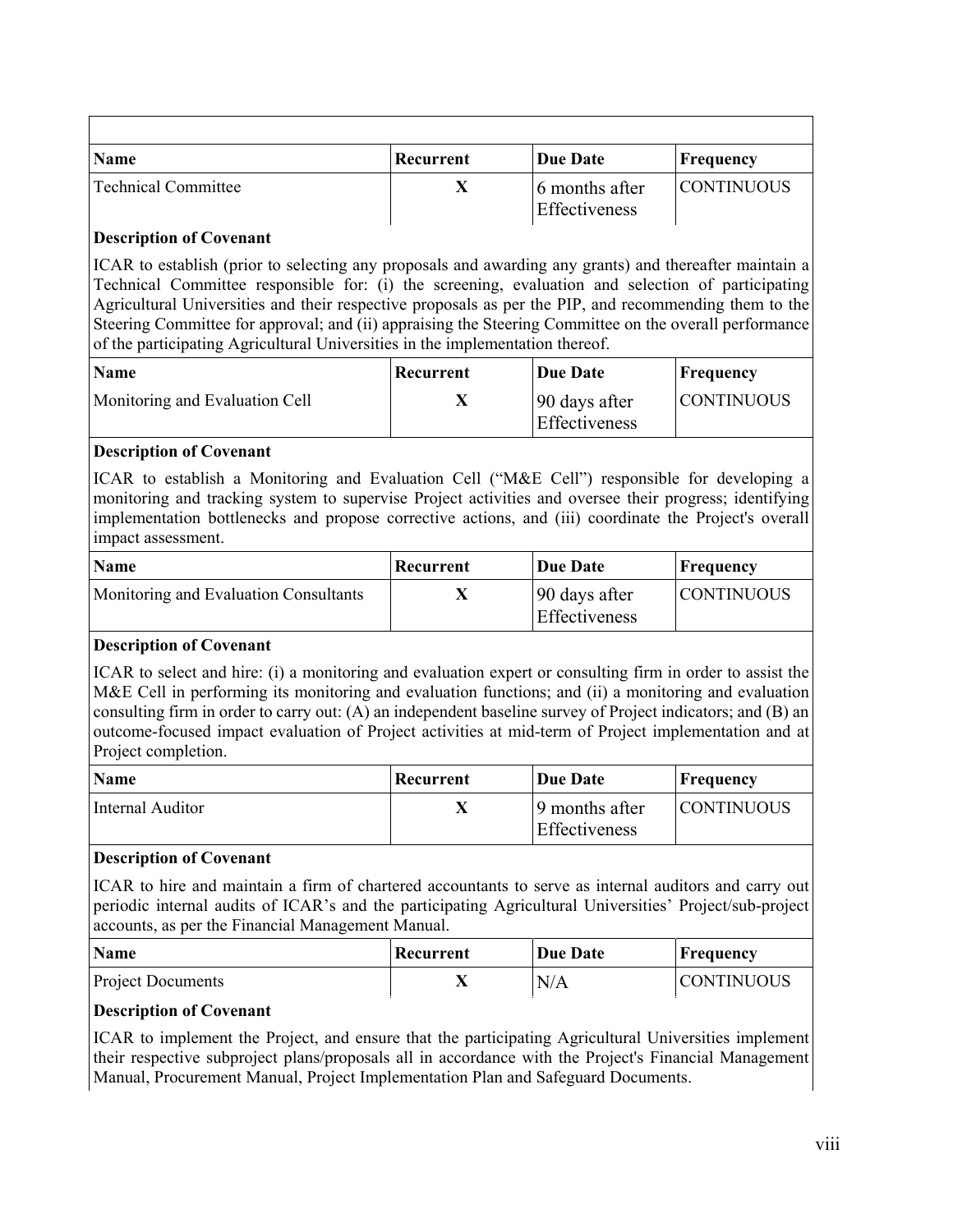| Name | Recurrent | Due Date | Frequency |
|---|---|---|---|
| Technical Committee | X | 6 months after Effectiveness | CONTINUOUS |

**Description of Covenant**

ICAR to establish (prior to selecting any proposals and awarding any grants) and thereafter maintain a Technical Committee responsible for: (i) the screening, evaluation and selection of participating Agricultural Universities and their respective proposals as per the PIP, and recommending them to the Steering Committee for approval; and (ii) appraising the Steering Committee on the overall performance of the participating Agricultural Universities in the implementation thereof.

| Name | Recurrent | Due Date | Frequency |
|---|---|---|---|
| Monitoring and Evaluation Cell | X | 90 days after Effectiveness | CONTINUOUS |

**Description of Covenant**

ICAR to establish a Monitoring and Evaluation Cell ("M&E Cell") responsible for developing a monitoring and tracking system to supervise Project activities and oversee their progress; identifying implementation bottlenecks and propose corrective actions, and (iii) coordinate the Project's overall impact assessment.

| Name | Recurrent | Due Date | Frequency |
|---|---|---|---|
| Monitoring and Evaluation Consultants | X | 90 days after Effectiveness | CONTINUOUS |

**Description of Covenant**

ICAR to select and hire: (i) a monitoring and evaluation expert or consulting firm in order to assist the M&E Cell in performing its monitoring and evaluation functions; and (ii) a monitoring and evaluation consulting firm in order to carry out: (A) an independent baseline survey of Project indicators; and (B) an outcome-focused impact evaluation of Project activities at mid-term of Project implementation and at Project completion.

| Name | Recurrent | Due Date | Frequency |
|---|---|---|---|
| Internal Auditor | X | 9 months after Effectiveness | CONTINUOUS |

**Description of Covenant**

ICAR to hire and maintain a firm of chartered accountants to serve as internal auditors and carry out periodic internal audits of ICAR's and the participating Agricultural Universities' Project/sub-project accounts, as per the Financial Management Manual.

| Name | Recurrent | Due Date | Frequency |
|---|---|---|---|
| Project Documents | X | N/A | CONTINUOUS |

**Description of Covenant**

ICAR to implement the Project, and ensure that the participating Agricultural Universities implement their respective subproject plans/proposals all in accordance with the Project's Financial Management Manual, Procurement Manual, Project Implementation Plan and Safeguard Documents.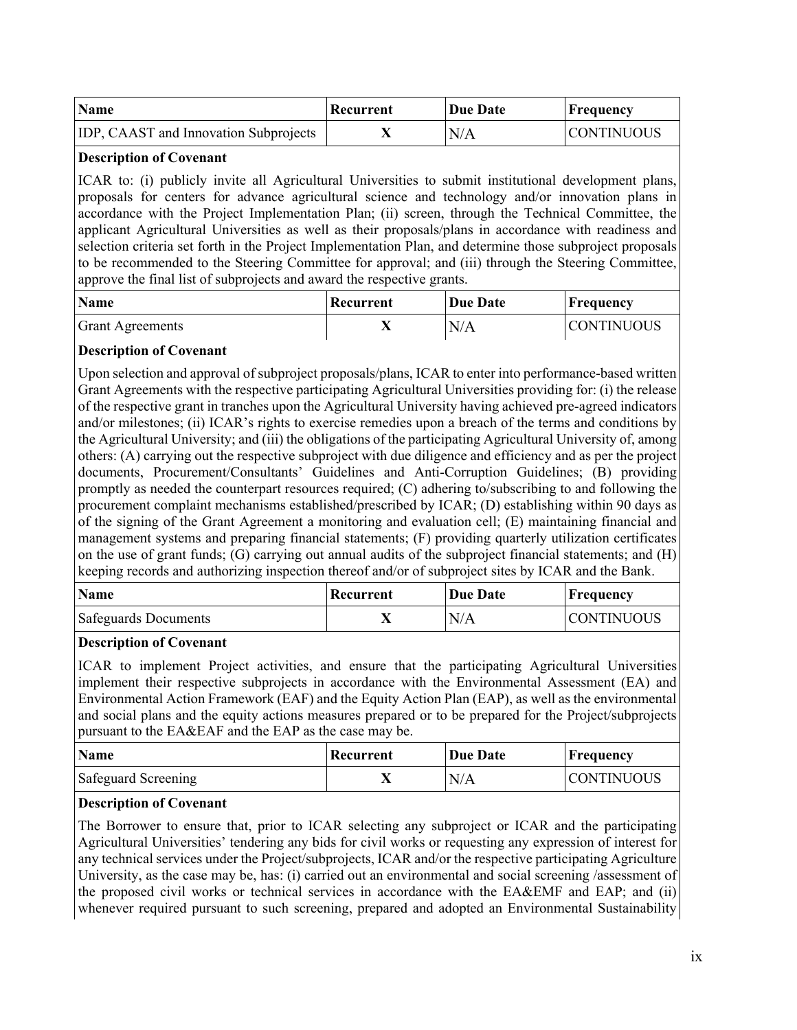| Name | Recurrent | Due Date | Frequency |
| --- | --- | --- | --- |
| IDP, CAAST and Innovation Subprojects | X | N/A | CONTINUOUS |

**Description of Covenant**

ICAR to: (i) publicly invite all Agricultural Universities to submit institutional development plans, proposals for centers for advance agricultural science and technology and/or innovation plans in accordance with the Project Implementation Plan; (ii) screen, through the Technical Committee, the applicant Agricultural Universities as well as their proposals/plans in accordance with readiness and selection criteria set forth in the Project Implementation Plan, and determine those subproject proposals to be recommended to the Steering Committee for approval; and (iii) through the Steering Committee, approve the final list of subprojects and award the respective grants.

| Name | Recurrent | Due Date | Frequency |
| --- | --- | --- | --- |
| Grant Agreements | X | N/A | CONTINUOUS |

**Description of Covenant**

Upon selection and approval of subproject proposals/plans, ICAR to enter into performance-based written Grant Agreements with the respective participating Agricultural Universities providing for: (i) the release of the respective grant in tranches upon the Agricultural University having achieved pre-agreed indicators and/or milestones; (ii) ICAR's rights to exercise remedies upon a breach of the terms and conditions by the Agricultural University; and (iii) the obligations of the participating Agricultural University of, among others: (A) carrying out the respective subproject with due diligence and efficiency and as per the project documents, Procurement/Consultants' Guidelines and Anti-Corruption Guidelines; (B) providing promptly as needed the counterpart resources required; (C) adhering to/subscribing to and following the procurement complaint mechanisms established/prescribed by ICAR; (D) establishing within 90 days as of the signing of the Grant Agreement a monitoring and evaluation cell; (E) maintaining financial and management systems and preparing financial statements; (F) providing quarterly utilization certificates on the use of grant funds; (G) carrying out annual audits of the subproject financial statements; and (H) keeping records and authorizing inspection thereof and/or of subproject sites by ICAR and the Bank.

| Name | Recurrent | Due Date | Frequency |
| --- | --- | --- | --- |
| Safeguards Documents | X | N/A | CONTINUOUS |

**Description of Covenant**

ICAR to implement Project activities, and ensure that the participating Agricultural Universities implement their respective subprojects in accordance with the Environmental Assessment (EA) and Environmental Action Framework (EAF) and the Equity Action Plan (EAP), as well as the environmental and social plans and the equity actions measures prepared or to be prepared for the Project/subprojects pursuant to the EA&EAF and the EAP as the case may be.

| Name | Recurrent | Due Date | Frequency |
| --- | --- | --- | --- |
| Safeguard Screening | X | N/A | CONTINUOUS |

**Description of Covenant**

The Borrower to ensure that, prior to ICAR selecting any subproject or ICAR and the participating Agricultural Universities' tendering any bids for civil works or requesting any expression of interest for any technical services under the Project/subprojects, ICAR and/or the respective participating Agriculture University, as the case may be, has: (i) carried out an environmental and social screening /assessment of the proposed civil works or technical services in accordance with the EA&EMF and EAP; and (ii) whenever required pursuant to such screening, prepared and adopted an Environmental Sustainability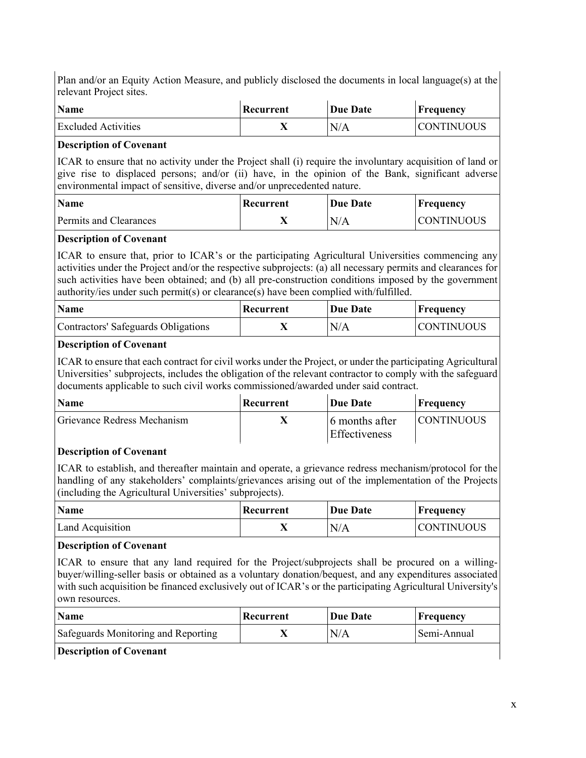Plan and/or an Equity Action Measure, and publicly disclosed the documents in local language(s) at the relevant Project sites.

| Name | Recurrent | Due Date | Frequency |
|---|---|---|---|
| Excluded Activities | X | N/A | CONTINUOUS |

**Description of Covenant**

ICAR to ensure that no activity under the Project shall (i) require the involuntary acquisition of land or give rise to displaced persons; and/or (ii) have, in the opinion of the Bank, significant adverse environmental impact of sensitive, diverse and/or unprecedented nature.

| Name | Recurrent | Due Date | Frequency |
|---|---|---|---|
| Permits and Clearances | X | N/A | CONTINUOUS |

**Description of Covenant**

ICAR to ensure that, prior to ICAR's or the participating Agricultural Universities commencing any activities under the Project and/or the respective subprojects: (a) all necessary permits and clearances for such activities have been obtained; and (b) all pre-construction conditions imposed by the government authority/ies under such permit(s) or clearance(s) have been complied with/fulfilled.

| Name | Recurrent | Due Date | Frequency |
|---|---|---|---|
| Contractors' Safeguards Obligations | X | N/A | CONTINUOUS |

**Description of Covenant**

ICAR to ensure that each contract for civil works under the Project, or under the participating Agricultural Universities' subprojects, includes the obligation of the relevant contractor to comply with the safeguard documents applicable to such civil works commissioned/awarded under said contract.

| Name | Recurrent | Due Date | Frequency |
|---|---|---|---|
| Grievance Redress Mechanism | X | 6 months after Effectiveness | CONTINUOUS |

**Description of Covenant**

ICAR to establish, and thereafter maintain and operate, a grievance redress mechanism/protocol for the handling of any stakeholders' complaints/grievances arising out of the implementation of the Projects (including the Agricultural Universities' subprojects).

| Name | Recurrent | Due Date | Frequency |
|---|---|---|---|
| Land Acquisition | X | N/A | CONTINUOUS |

**Description of Covenant**

ICAR to ensure that any land required for the Project/subprojects shall be procured on a willing-buyer/willing-seller basis or obtained as a voluntary donation/bequest, and any expenditures associated with such acquisition be financed exclusively out of ICAR's or the participating Agricultural University's own resources.

| Name | Recurrent | Due Date | Frequency |
|---|---|---|---|
| Safeguards Monitoring and Reporting | X | N/A | Semi-Annual |

**Description of Covenant**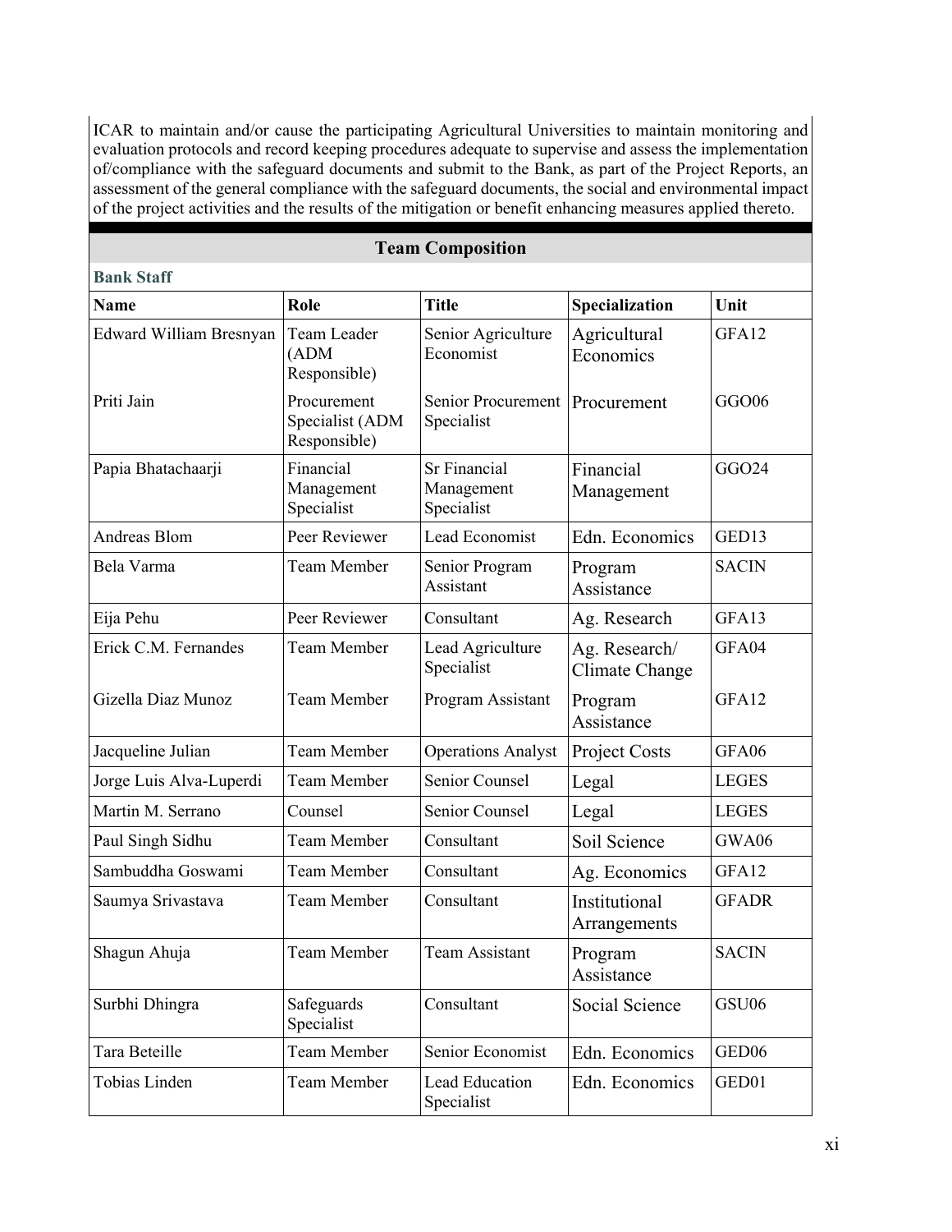ICAR to maintain and/or cause the participating Agricultural Universities to maintain monitoring and evaluation protocols and record keeping procedures adequate to supervise and assess the implementation of/compliance with the safeguard documents and submit to the Bank, as part of the Project Reports, an assessment of the general compliance with the safeguard documents, the social and environmental impact of the project activities and the results of the mitigation or benefit enhancing measures applied thereto.

## Team Composition

**Bank Staff**

| Name | Role | Title | Specialization | Unit |
|---|---|---|---|---|
| Edward William Bresnyan | Team Leader (ADM Responsible) | Senior Agriculture Economist | Agricultural Economics | GFA12 |
| Priti Jain | Procurement Specialist (ADM Responsible) | Senior Procurement Specialist | Procurement | GGO06 |
| Papia Bhatachaarji | Financial Management Specialist | Sr Financial Management Specialist | Financial Management | GGO24 |
| Andreas Blom | Peer Reviewer | Lead Economist | Edn. Economics | GED13 |
| Bela Varma | Team Member | Senior Program Assistant | Program Assistance | SACIN |
| Eija Pehu | Peer Reviewer | Consultant | Ag. Research | GFA13 |
| Erick C.M. Fernandes | Team Member | Lead Agriculture Specialist | Ag. Research/ Climate Change | GFA04 |
| Gizella Diaz Munoz | Team Member | Program Assistant | Program Assistance | GFA12 |
| Jacqueline Julian | Team Member | Operations Analyst | Project Costs | GFA06 |
| Jorge Luis Alva-Luperdi | Team Member | Senior Counsel | Legal | LEGES |
| Martin M. Serrano | Counsel | Senior Counsel | Legal | LEGES |
| Paul Singh Sidhu | Team Member | Consultant | Soil Science | GWA06 |
| Sambuddha Goswami | Team Member | Consultant | Ag. Economics | GFA12 |
| Saumya Srivastava | Team Member | Consultant | Institutional Arrangements | GFADR |
| Shagun Ahuja | Team Member | Team Assistant | Program Assistance | SACIN |
| Surbhi Dhingra | Safeguards Specialist | Consultant | Social Science | GSU06 |
| Tara Beteille | Team Member | Senior Economist | Edn. Economics | GED06 |
| Tobias Linden | Team Member | Lead Education Specialist | Edn. Economics | GED01 |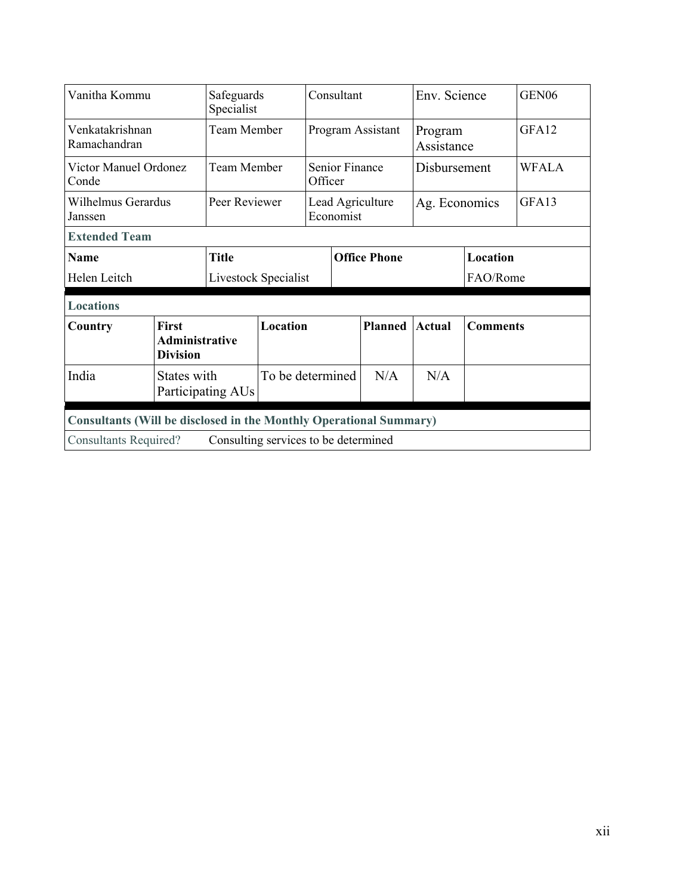| | | | | |
|---|---|---|---|---|
| Vanitha Kommu | Safeguards Specialist | Consultant | Env. Science | GEN06 |
| Venkatakrishnan Ramachandran | Team Member | Program Assistant | Program Assistance | GFA12 |
| Victor Manuel Ordonez Conde | Team Member | Senior Finance Officer | Disbursement | WFALA |
| Wilhelmus Gerardus Janssen | Peer Reviewer | Lead Agriculture Economist | Ag. Economics | GFA13 |

**Extended Team**

| Name | Title | Office Phone | Location |
|---|---|---|---|
| Helen Leitch | Livestock Specialist | | FAO/Rome |

**Locations**

| Country | First Administrative Division | Location | Planned | Actual | Comments |
|---|---|---|---|---|---|
| India | States with Participating AUs | To be determined | N/A | N/A | |

**Consultants (Will be disclosed in the Monthly Operational Summary)**

| Consultants Required? | Consulting services to be determined |
|---|---|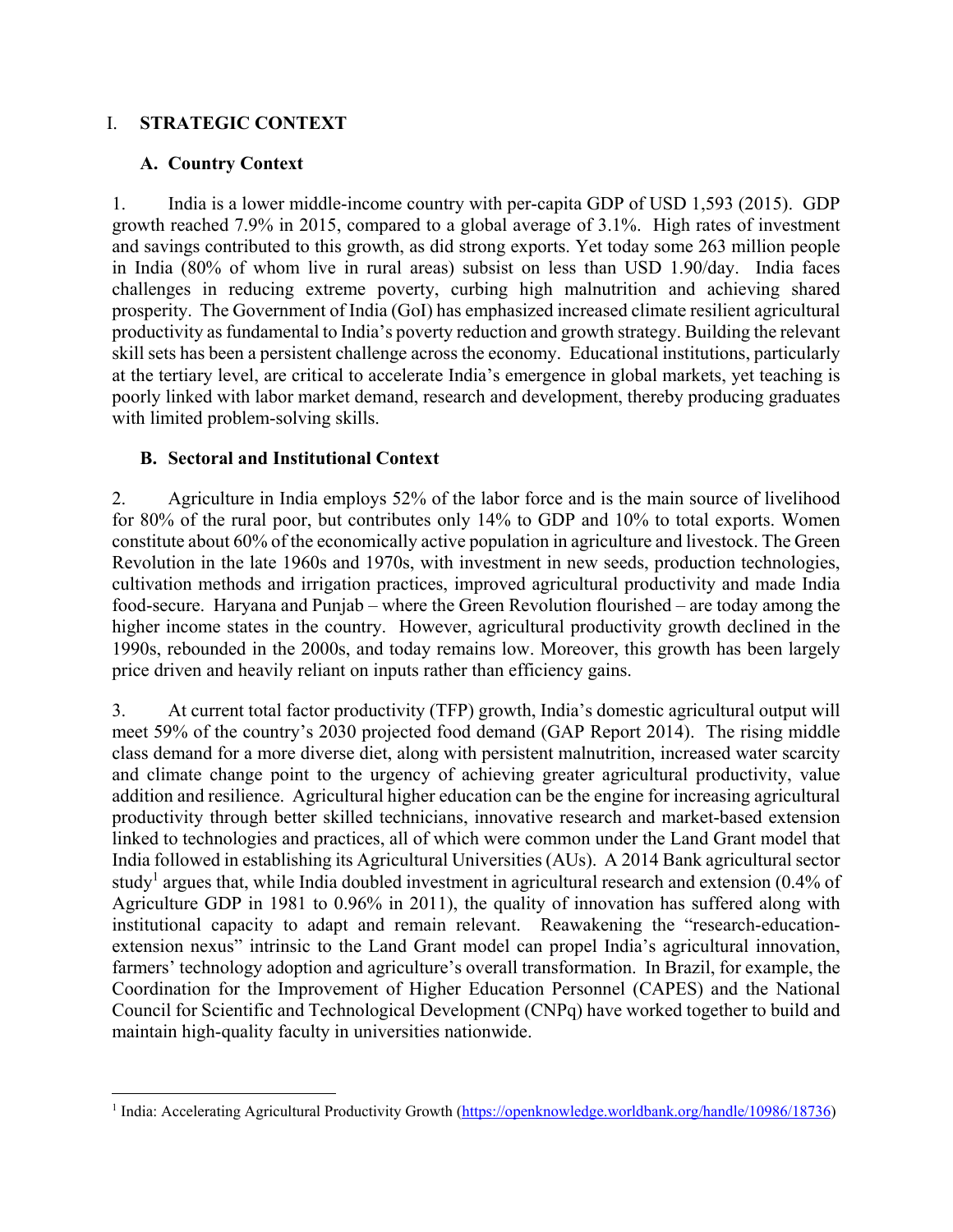# I. STRATEGIC CONTEXT

## A. Country Context

1. India is a lower middle-income country with per-capita GDP of USD 1,593 (2015). GDP growth reached 7.9% in 2015, compared to a global average of 3.1%. High rates of investment and savings contributed to this growth, as did strong exports. Yet today some 263 million people in India (80% of whom live in rural areas) subsist on less than USD 1.90/day. India faces challenges in reducing extreme poverty, curbing high malnutrition and achieving shared prosperity. The Government of India (GoI) has emphasized increased climate resilient agricultural productivity as fundamental to India's poverty reduction and growth strategy. Building the relevant skill sets has been a persistent challenge across the economy. Educational institutions, particularly at the tertiary level, are critical to accelerate India's emergence in global markets, yet teaching is poorly linked with labor market demand, research and development, thereby producing graduates with limited problem-solving skills.

## B. Sectoral and Institutional Context

2. Agriculture in India employs 52% of the labor force and is the main source of livelihood for 80% of the rural poor, but contributes only 14% to GDP and 10% to total exports. Women constitute about 60% of the economically active population in agriculture and livestock. The Green Revolution in the late 1960s and 1970s, with investment in new seeds, production technologies, cultivation methods and irrigation practices, improved agricultural productivity and made India food-secure. Haryana and Punjab – where the Green Revolution flourished – are today among the higher income states in the country. However, agricultural productivity growth declined in the 1990s, rebounded in the 2000s, and today remains low. Moreover, this growth has been largely price driven and heavily reliant on inputs rather than efficiency gains.

3. At current total factor productivity (TFP) growth, India's domestic agricultural output will meet 59% of the country's 2030 projected food demand (GAP Report 2014). The rising middle class demand for a more diverse diet, along with persistent malnutrition, increased water scarcity and climate change point to the urgency of achieving greater agricultural productivity, value addition and resilience. Agricultural higher education can be the engine for increasing agricultural productivity through better skilled technicians, innovative research and market-based extension linked to technologies and practices, all of which were common under the Land Grant model that India followed in establishing its Agricultural Universities (AUs). A 2014 Bank agricultural sector study[1] argues that, while India doubled investment in agricultural research and extension (0.4% of Agriculture GDP in 1981 to 0.96% in 2011), the quality of innovation has suffered along with institutional capacity to adapt and remain relevant. Reawakening the "research-education-extension nexus" intrinsic to the Land Grant model can propel India's agricultural innovation, farmers' technology adoption and agriculture's overall transformation. In Brazil, for example, the Coordination for the Improvement of Higher Education Personnel (CAPES) and the National Council for Scientific and Technological Development (CNPq) have worked together to build and maintain high-quality faculty in universities nationwide.

[1] India: Accelerating Agricultural Productivity Growth (https://openknowledge.worldbank.org/handle/10986/18736)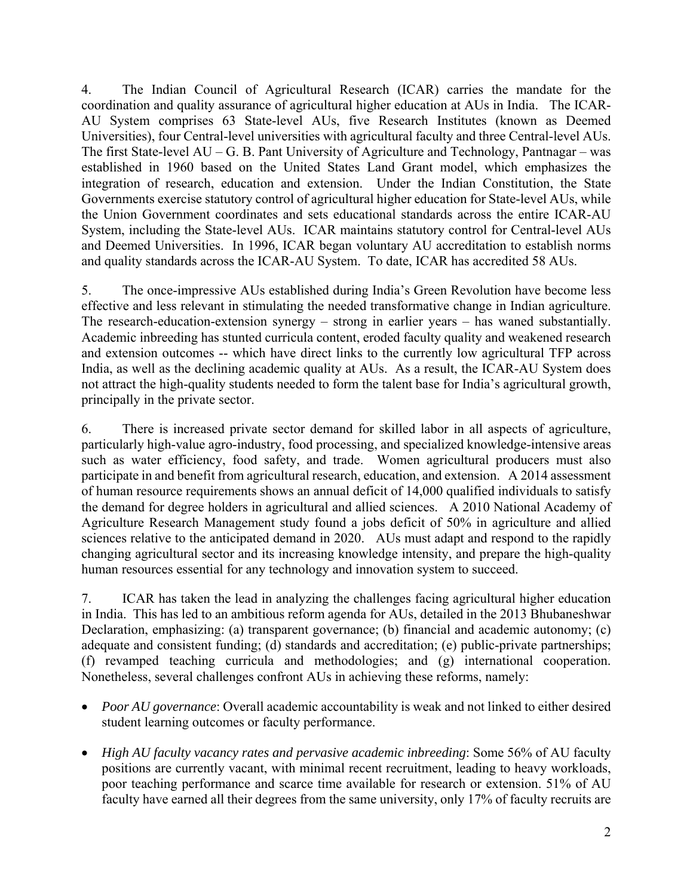4. The Indian Council of Agricultural Research (ICAR) carries the mandate for the coordination and quality assurance of agricultural higher education at AUs in India. The ICAR-AU System comprises 63 State-level AUs, five Research Institutes (known as Deemed Universities), four Central-level universities with agricultural faculty and three Central-level AUs. The first State-level AU – G. B. Pant University of Agriculture and Technology, Pantnagar – was established in 1960 based on the United States Land Grant model, which emphasizes the integration of research, education and extension. Under the Indian Constitution, the State Governments exercise statutory control of agricultural higher education for State-level AUs, while the Union Government coordinates and sets educational standards across the entire ICAR-AU System, including the State-level AUs. ICAR maintains statutory control for Central-level AUs and Deemed Universities. In 1996, ICAR began voluntary AU accreditation to establish norms and quality standards across the ICAR-AU System. To date, ICAR has accredited 58 AUs.

5. The once-impressive AUs established during India's Green Revolution have become less effective and less relevant in stimulating the needed transformative change in Indian agriculture. The research-education-extension synergy – strong in earlier years – has waned substantially. Academic inbreeding has stunted curricula content, eroded faculty quality and weakened research and extension outcomes -- which have direct links to the currently low agricultural TFP across India, as well as the declining academic quality at AUs. As a result, the ICAR-AU System does not attract the high-quality students needed to form the talent base for India's agricultural growth, principally in the private sector.

6. There is increased private sector demand for skilled labor in all aspects of agriculture, particularly high-value agro-industry, food processing, and specialized knowledge-intensive areas such as water efficiency, food safety, and trade. Women agricultural producers must also participate in and benefit from agricultural research, education, and extension. A 2014 assessment of human resource requirements shows an annual deficit of 14,000 qualified individuals to satisfy the demand for degree holders in agricultural and allied sciences. A 2010 National Academy of Agriculture Research Management study found a jobs deficit of 50% in agriculture and allied sciences relative to the anticipated demand in 2020. AUs must adapt and respond to the rapidly changing agricultural sector and its increasing knowledge intensity, and prepare the high-quality human resources essential for any technology and innovation system to succeed.

7. ICAR has taken the lead in analyzing the challenges facing agricultural higher education in India. This has led to an ambitious reform agenda for AUs, detailed in the 2013 Bhubaneshwar Declaration, emphasizing: (a) transparent governance; (b) financial and academic autonomy; (c) adequate and consistent funding; (d) standards and accreditation; (e) public-private partnerships; (f) revamped teaching curricula and methodologies; and (g) international cooperation. Nonetheless, several challenges confront AUs in achieving these reforms, namely:

- *Poor AU governance*: Overall academic accountability is weak and not linked to either desired student learning outcomes or faculty performance.
- *High AU faculty vacancy rates and pervasive academic inbreeding*: Some 56% of AU faculty positions are currently vacant, with minimal recent recruitment, leading to heavy workloads, poor teaching performance and scarce time available for research or extension. 51% of AU faculty have earned all their degrees from the same university, only 17% of faculty recruits are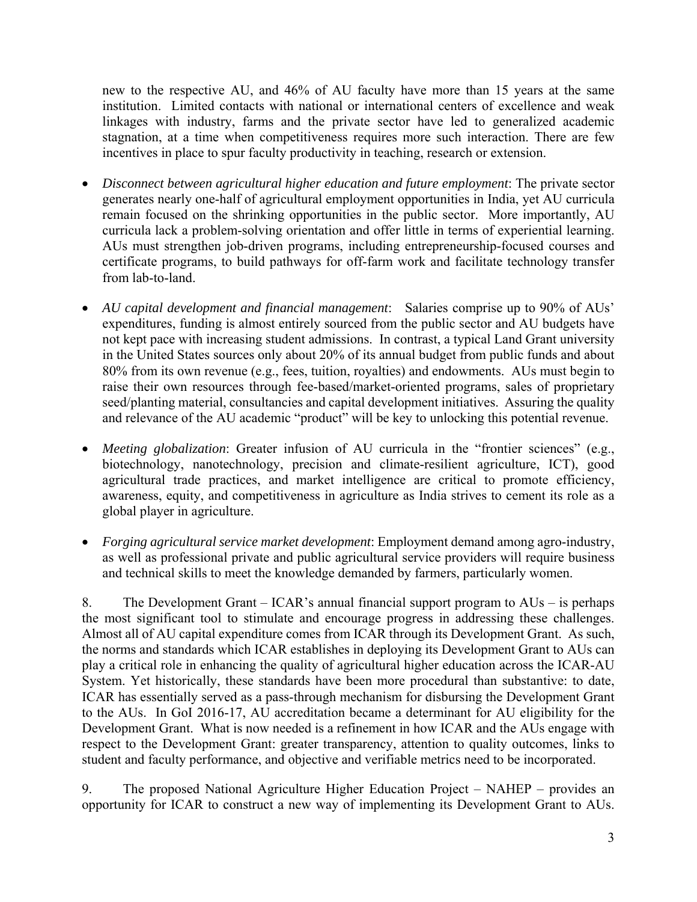new to the respective AU, and 46% of AU faculty have more than 15 years at the same institution. Limited contacts with national or international centers of excellence and weak linkages with industry, farms and the private sector have led to generalized academic stagnation, at a time when competitiveness requires more such interaction. There are few incentives in place to spur faculty productivity in teaching, research or extension.

- *Disconnect between agricultural higher education and future employment*: The private sector generates nearly one-half of agricultural employment opportunities in India, yet AU curricula remain focused on the shrinking opportunities in the public sector. More importantly, AU curricula lack a problem-solving orientation and offer little in terms of experiential learning. AUs must strengthen job-driven programs, including entrepreneurship-focused courses and certificate programs, to build pathways for off-farm work and facilitate technology transfer from lab-to-land.

- *AU capital development and financial management*: Salaries comprise up to 90% of AUs' expenditures, funding is almost entirely sourced from the public sector and AU budgets have not kept pace with increasing student admissions. In contrast, a typical Land Grant university in the United States sources only about 20% of its annual budget from public funds and about 80% from its own revenue (e.g., fees, tuition, royalties) and endowments. AUs must begin to raise their own resources through fee-based/market-oriented programs, sales of proprietary seed/planting material, consultancies and capital development initiatives. Assuring the quality and relevance of the AU academic "product" will be key to unlocking this potential revenue.

- *Meeting globalization*: Greater infusion of AU curricula in the "frontier sciences" (e.g., biotechnology, nanotechnology, precision and climate-resilient agriculture, ICT), good agricultural trade practices, and market intelligence are critical to promote efficiency, awareness, equity, and competitiveness in agriculture as India strives to cement its role as a global player in agriculture.

- *Forging agricultural service market development*: Employment demand among agro-industry, as well as professional private and public agricultural service providers will require business and technical skills to meet the knowledge demanded by farmers, particularly women.

8. The Development Grant – ICAR's annual financial support program to AUs – is perhaps the most significant tool to stimulate and encourage progress in addressing these challenges. Almost all of AU capital expenditure comes from ICAR through its Development Grant. As such, the norms and standards which ICAR establishes in deploying its Development Grant to AUs can play a critical role in enhancing the quality of agricultural higher education across the ICAR-AU System. Yet historically, these standards have been more procedural than substantive: to date, ICAR has essentially served as a pass-through mechanism for disbursing the Development Grant to the AUs. In GoI 2016-17, AU accreditation became a determinant for AU eligibility for the Development Grant. What is now needed is a refinement in how ICAR and the AUs engage with respect to the Development Grant: greater transparency, attention to quality outcomes, links to student and faculty performance, and objective and verifiable metrics need to be incorporated.

9. The proposed National Agriculture Higher Education Project – NAHEP – provides an opportunity for ICAR to construct a new way of implementing its Development Grant to AUs.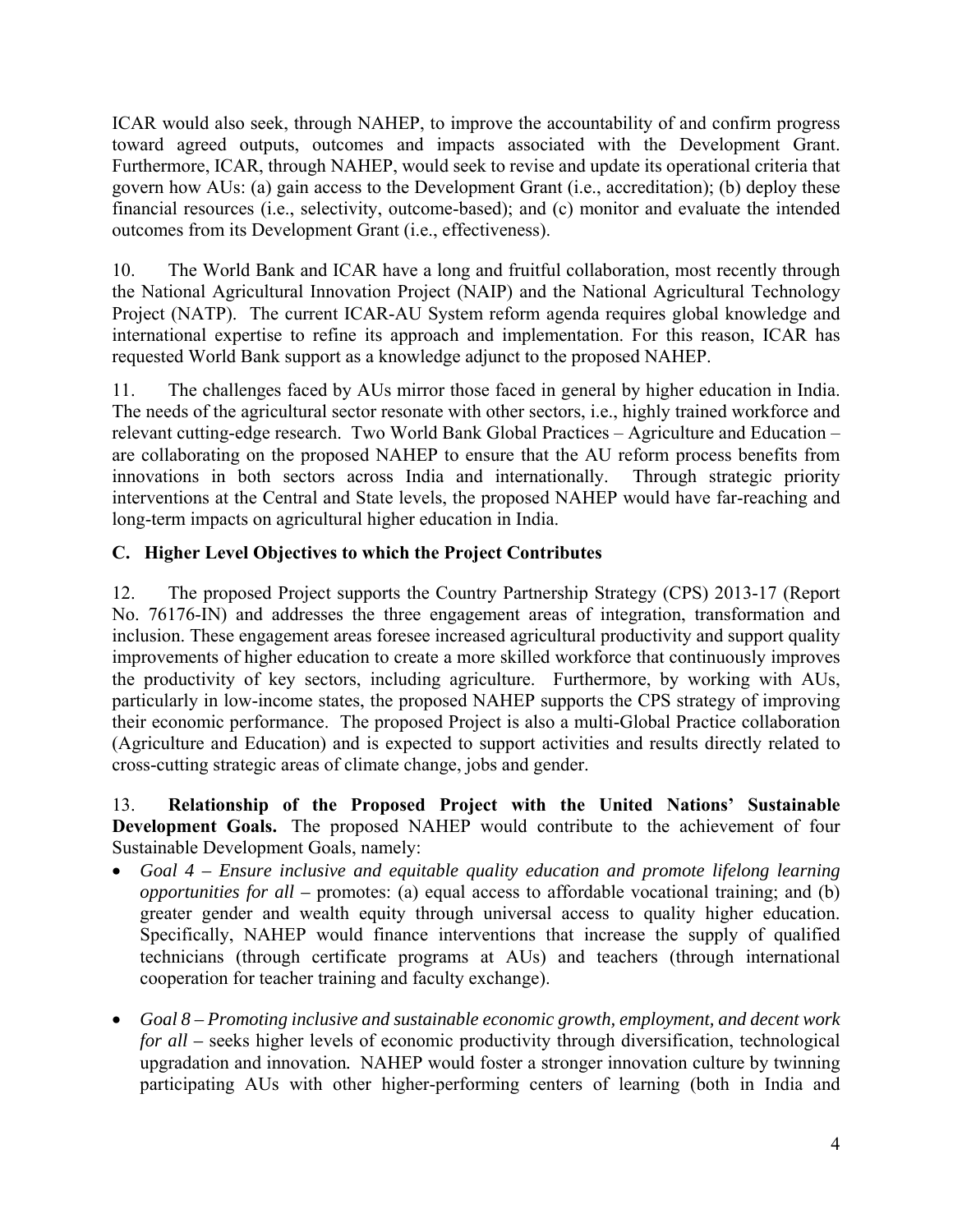ICAR would also seek, through NAHEP, to improve the accountability of and confirm progress toward agreed outputs, outcomes and impacts associated with the Development Grant. Furthermore, ICAR, through NAHEP, would seek to revise and update its operational criteria that govern how AUs: (a) gain access to the Development Grant (i.e., accreditation); (b) deploy these financial resources (i.e., selectivity, outcome-based); and (c) monitor and evaluate the intended outcomes from its Development Grant (i.e., effectiveness).

10. The World Bank and ICAR have a long and fruitful collaboration, most recently through the National Agricultural Innovation Project (NAIP) and the National Agricultural Technology Project (NATP). The current ICAR-AU System reform agenda requires global knowledge and international expertise to refine its approach and implementation. For this reason, ICAR has requested World Bank support as a knowledge adjunct to the proposed NAHEP.

11. The challenges faced by AUs mirror those faced in general by higher education in India. The needs of the agricultural sector resonate with other sectors, i.e., highly trained workforce and relevant cutting-edge research. Two World Bank Global Practices – Agriculture and Education – are collaborating on the proposed NAHEP to ensure that the AU reform process benefits from innovations in both sectors across India and internationally. Through strategic priority interventions at the Central and State levels, the proposed NAHEP would have far-reaching and long-term impacts on agricultural higher education in India.

### C. Higher Level Objectives to which the Project Contributes

12. The proposed Project supports the Country Partnership Strategy (CPS) 2013-17 (Report No. 76176-IN) and addresses the three engagement areas of integration, transformation and inclusion. These engagement areas foresee increased agricultural productivity and support quality improvements of higher education to create a more skilled workforce that continuously improves the productivity of key sectors, including agriculture. Furthermore, by working with AUs, particularly in low-income states, the proposed NAHEP supports the CPS strategy of improving their economic performance. The proposed Project is also a multi-Global Practice collaboration (Agriculture and Education) and is expected to support activities and results directly related to cross-cutting strategic areas of climate change, jobs and gender.

13. **Relationship of the Proposed Project with the United Nations' Sustainable Development Goals.** The proposed NAHEP would contribute to the achievement of four Sustainable Development Goals, namely:

- *Goal 4 – Ensure inclusive and equitable quality education and promote lifelong learning opportunities for all* – promotes: (a) equal access to affordable vocational training; and (b) greater gender and wealth equity through universal access to quality higher education. Specifically, NAHEP would finance interventions that increase the supply of qualified technicians (through certificate programs at AUs) and teachers (through international cooperation for teacher training and faculty exchange).

- *Goal 8 – Promoting inclusive and sustainable economic growth, employment, and decent work for all* – seeks higher levels of economic productivity through diversification, technological upgradation and innovation. NAHEP would foster a stronger innovation culture by twinning participating AUs with other higher-performing centers of learning (both in India and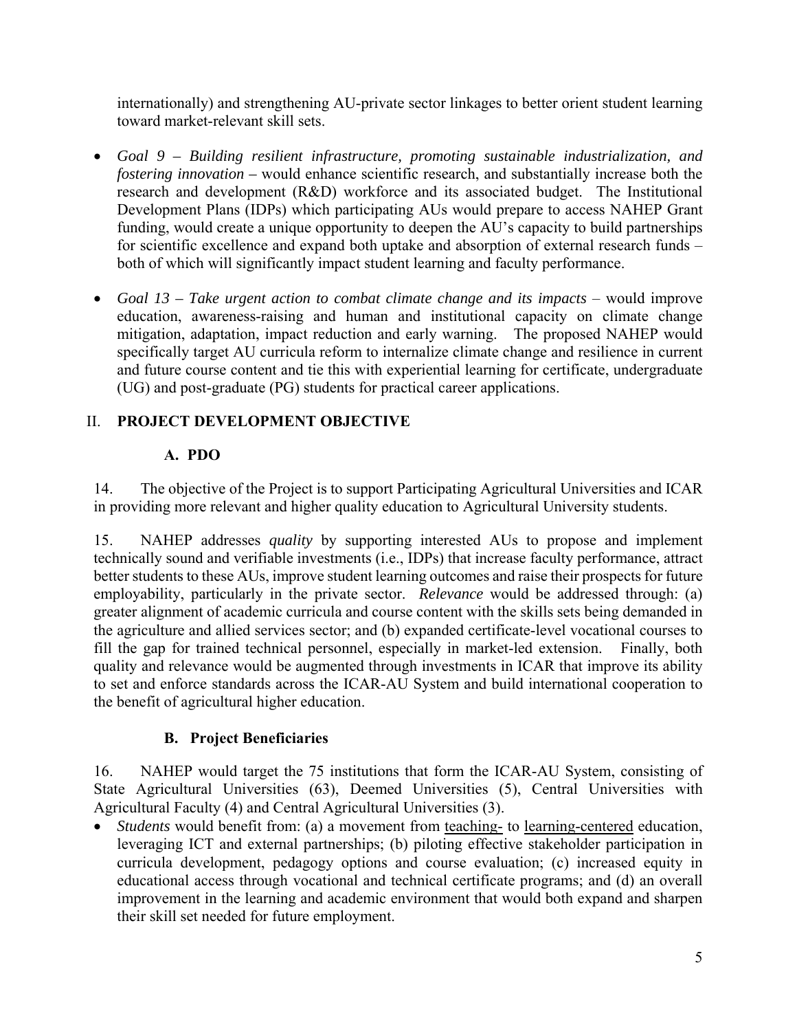internationally) and strengthening AU-private sector linkages to better orient student learning toward market-relevant skill sets.

- *Goal 9 – Building resilient infrastructure, promoting sustainable industrialization, and fostering innovation* – would enhance scientific research, and substantially increase both the research and development (R&D) workforce and its associated budget. The Institutional Development Plans (IDPs) which participating AUs would prepare to access NAHEP Grant funding, would create a unique opportunity to deepen the AU's capacity to build partnerships for scientific excellence and expand both uptake and absorption of external research funds – both of which will significantly impact student learning and faculty performance.

- *Goal 13 – Take urgent action to combat climate change and its impacts* – would improve education, awareness-raising and human and institutional capacity on climate change mitigation, adaptation, impact reduction and early warning. The proposed NAHEP would specifically target AU curricula reform to internalize climate change and resilience in current and future course content and tie this with experiential learning for certificate, undergraduate (UG) and post-graduate (PG) students for practical career applications.

## II. PROJECT DEVELOPMENT OBJECTIVE

### A. PDO

14. The objective of the Project is to support Participating Agricultural Universities and ICAR in providing more relevant and higher quality education to Agricultural University students.

15. NAHEP addresses *quality* by supporting interested AUs to propose and implement technically sound and verifiable investments (i.e., IDPs) that increase faculty performance, attract better students to these AUs, improve student learning outcomes and raise their prospects for future employability, particularly in the private sector. *Relevance* would be addressed through: (a) greater alignment of academic curricula and course content with the skills sets being demanded in the agriculture and allied services sector; and (b) expanded certificate-level vocational courses to fill the gap for trained technical personnel, especially in market-led extension. Finally, both quality and relevance would be augmented through investments in ICAR that improve its ability to set and enforce standards across the ICAR-AU System and build international cooperation to the benefit of agricultural higher education.

### B. Project Beneficiaries

16. NAHEP would target the 75 institutions that form the ICAR-AU System, consisting of State Agricultural Universities (63), Deemed Universities (5), Central Universities with Agricultural Faculty (4) and Central Agricultural Universities (3).

- *Students* would benefit from: (a) a movement from teaching- to learning-centered education, leveraging ICT and external partnerships; (b) piloting effective stakeholder participation in curricula development, pedagogy options and course evaluation; (c) increased equity in educational access through vocational and technical certificate programs; and (d) an overall improvement in the learning and academic environment that would both expand and sharpen their skill set needed for future employment.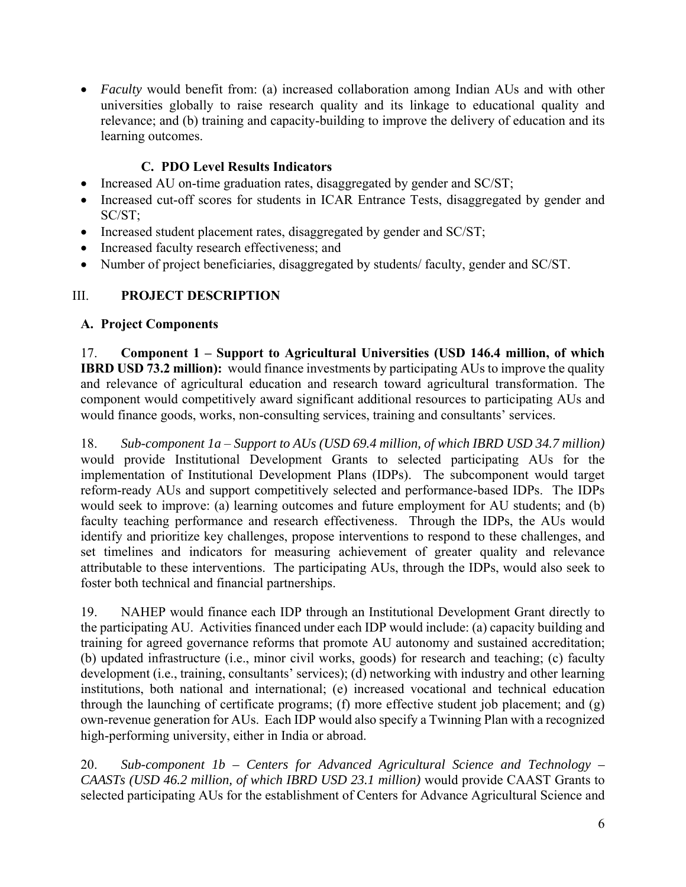- *Faculty* would benefit from: (a) increased collaboration among Indian AUs and with other universities globally to raise research quality and its linkage to educational quality and relevance; and (b) training and capacity-building to improve the delivery of education and its learning outcomes.

### C. PDO Level Results Indicators

- Increased AU on-time graduation rates, disaggregated by gender and SC/ST;
- Increased cut-off scores for students in ICAR Entrance Tests, disaggregated by gender and SC/ST;
- Increased student placement rates, disaggregated by gender and SC/ST;
- Increased faculty research effectiveness; and
- Number of project beneficiaries, disaggregated by students/ faculty, gender and SC/ST.

## III. PROJECT DESCRIPTION

### A. Project Components

17. **Component 1 – Support to Agricultural Universities (USD 146.4 million, of which IBRD USD 73.2 million):** would finance investments by participating AUs to improve the quality and relevance of agricultural education and research toward agricultural transformation. The component would competitively award significant additional resources to participating AUs and would finance goods, works, non-consulting services, training and consultants' services.

18. *Sub-component 1a – Support to AUs (USD 69.4 million, of which IBRD USD 34.7 million)* would provide Institutional Development Grants to selected participating AUs for the implementation of Institutional Development Plans (IDPs). The subcomponent would target reform-ready AUs and support competitively selected and performance-based IDPs. The IDPs would seek to improve: (a) learning outcomes and future employment for AU students; and (b) faculty teaching performance and research effectiveness. Through the IDPs, the AUs would identify and prioritize key challenges, propose interventions to respond to these challenges, and set timelines and indicators for measuring achievement of greater quality and relevance attributable to these interventions. The participating AUs, through the IDPs, would also seek to foster both technical and financial partnerships.

19. NAHEP would finance each IDP through an Institutional Development Grant directly to the participating AU. Activities financed under each IDP would include: (a) capacity building and training for agreed governance reforms that promote AU autonomy and sustained accreditation; (b) updated infrastructure (i.e., minor civil works, goods) for research and teaching; (c) faculty development (i.e., training, consultants' services); (d) networking with industry and other learning institutions, both national and international; (e) increased vocational and technical education through the launching of certificate programs; (f) more effective student job placement; and (g) own-revenue generation for AUs. Each IDP would also specify a Twinning Plan with a recognized high-performing university, either in India or abroad.

20. *Sub-component 1b – Centers for Advanced Agricultural Science and Technology – CAASTs (USD 46.2 million, of which IBRD USD 23.1 million)* would provide CAAST Grants to selected participating AUs for the establishment of Centers for Advance Agricultural Science and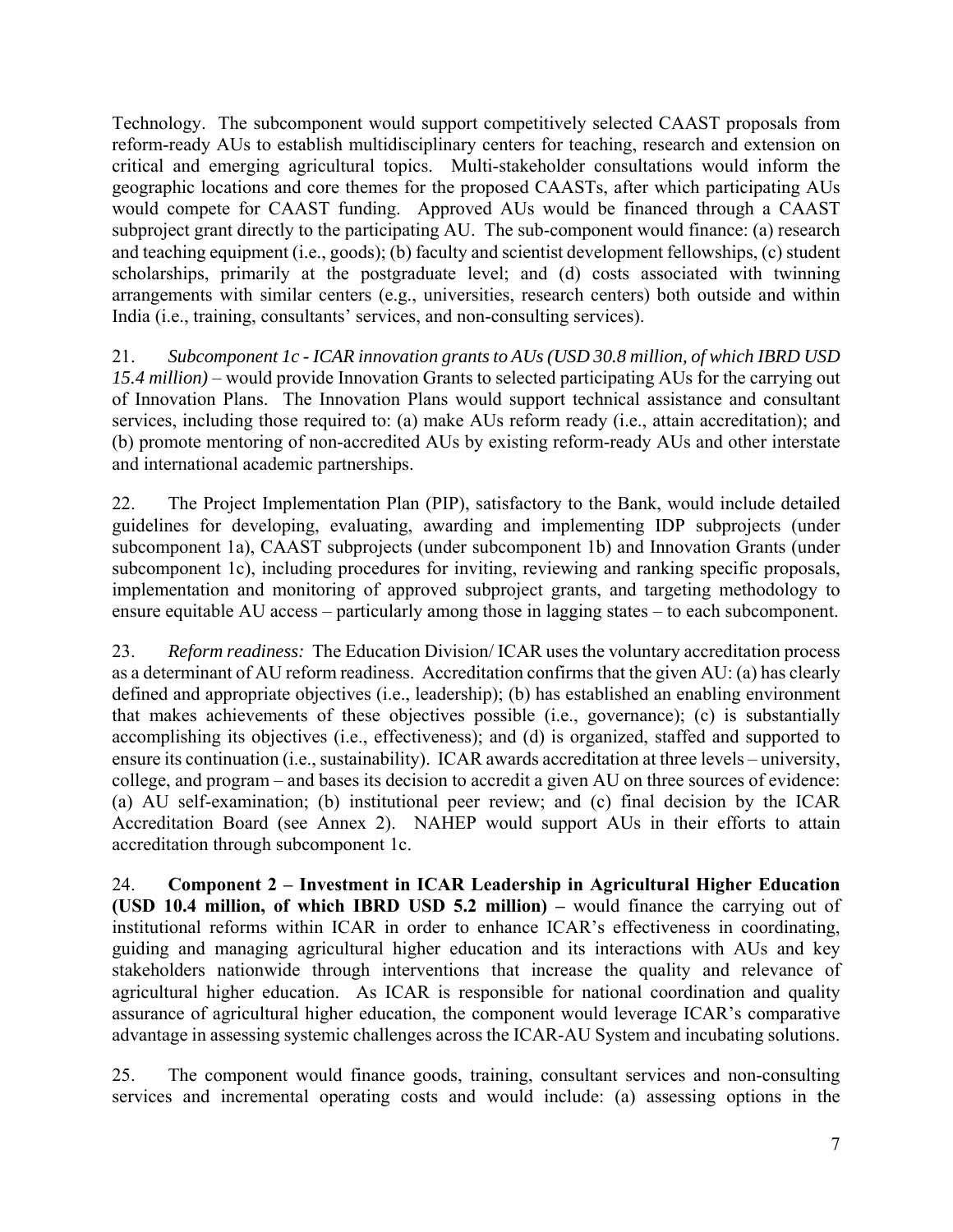Technology. The subcomponent would support competitively selected CAAST proposals from reform-ready AUs to establish multidisciplinary centers for teaching, research and extension on critical and emerging agricultural topics. Multi-stakeholder consultations would inform the geographic locations and core themes for the proposed CAASTs, after which participating AUs would compete for CAAST funding. Approved AUs would be financed through a CAAST subproject grant directly to the participating AU. The sub-component would finance: (a) research and teaching equipment (i.e., goods); (b) faculty and scientist development fellowships, (c) student scholarships, primarily at the postgraduate level; and (d) costs associated with twinning arrangements with similar centers (e.g., universities, research centers) both outside and within India (i.e., training, consultants' services, and non-consulting services).

21. *Subcomponent 1c - ICAR innovation grants to AUs (USD 30.8 million, of which IBRD USD 15.4 million)* – would provide Innovation Grants to selected participating AUs for the carrying out of Innovation Plans. The Innovation Plans would support technical assistance and consultant services, including those required to: (a) make AUs reform ready (i.e., attain accreditation); and (b) promote mentoring of non-accredited AUs by existing reform-ready AUs and other interstate and international academic partnerships.

22. The Project Implementation Plan (PIP), satisfactory to the Bank, would include detailed guidelines for developing, evaluating, awarding and implementing IDP subprojects (under subcomponent 1a), CAAST subprojects (under subcomponent 1b) and Innovation Grants (under subcomponent 1c), including procedures for inviting, reviewing and ranking specific proposals, implementation and monitoring of approved subproject grants, and targeting methodology to ensure equitable AU access – particularly among those in lagging states – to each subcomponent.

23. *Reform readiness:* The Education Division/ ICAR uses the voluntary accreditation process as a determinant of AU reform readiness. Accreditation confirms that the given AU: (a) has clearly defined and appropriate objectives (i.e., leadership); (b) has established an enabling environment that makes achievements of these objectives possible (i.e., governance); (c) is substantially accomplishing its objectives (i.e., effectiveness); and (d) is organized, staffed and supported to ensure its continuation (i.e., sustainability). ICAR awards accreditation at three levels – university, college, and program – and bases its decision to accredit a given AU on three sources of evidence: (a) AU self-examination; (b) institutional peer review; and (c) final decision by the ICAR Accreditation Board (see Annex 2). NAHEP would support AUs in their efforts to attain accreditation through subcomponent 1c.

24. **Component 2 – Investment in ICAR Leadership in Agricultural Higher Education (USD 10.4 million, of which IBRD USD 5.2 million) –** would finance the carrying out of institutional reforms within ICAR in order to enhance ICAR's effectiveness in coordinating, guiding and managing agricultural higher education and its interactions with AUs and key stakeholders nationwide through interventions that increase the quality and relevance of agricultural higher education. As ICAR is responsible for national coordination and quality assurance of agricultural higher education, the component would leverage ICAR's comparative advantage in assessing systemic challenges across the ICAR-AU System and incubating solutions.

25. The component would finance goods, training, consultant services and non-consulting services and incremental operating costs and would include: (a) assessing options in the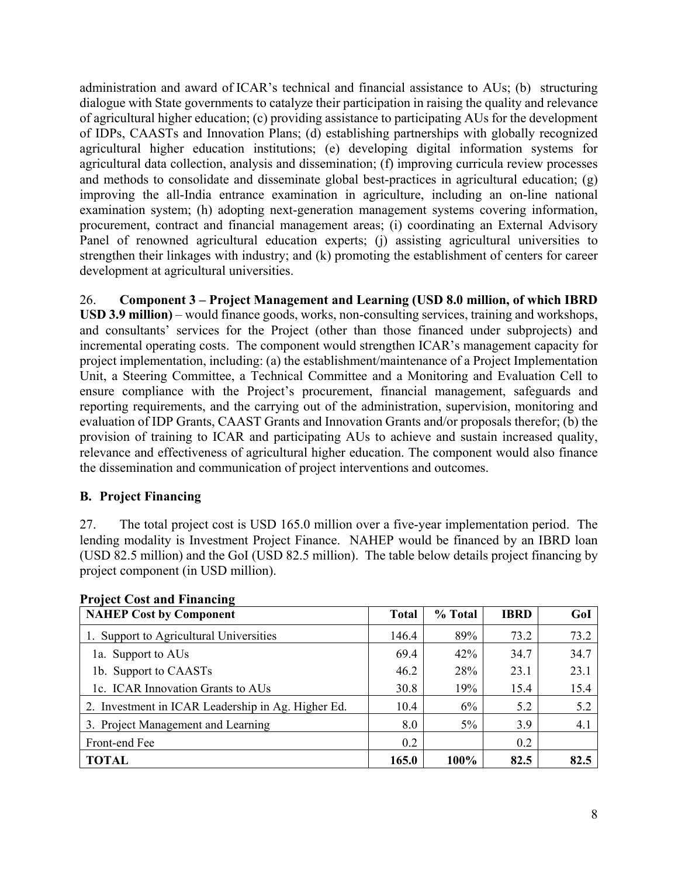administration and award of ICAR's technical and financial assistance to AUs; (b) structuring dialogue with State governments to catalyze their participation in raising the quality and relevance of agricultural higher education; (c) providing assistance to participating AUs for the development of IDPs, CAASTs and Innovation Plans; (d) establishing partnerships with globally recognized agricultural higher education institutions; (e) developing digital information systems for agricultural data collection, analysis and dissemination; (f) improving curricula review processes and methods to consolidate and disseminate global best-practices in agricultural education; (g) improving the all-India entrance examination in agriculture, including an on-line national examination system; (h) adopting next-generation management systems covering information, procurement, contract and financial management areas; (i) coordinating an External Advisory Panel of renowned agricultural education experts; (j) assisting agricultural universities to strengthen their linkages with industry; and (k) promoting the establishment of centers for career development at agricultural universities.

26. **Component 3 – Project Management and Learning (USD 8.0 million, of which IBRD USD 3.9 million)** – would finance goods, works, non-consulting services, training and workshops, and consultants' services for the Project (other than those financed under subprojects) and incremental operating costs. The component would strengthen ICAR's management capacity for project implementation, including: (a) the establishment/maintenance of a Project Implementation Unit, a Steering Committee, a Technical Committee and a Monitoring and Evaluation Cell to ensure compliance with the Project's procurement, financial management, safeguards and reporting requirements, and the carrying out of the administration, supervision, monitoring and evaluation of IDP Grants, CAAST Grants and Innovation Grants and/or proposals therefor; (b) the provision of training to ICAR and participating AUs to achieve and sustain increased quality, relevance and effectiveness of agricultural higher education. The component would also finance the dissemination and communication of project interventions and outcomes.

## B. Project Financing

27. The total project cost is USD 165.0 million over a five-year implementation period. The lending modality is Investment Project Finance. NAHEP would be financed by an IBRD loan (USD 82.5 million) and the GoI (USD 82.5 million). The table below details project financing by project component (in USD million).

**Project Cost and Financing**

| NAHEP Cost by Component | Total | % Total | IBRD | GoI |
|---|---|---|---|---|
| 1. Support to Agricultural Universities | 146.4 | 89% | 73.2 | 73.2 |
| 1a. Support to AUs | 69.4 | 42% | 34.7 | 34.7 |
| 1b. Support to CAASTs | 46.2 | 28% | 23.1 | 23.1 |
| 1c. ICAR Innovation Grants to AUs | 30.8 | 19% | 15.4 | 15.4 |
| 2. Investment in ICAR Leadership in Ag. Higher Ed. | 10.4 | 6% | 5.2 | 5.2 |
| 3. Project Management and Learning | 8.0 | 5% | 3.9 | 4.1 |
| Front-end Fee | 0.2 | | 0.2 | |
| **TOTAL** | **165.0** | **100%** | **82.5** | **82.5** |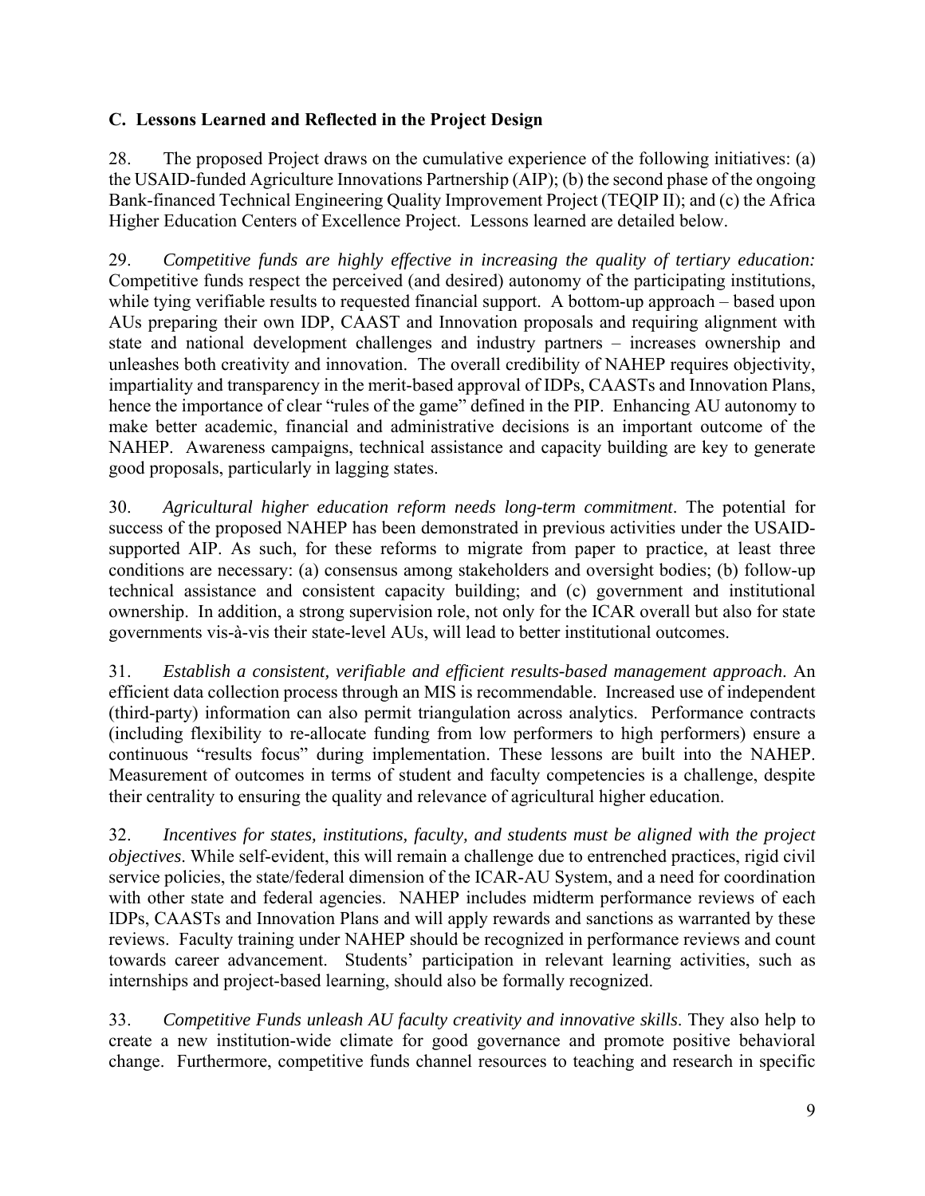### C. Lessons Learned and Reflected in the Project Design

28. The proposed Project draws on the cumulative experience of the following initiatives: (a) the USAID-funded Agriculture Innovations Partnership (AIP); (b) the second phase of the ongoing Bank-financed Technical Engineering Quality Improvement Project (TEQIP II); and (c) the Africa Higher Education Centers of Excellence Project. Lessons learned are detailed below.

29. *Competitive funds are highly effective in increasing the quality of tertiary education:* Competitive funds respect the perceived (and desired) autonomy of the participating institutions, while tying verifiable results to requested financial support. A bottom-up approach – based upon AUs preparing their own IDP, CAAST and Innovation proposals and requiring alignment with state and national development challenges and industry partners – increases ownership and unleashes both creativity and innovation. The overall credibility of NAHEP requires objectivity, impartiality and transparency in the merit-based approval of IDPs, CAASTs and Innovation Plans, hence the importance of clear "rules of the game" defined in the PIP. Enhancing AU autonomy to make better academic, financial and administrative decisions is an important outcome of the NAHEP. Awareness campaigns, technical assistance and capacity building are key to generate good proposals, particularly in lagging states.

30. *Agricultural higher education reform needs long-term commitment*. The potential for success of the proposed NAHEP has been demonstrated in previous activities under the USAID-supported AIP. As such, for these reforms to migrate from paper to practice, at least three conditions are necessary: (a) consensus among stakeholders and oversight bodies; (b) follow-up technical assistance and consistent capacity building; and (c) government and institutional ownership. In addition, a strong supervision role, not only for the ICAR overall but also for state governments vis-à-vis their state-level AUs, will lead to better institutional outcomes.

31. *Establish a consistent, verifiable and efficient results-based management approach*. An efficient data collection process through an MIS is recommendable. Increased use of independent (third-party) information can also permit triangulation across analytics. Performance contracts (including flexibility to re-allocate funding from low performers to high performers) ensure a continuous "results focus" during implementation. These lessons are built into the NAHEP. Measurement of outcomes in terms of student and faculty competencies is a challenge, despite their centrality to ensuring the quality and relevance of agricultural higher education.

32. *Incentives for states, institutions, faculty, and students must be aligned with the project objectives*. While self-evident, this will remain a challenge due to entrenched practices, rigid civil service policies, the state/federal dimension of the ICAR-AU System, and a need for coordination with other state and federal agencies. NAHEP includes midterm performance reviews of each IDPs, CAASTs and Innovation Plans and will apply rewards and sanctions as warranted by these reviews. Faculty training under NAHEP should be recognized in performance reviews and count towards career advancement. Students' participation in relevant learning activities, such as internships and project-based learning, should also be formally recognized.

33. *Competitive Funds unleash AU faculty creativity and innovative skills*. They also help to create a new institution-wide climate for good governance and promote positive behavioral change. Furthermore, competitive funds channel resources to teaching and research in specific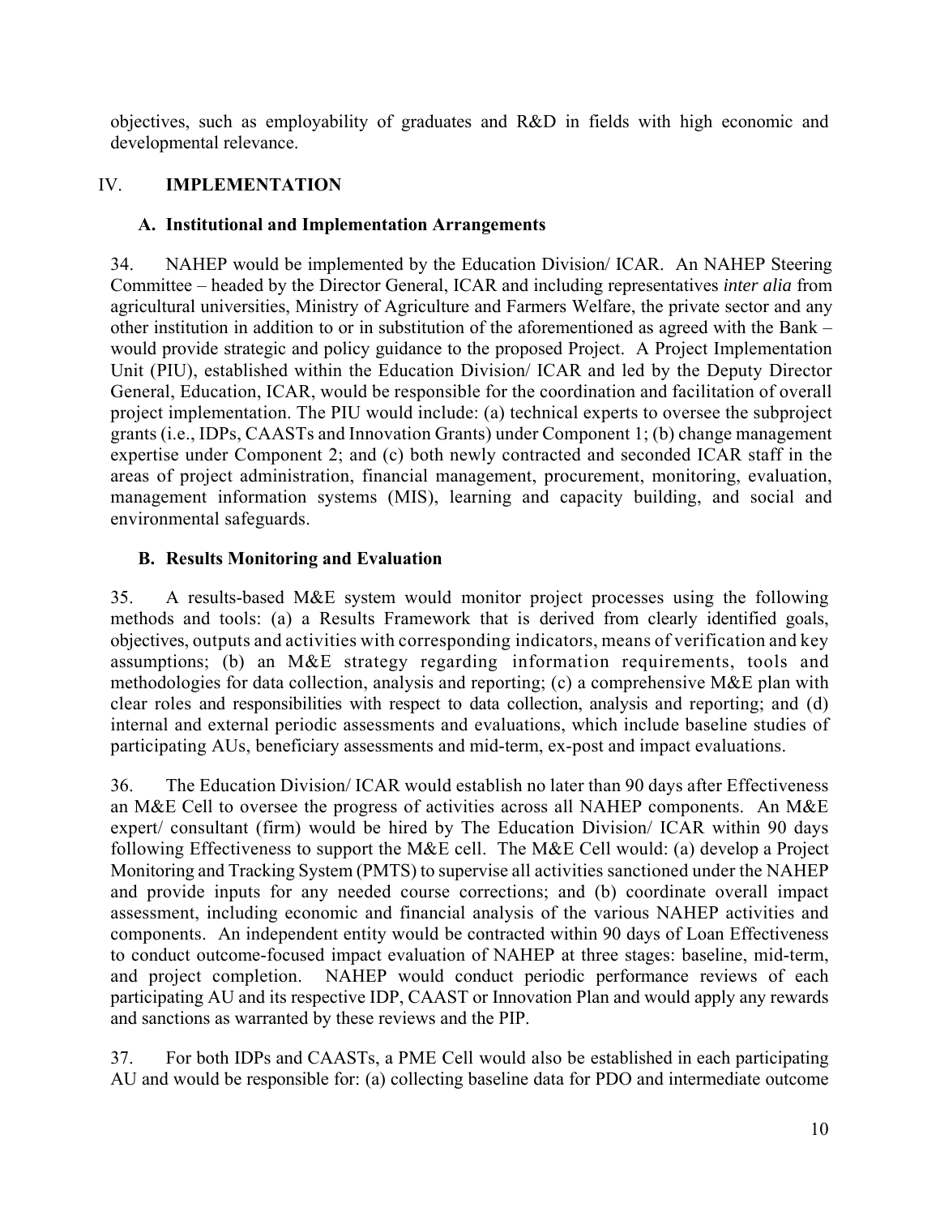objectives, such as employability of graduates and R&D in fields with high economic and developmental relevance.

# IV. IMPLEMENTATION

## A. Institutional and Implementation Arrangements

34. NAHEP would be implemented by the Education Division/ ICAR. An NAHEP Steering Committee – headed by the Director General, ICAR and including representatives *inter alia* from agricultural universities, Ministry of Agriculture and Farmers Welfare, the private sector and any other institution in addition to or in substitution of the aforementioned as agreed with the Bank – would provide strategic and policy guidance to the proposed Project. A Project Implementation Unit (PIU), established within the Education Division/ ICAR and led by the Deputy Director General, Education, ICAR, would be responsible for the coordination and facilitation of overall project implementation. The PIU would include: (a) technical experts to oversee the subproject grants (i.e., IDPs, CAASTs and Innovation Grants) under Component 1; (b) change management expertise under Component 2; and (c) both newly contracted and seconded ICAR staff in the areas of project administration, financial management, procurement, monitoring, evaluation, management information systems (MIS), learning and capacity building, and social and environmental safeguards.

## B. Results Monitoring and Evaluation

35. A results-based M&E system would monitor project processes using the following methods and tools: (a) a Results Framework that is derived from clearly identified goals, objectives, outputs and activities with corresponding indicators, means of verification and key assumptions; (b) an M&E strategy regarding information requirements, tools and methodologies for data collection, analysis and reporting; (c) a comprehensive M&E plan with clear roles and responsibilities with respect to data collection, analysis and reporting; and (d) internal and external periodic assessments and evaluations, which include baseline studies of participating AUs, beneficiary assessments and mid-term, ex-post and impact evaluations.

36. The Education Division/ ICAR would establish no later than 90 days after Effectiveness an M&E Cell to oversee the progress of activities across all NAHEP components. An M&E expert/ consultant (firm) would be hired by The Education Division/ ICAR within 90 days following Effectiveness to support the M&E cell. The M&E Cell would: (a) develop a Project Monitoring and Tracking System (PMTS) to supervise all activities sanctioned under the NAHEP and provide inputs for any needed course corrections; and (b) coordinate overall impact assessment, including economic and financial analysis of the various NAHEP activities and components. An independent entity would be contracted within 90 days of Loan Effectiveness to conduct outcome-focused impact evaluation of NAHEP at three stages: baseline, mid-term, and project completion. NAHEP would conduct periodic performance reviews of each participating AU and its respective IDP, CAAST or Innovation Plan and would apply any rewards and sanctions as warranted by these reviews and the PIP.

37. For both IDPs and CAASTs, a PME Cell would also be established in each participating AU and would be responsible for: (a) collecting baseline data for PDO and intermediate outcome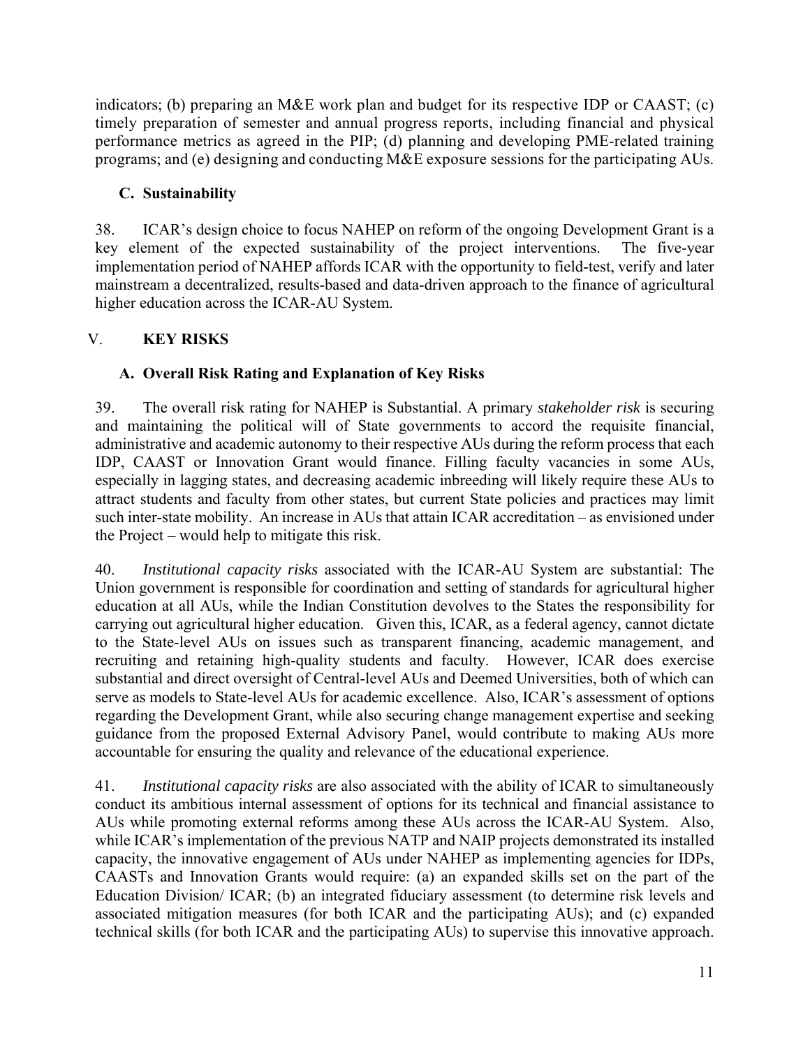indicators; (b) preparing an M&E work plan and budget for its respective IDP or CAAST; (c) timely preparation of semester and annual progress reports, including financial and physical performance metrics as agreed in the PIP; (d) planning and developing PME-related training programs; and (e) designing and conducting M&E exposure sessions for the participating AUs.

### C. Sustainability

38. ICAR's design choice to focus NAHEP on reform of the ongoing Development Grant is a key element of the expected sustainability of the project interventions. The five-year implementation period of NAHEP affords ICAR with the opportunity to field-test, verify and later mainstream a decentralized, results-based and data-driven approach to the finance of agricultural higher education across the ICAR-AU System.

## V. KEY RISKS

### A. Overall Risk Rating and Explanation of Key Risks

39. The overall risk rating for NAHEP is Substantial. A primary *stakeholder risk* is securing and maintaining the political will of State governments to accord the requisite financial, administrative and academic autonomy to their respective AUs during the reform process that each IDP, CAAST or Innovation Grant would finance. Filling faculty vacancies in some AUs, especially in lagging states, and decreasing academic inbreeding will likely require these AUs to attract students and faculty from other states, but current State policies and practices may limit such inter-state mobility. An increase in AUs that attain ICAR accreditation – as envisioned under the Project – would help to mitigate this risk.

40. *Institutional capacity risks* associated with the ICAR-AU System are substantial: The Union government is responsible for coordination and setting of standards for agricultural higher education at all AUs, while the Indian Constitution devolves to the States the responsibility for carrying out agricultural higher education. Given this, ICAR, as a federal agency, cannot dictate to the State-level AUs on issues such as transparent financing, academic management, and recruiting and retaining high-quality students and faculty. However, ICAR does exercise substantial and direct oversight of Central-level AUs and Deemed Universities, both of which can serve as models to State-level AUs for academic excellence. Also, ICAR's assessment of options regarding the Development Grant, while also securing change management expertise and seeking guidance from the proposed External Advisory Panel, would contribute to making AUs more accountable for ensuring the quality and relevance of the educational experience.

41. *Institutional capacity risks* are also associated with the ability of ICAR to simultaneously conduct its ambitious internal assessment of options for its technical and financial assistance to AUs while promoting external reforms among these AUs across the ICAR-AU System. Also, while ICAR's implementation of the previous NATP and NAIP projects demonstrated its installed capacity, the innovative engagement of AUs under NAHEP as implementing agencies for IDPs, CAASTs and Innovation Grants would require: (a) an expanded skills set on the part of the Education Division/ ICAR; (b) an integrated fiduciary assessment (to determine risk levels and associated mitigation measures (for both ICAR and the participating AUs); and (c) expanded technical skills (for both ICAR and the participating AUs) to supervise this innovative approach.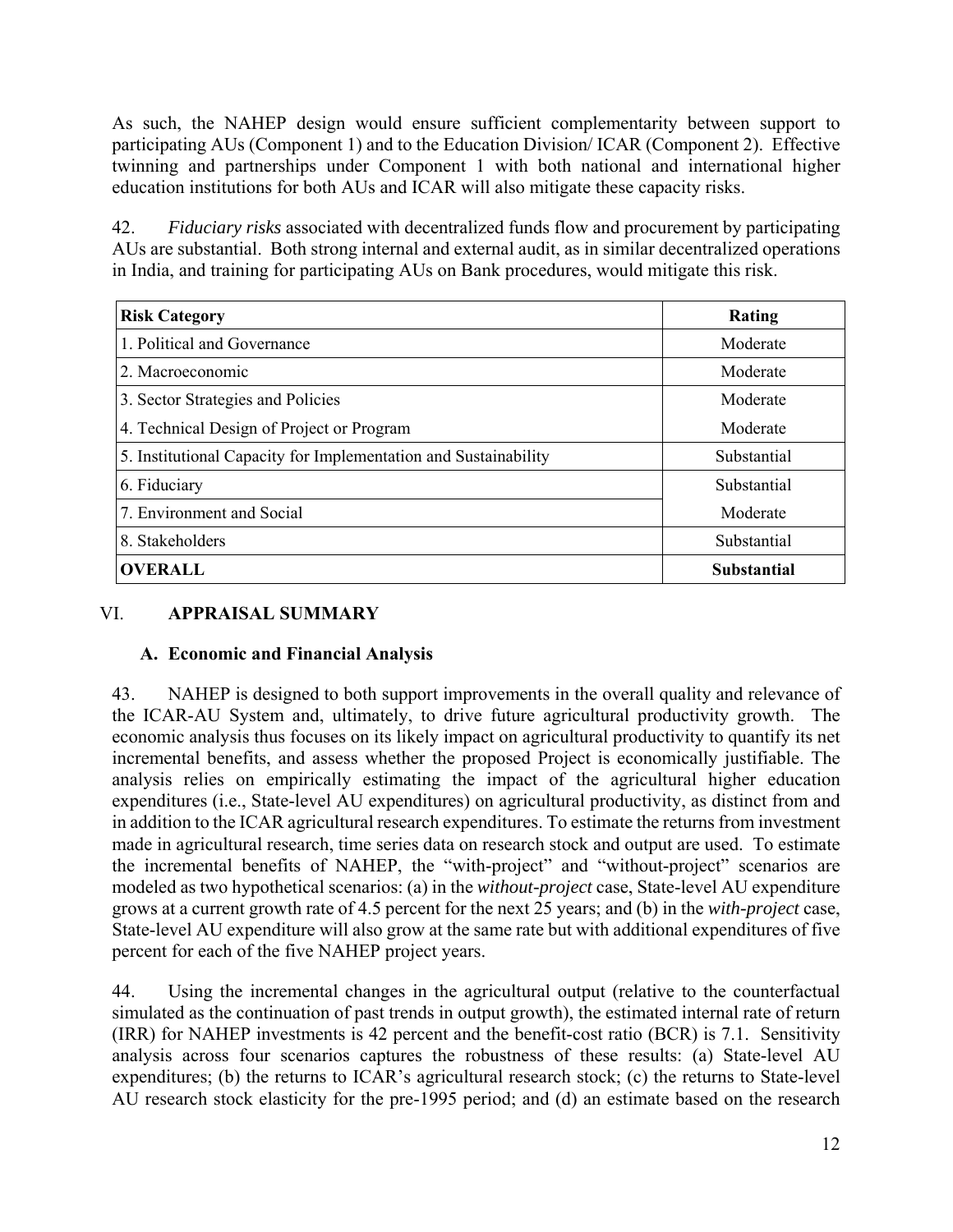As such, the NAHEP design would ensure sufficient complementarity between support to participating AUs (Component 1) and to the Education Division/ ICAR (Component 2). Effective twinning and partnerships under Component 1 with both national and international higher education institutions for both AUs and ICAR will also mitigate these capacity risks.

42. *Fiduciary risks* associated with decentralized funds flow and procurement by participating AUs are substantial. Both strong internal and external audit, as in similar decentralized operations in India, and training for participating AUs on Bank procedures, would mitigate this risk.

| **Risk Category** | **Rating** |
|---|---|
| 1. Political and Governance | Moderate |
| 2. Macroeconomic | Moderate |
| 3. Sector Strategies and Policies | Moderate |
| 4. Technical Design of Project or Program | Moderate |
| 5. Institutional Capacity for Implementation and Sustainability | Substantial |
| 6. Fiduciary | Substantial |
| 7. Environment and Social | Moderate |
| 8. Stakeholders | Substantial |
| **OVERALL** | **Substantial** |

## VI. APPRAISAL SUMMARY

### A. Economic and Financial Analysis

43. NAHEP is designed to both support improvements in the overall quality and relevance of the ICAR-AU System and, ultimately, to drive future agricultural productivity growth. The economic analysis thus focuses on its likely impact on agricultural productivity to quantify its net incremental benefits, and assess whether the proposed Project is economically justifiable. The analysis relies on empirically estimating the impact of the agricultural higher education expenditures (i.e., State-level AU expenditures) on agricultural productivity, as distinct from and in addition to the ICAR agricultural research expenditures. To estimate the returns from investment made in agricultural research, time series data on research stock and output are used. To estimate the incremental benefits of NAHEP, the "with-project" and "without-project" scenarios are modeled as two hypothetical scenarios: (a) in the *without-project* case, State-level AU expenditure grows at a current growth rate of 4.5 percent for the next 25 years; and (b) in the *with-project* case, State-level AU expenditure will also grow at the same rate but with additional expenditures of five percent for each of the five NAHEP project years.

44. Using the incremental changes in the agricultural output (relative to the counterfactual simulated as the continuation of past trends in output growth), the estimated internal rate of return (IRR) for NAHEP investments is 42 percent and the benefit-cost ratio (BCR) is 7.1. Sensitivity analysis across four scenarios captures the robustness of these results: (a) State-level AU expenditures; (b) the returns to ICAR's agricultural research stock; (c) the returns to State-level AU research stock elasticity for the pre-1995 period; and (d) an estimate based on the research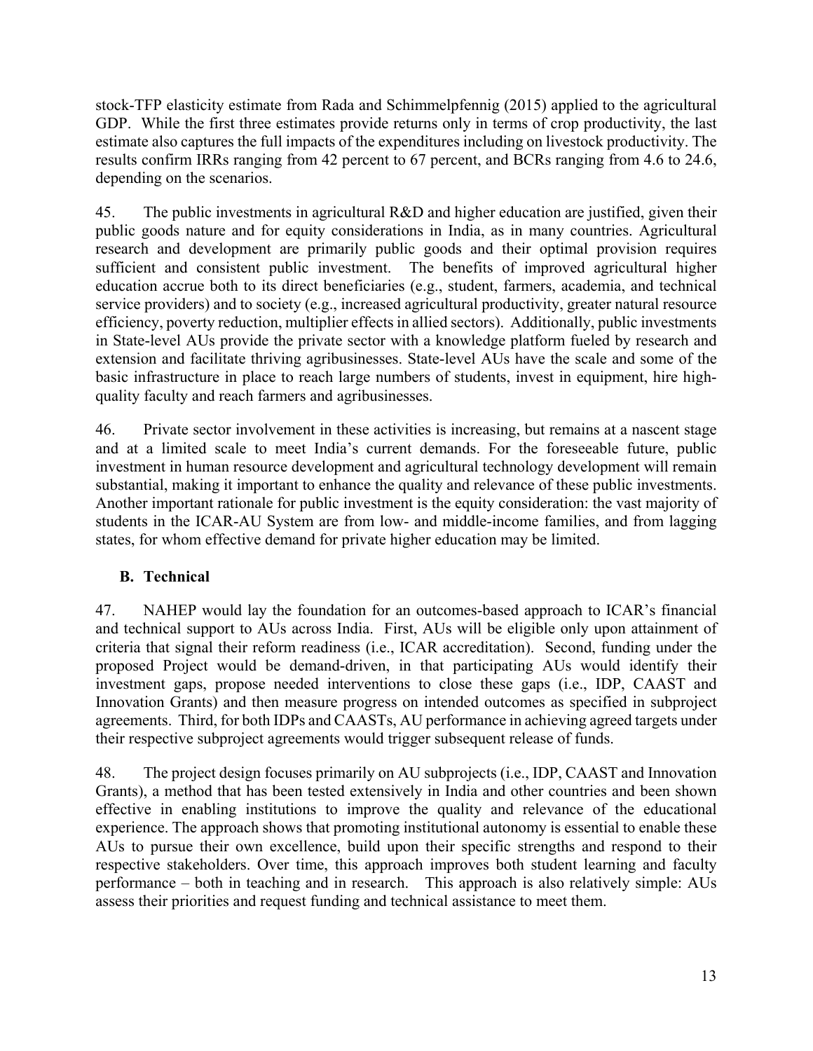stock-TFP elasticity estimate from Rada and Schimmelpfennig (2015) applied to the agricultural GDP. While the first three estimates provide returns only in terms of crop productivity, the last estimate also captures the full impacts of the expenditures including on livestock productivity. The results confirm IRRs ranging from 42 percent to 67 percent, and BCRs ranging from 4.6 to 24.6, depending on the scenarios.

45. The public investments in agricultural R&D and higher education are justified, given their public goods nature and for equity considerations in India, as in many countries. Agricultural research and development are primarily public goods and their optimal provision requires sufficient and consistent public investment. The benefits of improved agricultural higher education accrue both to its direct beneficiaries (e.g., student, farmers, academia, and technical service providers) and to society (e.g., increased agricultural productivity, greater natural resource efficiency, poverty reduction, multiplier effects in allied sectors). Additionally, public investments in State-level AUs provide the private sector with a knowledge platform fueled by research and extension and facilitate thriving agribusinesses. State-level AUs have the scale and some of the basic infrastructure in place to reach large numbers of students, invest in equipment, hire high-quality faculty and reach farmers and agribusinesses.

46. Private sector involvement in these activities is increasing, but remains at a nascent stage and at a limited scale to meet India's current demands. For the foreseeable future, public investment in human resource development and agricultural technology development will remain substantial, making it important to enhance the quality and relevance of these public investments. Another important rationale for public investment is the equity consideration: the vast majority of students in the ICAR-AU System are from low- and middle-income families, and from lagging states, for whom effective demand for private higher education may be limited.

## B. Technical

47. NAHEP would lay the foundation for an outcomes-based approach to ICAR's financial and technical support to AUs across India. First, AUs will be eligible only upon attainment of criteria that signal their reform readiness (i.e., ICAR accreditation). Second, funding under the proposed Project would be demand-driven, in that participating AUs would identify their investment gaps, propose needed interventions to close these gaps (i.e., IDP, CAAST and Innovation Grants) and then measure progress on intended outcomes as specified in subproject agreements. Third, for both IDPs and CAASTs, AU performance in achieving agreed targets under their respective subproject agreements would trigger subsequent release of funds.

48. The project design focuses primarily on AU subprojects (i.e., IDP, CAAST and Innovation Grants), a method that has been tested extensively in India and other countries and been shown effective in enabling institutions to improve the quality and relevance of the educational experience. The approach shows that promoting institutional autonomy is essential to enable these AUs to pursue their own excellence, build upon their specific strengths and respond to their respective stakeholders. Over time, this approach improves both student learning and faculty performance – both in teaching and in research. This approach is also relatively simple: AUs assess their priorities and request funding and technical assistance to meet them.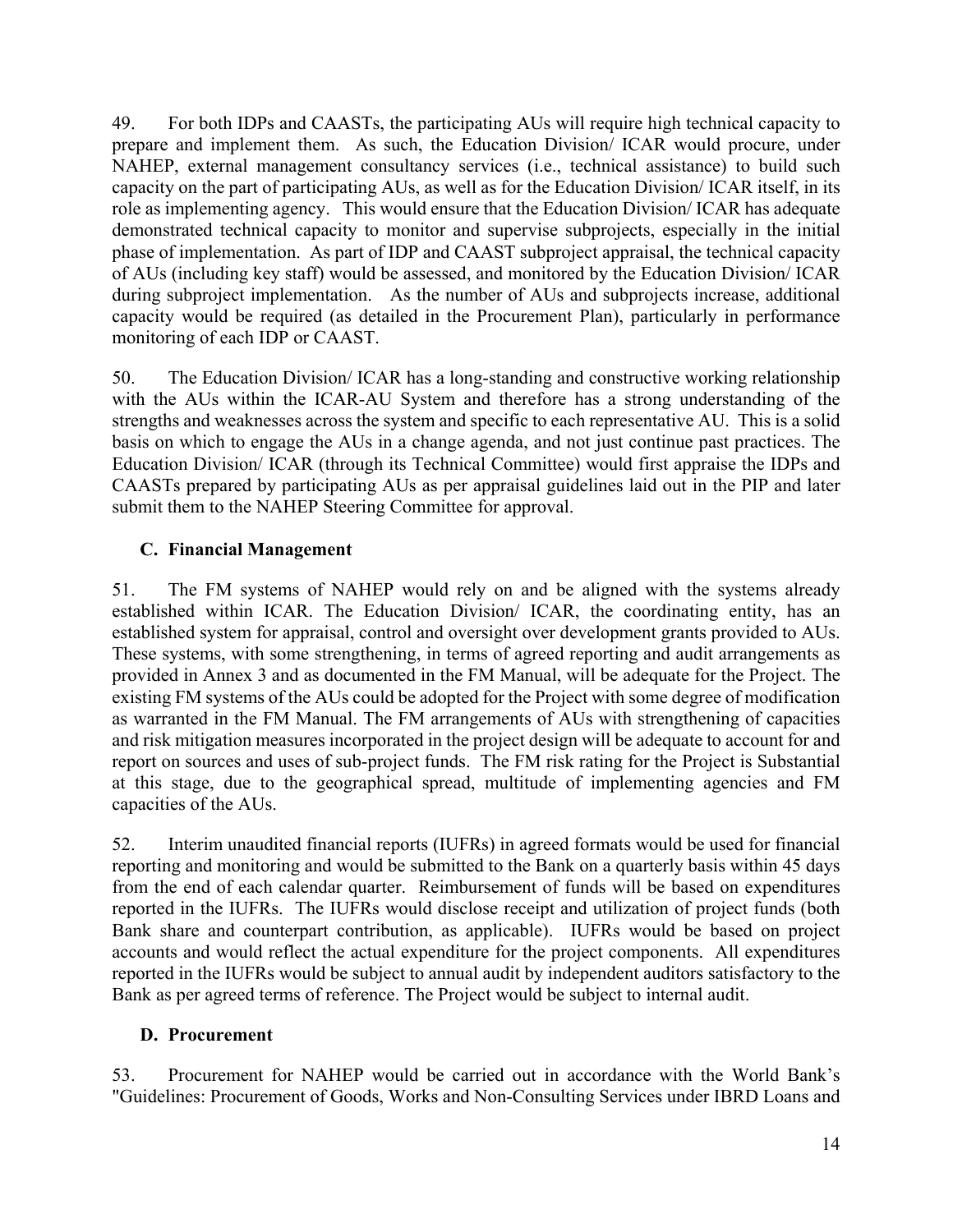49. For both IDPs and CAASTs, the participating AUs will require high technical capacity to prepare and implement them. As such, the Education Division/ ICAR would procure, under NAHEP, external management consultancy services (i.e., technical assistance) to build such capacity on the part of participating AUs, as well as for the Education Division/ ICAR itself, in its role as implementing agency. This would ensure that the Education Division/ ICAR has adequate demonstrated technical capacity to monitor and supervise subprojects, especially in the initial phase of implementation. As part of IDP and CAAST subproject appraisal, the technical capacity of AUs (including key staff) would be assessed, and monitored by the Education Division/ ICAR during subproject implementation. As the number of AUs and subprojects increase, additional capacity would be required (as detailed in the Procurement Plan), particularly in performance monitoring of each IDP or CAAST.

50. The Education Division/ ICAR has a long-standing and constructive working relationship with the AUs within the ICAR-AU System and therefore has a strong understanding of the strengths and weaknesses across the system and specific to each representative AU. This is a solid basis on which to engage the AUs in a change agenda, and not just continue past practices. The Education Division/ ICAR (through its Technical Committee) would first appraise the IDPs and CAASTs prepared by participating AUs as per appraisal guidelines laid out in the PIP and later submit them to the NAHEP Steering Committee for approval.

### C. Financial Management

51. The FM systems of NAHEP would rely on and be aligned with the systems already established within ICAR. The Education Division/ ICAR, the coordinating entity, has an established system for appraisal, control and oversight over development grants provided to AUs. These systems, with some strengthening, in terms of agreed reporting and audit arrangements as provided in Annex 3 and as documented in the FM Manual, will be adequate for the Project. The existing FM systems of the AUs could be adopted for the Project with some degree of modification as warranted in the FM Manual. The FM arrangements of AUs with strengthening of capacities and risk mitigation measures incorporated in the project design will be adequate to account for and report on sources and uses of sub-project funds. The FM risk rating for the Project is Substantial at this stage, due to the geographical spread, multitude of implementing agencies and FM capacities of the AUs.

52. Interim unaudited financial reports (IUFRs) in agreed formats would be used for financial reporting and monitoring and would be submitted to the Bank on a quarterly basis within 45 days from the end of each calendar quarter. Reimbursement of funds will be based on expenditures reported in the IUFRs. The IUFRs would disclose receipt and utilization of project funds (both Bank share and counterpart contribution, as applicable). IUFRs would be based on project accounts and would reflect the actual expenditure for the project components. All expenditures reported in the IUFRs would be subject to annual audit by independent auditors satisfactory to the Bank as per agreed terms of reference. The Project would be subject to internal audit.

### D. Procurement

53. Procurement for NAHEP would be carried out in accordance with the World Bank's "Guidelines: Procurement of Goods, Works and Non-Consulting Services under IBRD Loans and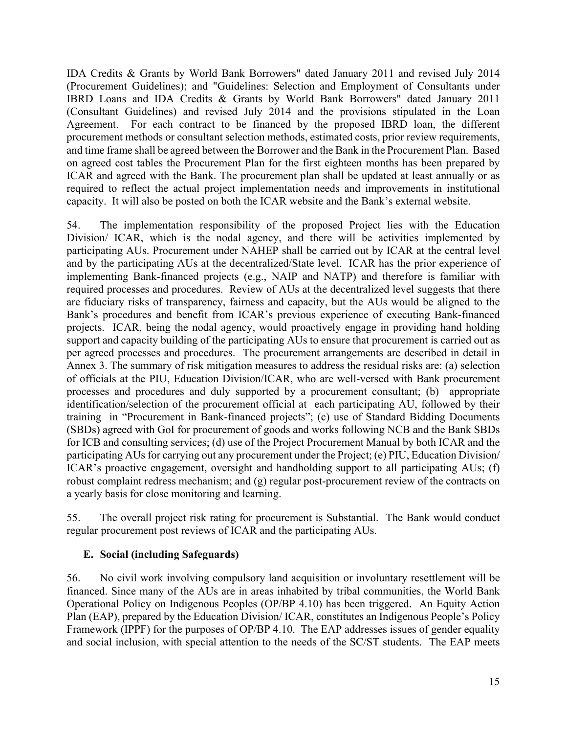IDA Credits & Grants by World Bank Borrowers" dated January 2011 and revised July 2014 (Procurement Guidelines); and "Guidelines: Selection and Employment of Consultants under IBRD Loans and IDA Credits & Grants by World Bank Borrowers" dated January 2011 (Consultant Guidelines) and revised July 2014 and the provisions stipulated in the Loan Agreement. For each contract to be financed by the proposed IBRD loan, the different procurement methods or consultant selection methods, estimated costs, prior review requirements, and time frame shall be agreed between the Borrower and the Bank in the Procurement Plan. Based on agreed cost tables the Procurement Plan for the first eighteen months has been prepared by ICAR and agreed with the Bank. The procurement plan shall be updated at least annually or as required to reflect the actual project implementation needs and improvements in institutional capacity. It will also be posted on both the ICAR website and the Bank's external website.

54. The implementation responsibility of the proposed Project lies with the Education Division/ ICAR, which is the nodal agency, and there will be activities implemented by participating AUs. Procurement under NAHEP shall be carried out by ICAR at the central level and by the participating AUs at the decentralized/State level. ICAR has the prior experience of implementing Bank-financed projects (e.g., NAIP and NATP) and therefore is familiar with required processes and procedures. Review of AUs at the decentralized level suggests that there are fiduciary risks of transparency, fairness and capacity, but the AUs would be aligned to the Bank's procedures and benefit from ICAR's previous experience of executing Bank-financed projects. ICAR, being the nodal agency, would proactively engage in providing hand holding support and capacity building of the participating AUs to ensure that procurement is carried out as per agreed processes and procedures. The procurement arrangements are described in detail in Annex 3. The summary of risk mitigation measures to address the residual risks are: (a) selection of officials at the PIU, Education Division/ICAR, who are well-versed with Bank procurement processes and procedures and duly supported by a procurement consultant; (b) appropriate identification/selection of the procurement official at each participating AU, followed by their training in "Procurement in Bank-financed projects"; (c) use of Standard Bidding Documents (SBDs) agreed with GoI for procurement of goods and works following NCB and the Bank SBDs for ICB and consulting services; (d) use of the Project Procurement Manual by both ICAR and the participating AUs for carrying out any procurement under the Project; (e) PIU, Education Division/ ICAR's proactive engagement, oversight and handholding support to all participating AUs; (f) robust complaint redress mechanism; and (g) regular post-procurement review of the contracts on a yearly basis for close monitoring and learning.

55. The overall project risk rating for procurement is Substantial. The Bank would conduct regular procurement post reviews of ICAR and the participating AUs.

### E. Social (including Safeguards)

56. No civil work involving compulsory land acquisition or involuntary resettlement will be financed. Since many of the AUs are in areas inhabited by tribal communities, the World Bank Operational Policy on Indigenous Peoples (OP/BP 4.10) has been triggered. An Equity Action Plan (EAP), prepared by the Education Division/ ICAR, constitutes an Indigenous People's Policy Framework (IPPF) for the purposes of OP/BP 4.10. The EAP addresses issues of gender equality and social inclusion, with special attention to the needs of the SC/ST students. The EAP meets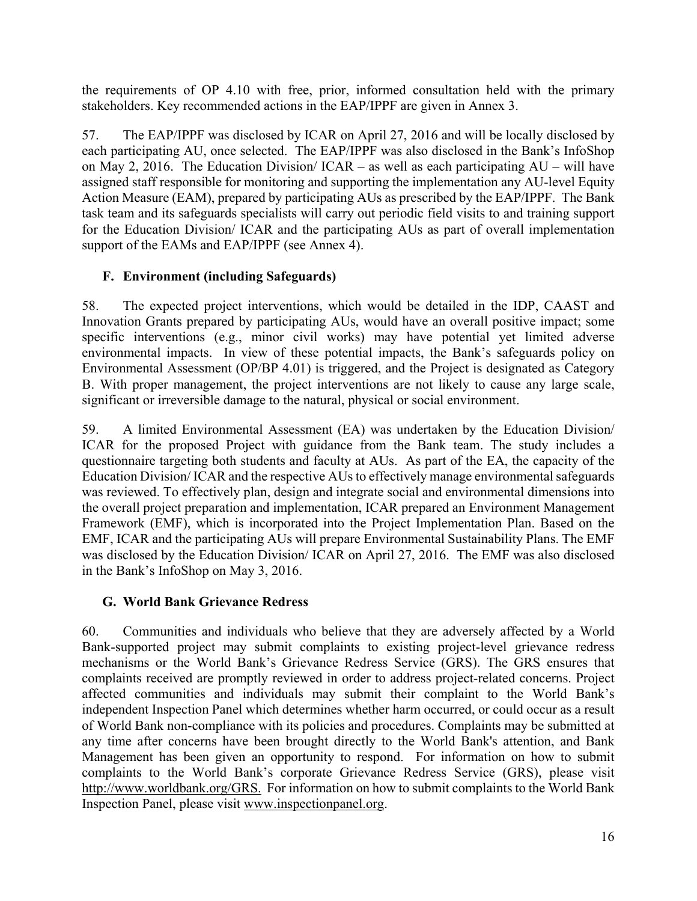the requirements of OP 4.10 with free, prior, informed consultation held with the primary stakeholders. Key recommended actions in the EAP/IPPF are given in Annex 3.

57. The EAP/IPPF was disclosed by ICAR on April 27, 2016 and will be locally disclosed by each participating AU, once selected. The EAP/IPPF was also disclosed in the Bank's InfoShop on May 2, 2016. The Education Division/ ICAR – as well as each participating AU – will have assigned staff responsible for monitoring and supporting the implementation any AU-level Equity Action Measure (EAM), prepared by participating AUs as prescribed by the EAP/IPPF. The Bank task team and its safeguards specialists will carry out periodic field visits to and training support for the Education Division/ ICAR and the participating AUs as part of overall implementation support of the EAMs and EAP/IPPF (see Annex 4).

## F. Environment (including Safeguards)

58. The expected project interventions, which would be detailed in the IDP, CAAST and Innovation Grants prepared by participating AUs, would have an overall positive impact; some specific interventions (e.g., minor civil works) may have potential yet limited adverse environmental impacts. In view of these potential impacts, the Bank's safeguards policy on Environmental Assessment (OP/BP 4.01) is triggered, and the Project is designated as Category B. With proper management, the project interventions are not likely to cause any large scale, significant or irreversible damage to the natural, physical or social environment.

59. A limited Environmental Assessment (EA) was undertaken by the Education Division/ ICAR for the proposed Project with guidance from the Bank team. The study includes a questionnaire targeting both students and faculty at AUs. As part of the EA, the capacity of the Education Division/ ICAR and the respective AUs to effectively manage environmental safeguards was reviewed. To effectively plan, design and integrate social and environmental dimensions into the overall project preparation and implementation, ICAR prepared an Environment Management Framework (EMF), which is incorporated into the Project Implementation Plan. Based on the EMF, ICAR and the participating AUs will prepare Environmental Sustainability Plans. The EMF was disclosed by the Education Division/ ICAR on April 27, 2016. The EMF was also disclosed in the Bank's InfoShop on May 3, 2016.

## G. World Bank Grievance Redress

60. Communities and individuals who believe that they are adversely affected by a World Bank-supported project may submit complaints to existing project-level grievance redress mechanisms or the World Bank's Grievance Redress Service (GRS). The GRS ensures that complaints received are promptly reviewed in order to address project-related concerns. Project affected communities and individuals may submit their complaint to the World Bank's independent Inspection Panel which determines whether harm occurred, or could occur as a result of World Bank non-compliance with its policies and procedures. Complaints may be submitted at any time after concerns have been brought directly to the World Bank's attention, and Bank Management has been given an opportunity to respond. For information on how to submit complaints to the World Bank's corporate Grievance Redress Service (GRS), please visit http://www.worldbank.org/GRS. For information on how to submit complaints to the World Bank Inspection Panel, please visit www.inspectionpanel.org.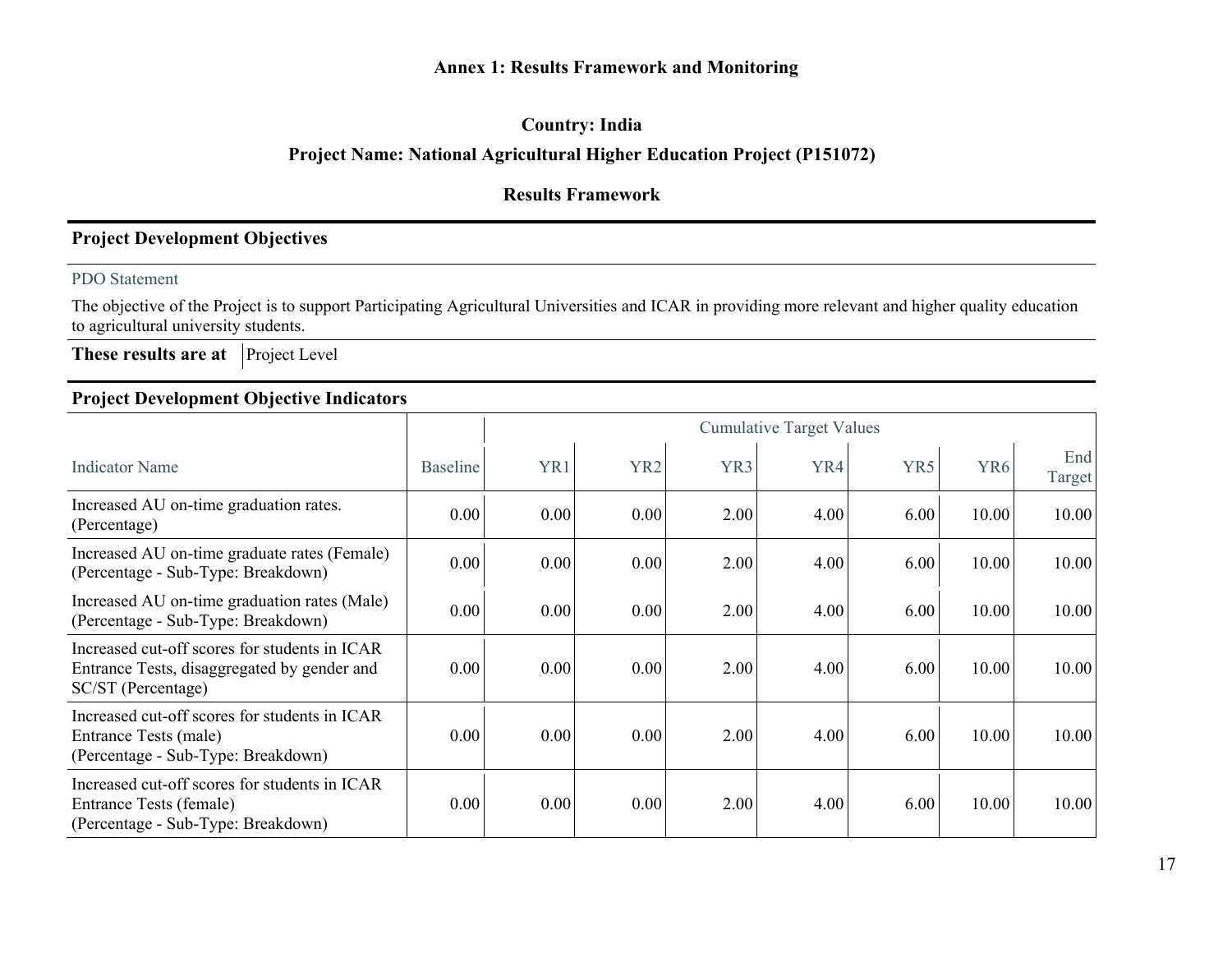# Annex 1: Results Framework and Monitoring

**Country: India**

**Project Name: National Agricultural Higher Education Project (P151072)**

**Results Framework**

## Project Development Objectives

PDO Statement

The objective of the Project is to support Participating Agricultural Universities and ICAR in providing more relevant and higher quality education to agricultural university students.

**These results are at** | Project Level

## Project Development Objective Indicators

| Indicator Name | Baseline | Cumulative Target Values | | | | | | |
|---|---|---|---|---|---|---|---|---|
| | | YR1 | YR2 | YR3 | YR4 | YR5 | YR6 | End Target |
| Increased AU on-time graduation rates. (Percentage) | 0.00 | 0.00 | 0.00 | 2.00 | 4.00 | 6.00 | 10.00 | 10.00 |
| Increased AU on-time graduate rates (Female) (Percentage - Sub-Type: Breakdown) | 0.00 | 0.00 | 0.00 | 2.00 | 4.00 | 6.00 | 10.00 | 10.00 |
| Increased AU on-time graduation rates (Male) (Percentage - Sub-Type: Breakdown) | 0.00 | 0.00 | 0.00 | 2.00 | 4.00 | 6.00 | 10.00 | 10.00 |
| Increased cut-off scores for students in ICAR Entrance Tests, disaggregated by gender and SC/ST (Percentage) | 0.00 | 0.00 | 0.00 | 2.00 | 4.00 | 6.00 | 10.00 | 10.00 |
| Increased cut-off scores for students in ICAR Entrance Tests (male) (Percentage - Sub-Type: Breakdown) | 0.00 | 0.00 | 0.00 | 2.00 | 4.00 | 6.00 | 10.00 | 10.00 |
| Increased cut-off scores for students in ICAR Entrance Tests (female) (Percentage - Sub-Type: Breakdown) | 0.00 | 0.00 | 0.00 | 2.00 | 4.00 | 6.00 | 10.00 | 10.00 |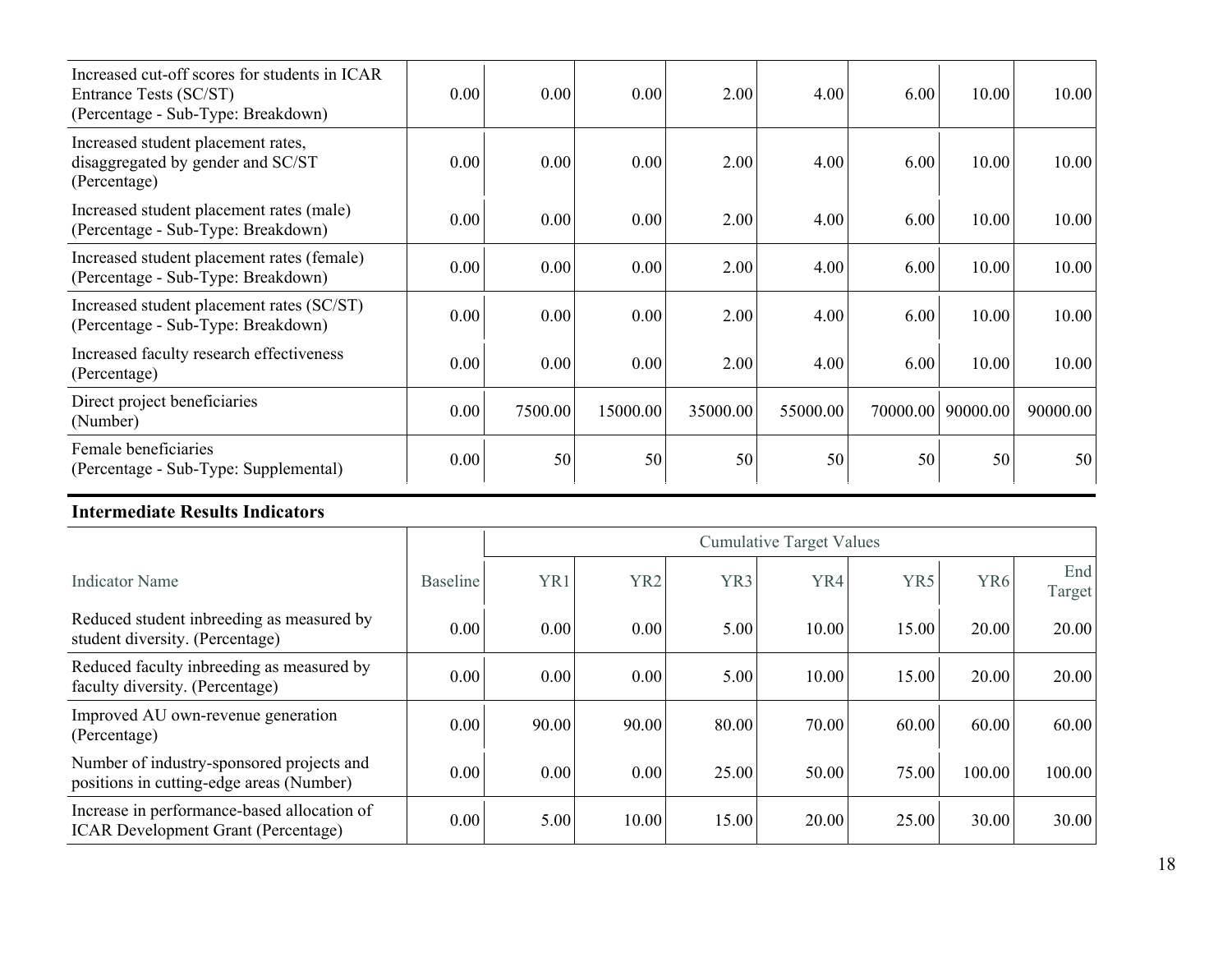| Indicator Name | Baseline | YR1 | YR2 | YR3 | YR4 | YR5 | YR6 | End Target |
|---|---|---|---|---|---|---|---|---|
| Increased cut-off scores for students in ICAR Entrance Tests (SC/ST) (Percentage - Sub-Type: Breakdown) | 0.00 | 0.00 | 0.00 | 2.00 | 4.00 | 6.00 | 10.00 | 10.00 |
| Increased student placement rates, disaggregated by gender and SC/ST (Percentage) | 0.00 | 0.00 | 0.00 | 2.00 | 4.00 | 6.00 | 10.00 | 10.00 |
| Increased student placement rates (male) (Percentage - Sub-Type: Breakdown) | 0.00 | 0.00 | 0.00 | 2.00 | 4.00 | 6.00 | 10.00 | 10.00 |
| Increased student placement rates (female) (Percentage - Sub-Type: Breakdown) | 0.00 | 0.00 | 0.00 | 2.00 | 4.00 | 6.00 | 10.00 | 10.00 |
| Increased student placement rates (SC/ST) (Percentage - Sub-Type: Breakdown) | 0.00 | 0.00 | 0.00 | 2.00 | 4.00 | 6.00 | 10.00 | 10.00 |
| Increased faculty research effectiveness (Percentage) | 0.00 | 0.00 | 0.00 | 2.00 | 4.00 | 6.00 | 10.00 | 10.00 |
| Direct project beneficiaries (Number) | 0.00 | 7500.00 | 15000.00 | 35000.00 | 55000.00 | 70000.00 | 90000.00 | 90000.00 |
| Female beneficiaries (Percentage - Sub-Type: Supplemental) | 0.00 | 50 | 50 | 50 | 50 | 50 | 50 | 50 |

**Intermediate Results Indicators**

| | | Cumulative Target Values | | | | | | |
|---|---|---|---|---|---|---|---|---|
| Indicator Name | Baseline | YR1 | YR2 | YR3 | YR4 | YR5 | YR6 | End Target |
| Reduced student inbreeding as measured by student diversity. (Percentage) | 0.00 | 0.00 | 0.00 | 5.00 | 10.00 | 15.00 | 20.00 | 20.00 |
| Reduced faculty inbreeding as measured by faculty diversity. (Percentage) | 0.00 | 0.00 | 0.00 | 5.00 | 10.00 | 15.00 | 20.00 | 20.00 |
| Improved AU own-revenue generation (Percentage) | 0.00 | 90.00 | 90.00 | 80.00 | 70.00 | 60.00 | 60.00 | 60.00 |
| Number of industry-sponsored projects and positions in cutting-edge areas (Number) | 0.00 | 0.00 | 0.00 | 25.00 | 50.00 | 75.00 | 100.00 | 100.00 |
| Increase in performance-based allocation of ICAR Development Grant (Percentage) | 0.00 | 5.00 | 10.00 | 15.00 | 20.00 | 25.00 | 30.00 | 30.00 |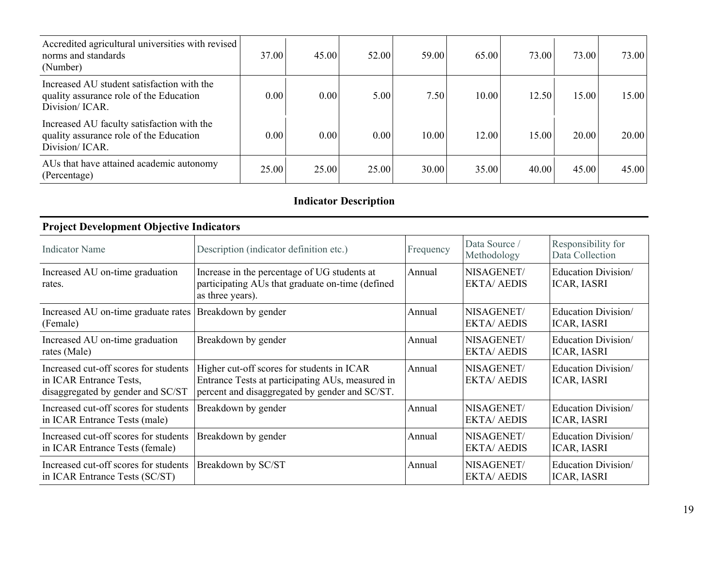| | | | | | | | | |
|---|---|---|---|---|---|---|---|---|
| Accredited agricultural universities with revised norms and standards (Number) | 37.00 | 45.00 | 52.00 | 59.00 | 65.00 | 73.00 | 73.00 | 73.00 |
| Increased AU student satisfaction with the quality assurance role of the Education Division/ ICAR. | 0.00 | 0.00 | 5.00 | 7.50 | 10.00 | 12.50 | 15.00 | 15.00 |
| Increased AU faculty satisfaction with the quality assurance role of the Education Division/ ICAR. | 0.00 | 0.00 | 0.00 | 10.00 | 12.00 | 15.00 | 20.00 | 20.00 |
| AUs that have attained academic autonomy (Percentage) | 25.00 | 25.00 | 25.00 | 30.00 | 35.00 | 40.00 | 45.00 | 45.00 |

## Indicator Description

### Project Development Objective Indicators

| Indicator Name | Description (indicator definition etc.) | Frequency | Data Source / Methodology | Responsibility for Data Collection |
|---|---|---|---|---|
| Increased AU on-time graduation rates. | Increase in the percentage of UG students at participating AUs that graduate on-time (defined as three years). | Annual | NISAGENET/ EKTA/ AEDIS | Education Division/ ICAR, IASRI |
| Increased AU on-time graduate rates (Female) | Breakdown by gender | Annual | NISAGENET/ EKTA/ AEDIS | Education Division/ ICAR, IASRI |
| Increased AU on-time graduation rates (Male) | Breakdown by gender | Annual | NISAGENET/ EKTA/ AEDIS | Education Division/ ICAR, IASRI |
| Increased cut-off scores for students in ICAR Entrance Tests, disaggregated by gender and SC/ST | Higher cut-off scores for students in ICAR Entrance Tests at participating AUs, measured in percent and disaggregated by gender and SC/ST. | Annual | NISAGENET/ EKTA/ AEDIS | Education Division/ ICAR, IASRI |
| Increased cut-off scores for students in ICAR Entrance Tests (male) | Breakdown by gender | Annual | NISAGENET/ EKTA/ AEDIS | Education Division/ ICAR, IASRI |
| Increased cut-off scores for students in ICAR Entrance Tests (female) | Breakdown by gender | Annual | NISAGENET/ EKTA/ AEDIS | Education Division/ ICAR, IASRI |
| Increased cut-off scores for students in ICAR Entrance Tests (SC/ST) | Breakdown by SC/ST | Annual | NISAGENET/ EKTA/ AEDIS | Education Division/ ICAR, IASRI |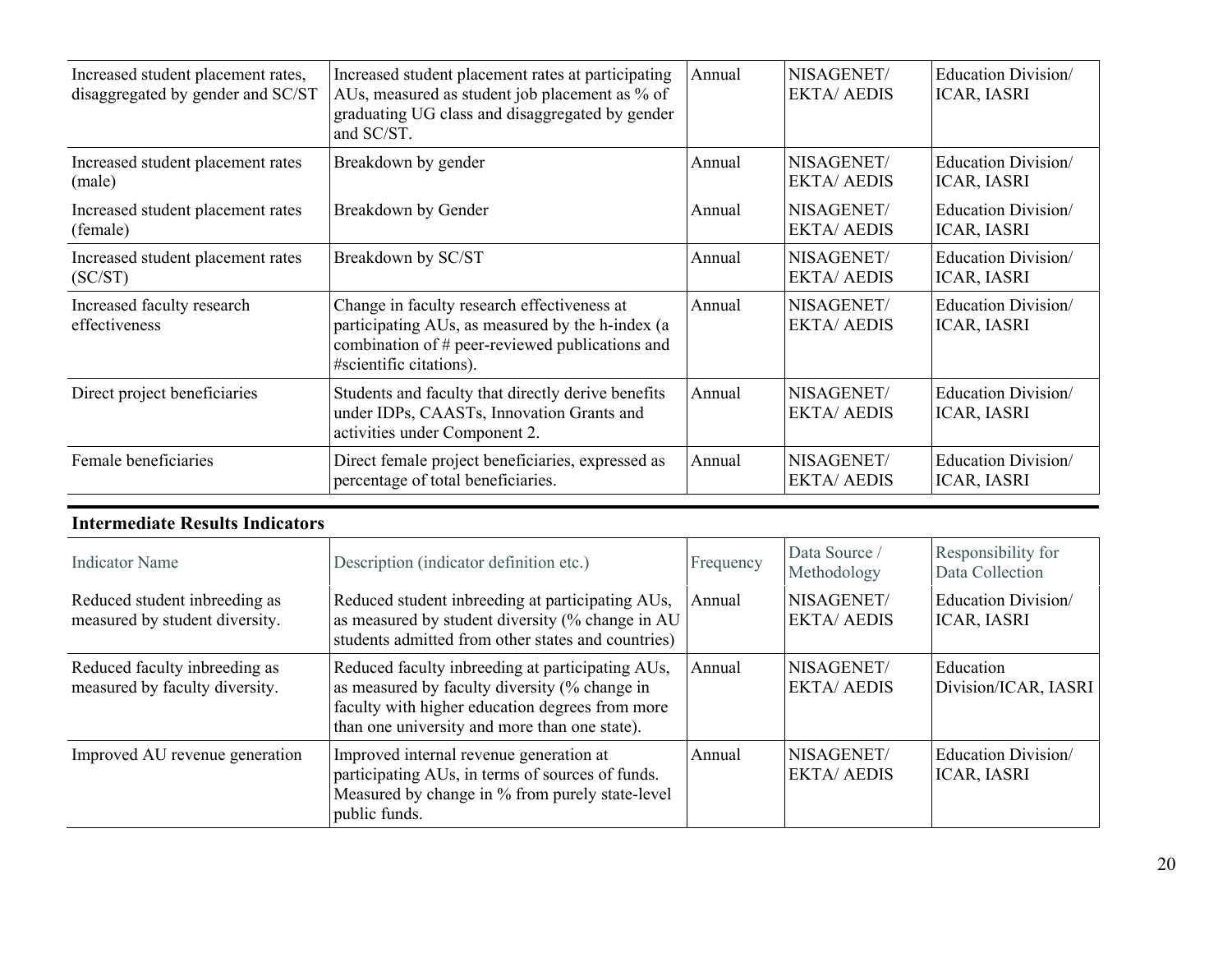| | | | | |
|---|---|---|---|---|
| Increased student placement rates, disaggregated by gender and SC/ST | Increased student placement rates at participating AUs, measured as student job placement as % of graduating UG class and disaggregated by gender and SC/ST. | Annual | NISAGENET/ EKTA/ AEDIS | Education Division/ ICAR, IASRI |
| Increased student placement rates (male) | Breakdown by gender | Annual | NISAGENET/ EKTA/ AEDIS | Education Division/ ICAR, IASRI |
| Increased student placement rates (female) | Breakdown by Gender | Annual | NISAGENET/ EKTA/ AEDIS | Education Division/ ICAR, IASRI |
| Increased student placement rates (SC/ST) | Breakdown by SC/ST | Annual | NISAGENET/ EKTA/ AEDIS | Education Division/ ICAR, IASRI |
| Increased faculty research effectiveness | Change in faculty research effectiveness at participating AUs, as measured by the h-index (a combination of # peer-reviewed publications and #scientific citations). | Annual | NISAGENET/ EKTA/ AEDIS | Education Division/ ICAR, IASRI |
| Direct project beneficiaries | Students and faculty that directly derive benefits under IDPs, CAASTs, Innovation Grants and activities under Component 2. | Annual | NISAGENET/ EKTA/ AEDIS | Education Division/ ICAR, IASRI |
| Female beneficiaries | Direct female project beneficiaries, expressed as percentage of total beneficiaries. | Annual | NISAGENET/ EKTA/ AEDIS | Education Division/ ICAR, IASRI |

**Intermediate Results Indicators**

| Indicator Name | Description (indicator definition etc.) | Frequency | Data Source / Methodology | Responsibility for Data Collection |
|---|---|---|---|---|
| Reduced student inbreeding as measured by student diversity. | Reduced student inbreeding at participating AUs, as measured by student diversity (% change in AU students admitted from other states and countries) | Annual | NISAGENET/ EKTA/ AEDIS | Education Division/ ICAR, IASRI |
| Reduced faculty inbreeding as measured by faculty diversity. | Reduced faculty inbreeding at participating AUs, as measured by faculty diversity (% change in faculty with higher education degrees from more than one university and more than one state). | Annual | NISAGENET/ EKTA/ AEDIS | Education Division/ICAR, IASRI |
| Improved AU revenue generation | Improved internal revenue generation at participating AUs, in terms of sources of funds. Measured by change in % from purely state-level public funds. | Annual | NISAGENET/ EKTA/ AEDIS | Education Division/ ICAR, IASRI |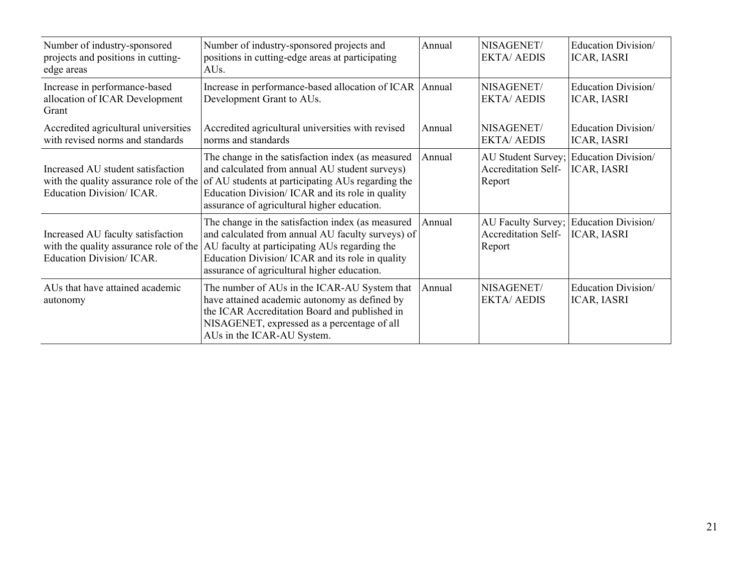| Number of industry-sponsored projects and positions in cutting-edge areas | Number of industry-sponsored projects and positions in cutting-edge areas at participating AUs. | Annual | NISAGENET/ EKTA/ AEDIS | Education Division/ ICAR, IASRI |
|---|---|---|---|---|
| Increase in performance-based allocation of ICAR Development Grant | Increase in performance-based allocation of ICAR Development Grant to AUs. | Annual | NISAGENET/ EKTA/ AEDIS | Education Division/ ICAR, IASRI |
| Accredited agricultural universities with revised norms and standards | Accredited agricultural universities with revised norms and standards | Annual | NISAGENET/ EKTA/ AEDIS | Education Division/ ICAR, IASRI |
| Increased AU student satisfaction with the quality assurance role of the Education Division/ ICAR. | The change in the satisfaction index (as measured and calculated from annual AU student surveys) of AU students at participating AUs regarding the Education Division/ ICAR and its role in quality assurance of agricultural higher education. | Annual | AU Student Survey; Accreditation Self-Report | Education Division/ ICAR, IASRI |
| Increased AU faculty satisfaction with the quality assurance role of the Education Division/ ICAR. | The change in the satisfaction index (as measured and calculated from annual AU faculty surveys) of AU faculty at participating AUs regarding the Education Division/ ICAR and its role in quality assurance of agricultural higher education. | Annual | AU Faculty Survey; Accreditation Self-Report | Education Division/ ICAR, IASRI |
| AUs that have attained academic autonomy | The number of AUs in the ICAR-AU System that have attained academic autonomy as defined by the ICAR Accreditation Board and published in NISAGENET, expressed as a percentage of all AUs in the ICAR-AU System. | Annual | NISAGENET/ EKTA/ AEDIS | Education Division/ ICAR, IASRI |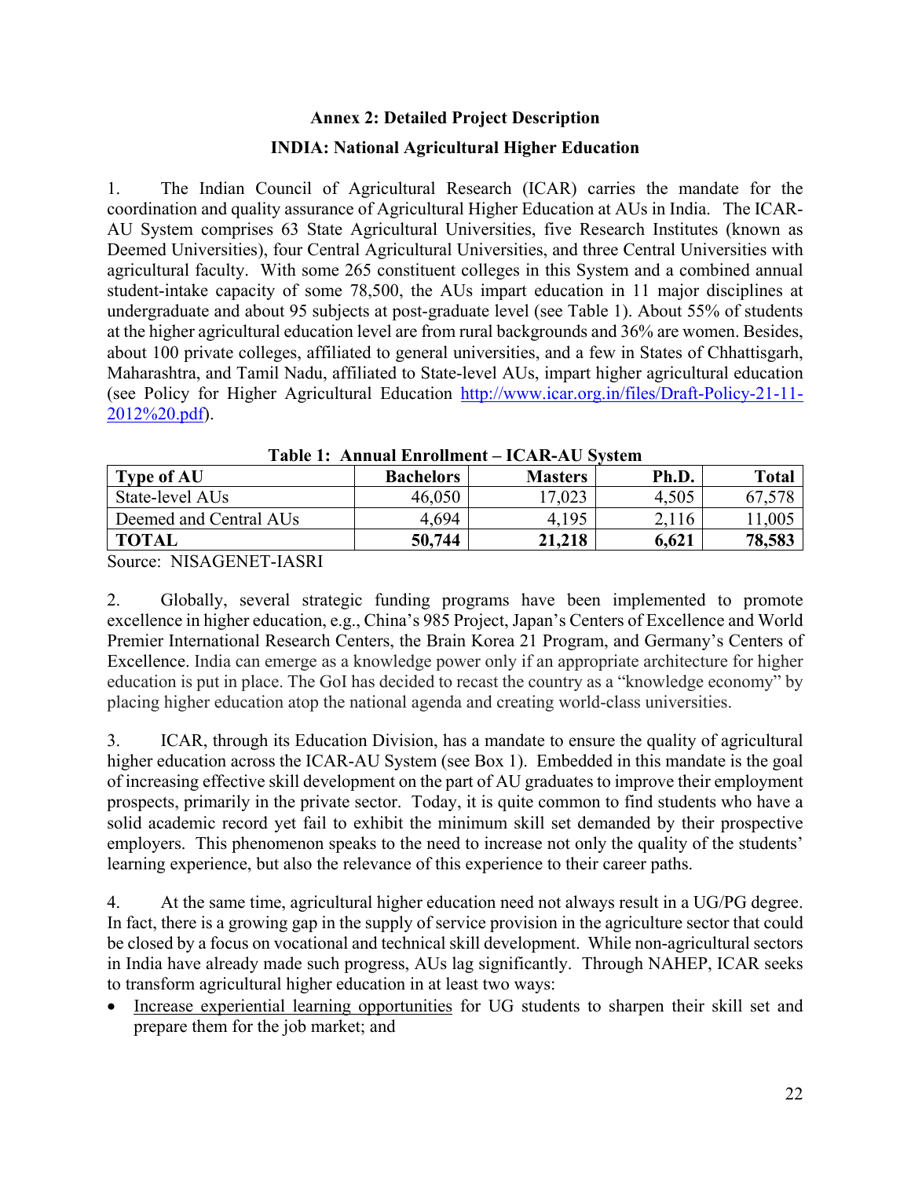## Annex 2: Detailed Project Description

## INDIA: National Agricultural Higher Education

1. The Indian Council of Agricultural Research (ICAR) carries the mandate for the coordination and quality assurance of Agricultural Higher Education at AUs in India. The ICAR-AU System comprises 63 State Agricultural Universities, five Research Institutes (known as Deemed Universities), four Central Agricultural Universities, and three Central Universities with agricultural faculty. With some 265 constituent colleges in this System and a combined annual student-intake capacity of some 78,500, the AUs impart education in 11 major disciplines at undergraduate and about 95 subjects at post-graduate level (see Table 1). About 55% of students at the higher agricultural education level are from rural backgrounds and 36% are women. Besides, about 100 private colleges, affiliated to general universities, and a few in States of Chhattisgarh, Maharashtra, and Tamil Nadu, affiliated to State-level AUs, impart higher agricultural education (see Policy for Higher Agricultural Education http://www.icar.org.in/files/Draft-Policy-21-11-2012%20.pdf).

**Table 1: Annual Enrollment – ICAR-AU System**

| Type of AU | Bachelors | Masters | Ph.D. | Total |
|---|---|---|---|---|
| State-level AUs | 46,050 | 17,023 | 4,505 | 67,578 |
| Deemed and Central AUs | 4,694 | 4,195 | 2,116 | 11,005 |
| **TOTAL** | **50,744** | **21,218** | **6,621** | **78,583** |

Source: NISAGENET-IASRI

2. Globally, several strategic funding programs have been implemented to promote excellence in higher education, e.g., China's 985 Project, Japan's Centers of Excellence and World Premier International Research Centers, the Brain Korea 21 Program, and Germany's Centers of Excellence. India can emerge as a knowledge power only if an appropriate architecture for higher education is put in place. The GoI has decided to recast the country as a "knowledge economy" by placing higher education atop the national agenda and creating world-class universities.

3. ICAR, through its Education Division, has a mandate to ensure the quality of agricultural higher education across the ICAR-AU System (see Box 1). Embedded in this mandate is the goal of increasing effective skill development on the part of AU graduates to improve their employment prospects, primarily in the private sector. Today, it is quite common to find students who have a solid academic record yet fail to exhibit the minimum skill set demanded by their prospective employers. This phenomenon speaks to the need to increase not only the quality of the students' learning experience, but also the relevance of this experience to their career paths.

4. At the same time, agricultural higher education need not always result in a UG/PG degree. In fact, there is a growing gap in the supply of service provision in the agriculture sector that could be closed by a focus on vocational and technical skill development. While non-agricultural sectors in India have already made such progress, AUs lag significantly. Through NAHEP, ICAR seeks to transform agricultural higher education in at least two ways:

- Increase experiential learning opportunities for UG students to sharpen their skill set and prepare them for the job market; and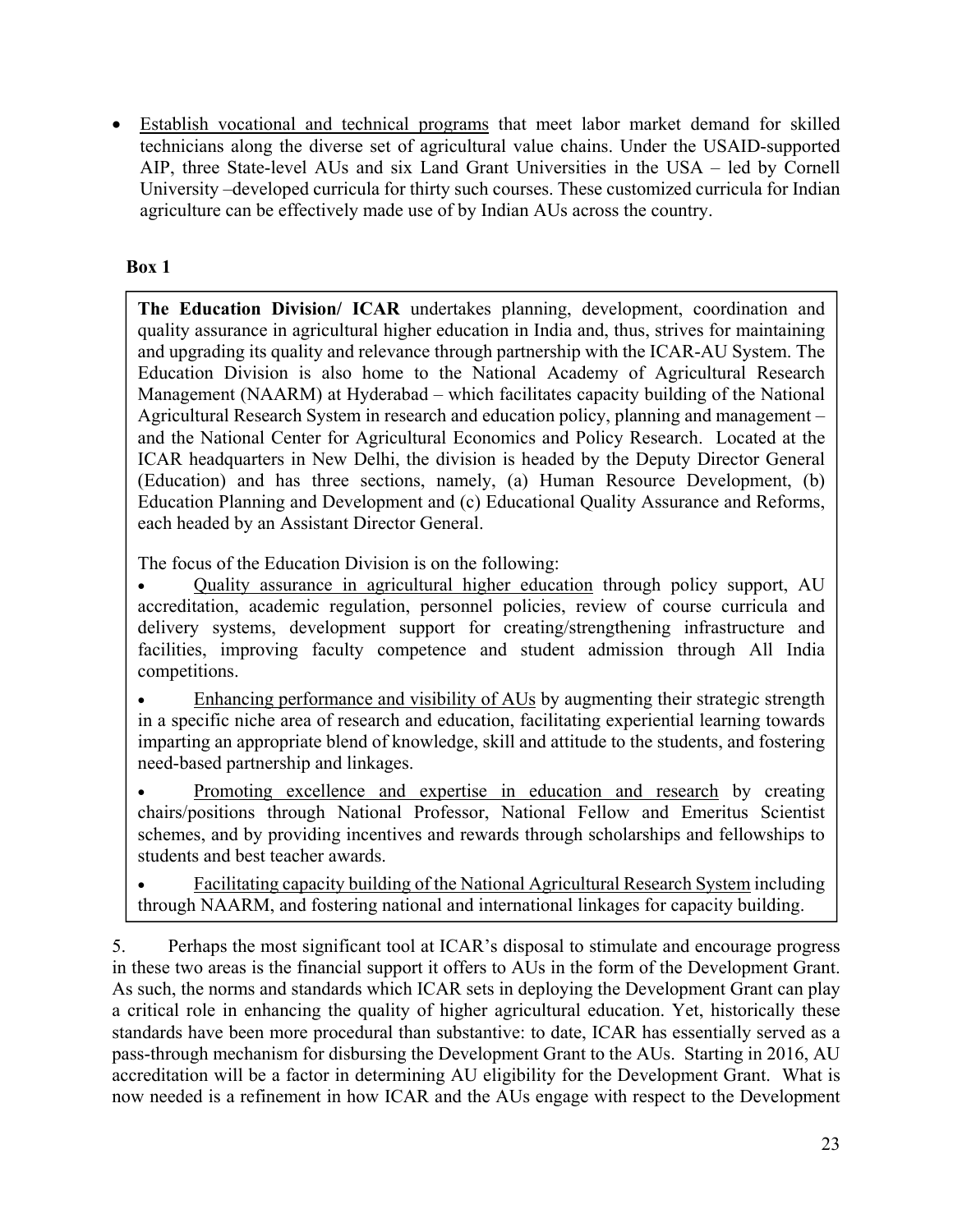- Establish vocational and technical programs that meet labor market demand for skilled technicians along the diverse set of agricultural value chains. Under the USAID-supported AIP, three State-level AUs and six Land Grant Universities in the USA – led by Cornell University –developed curricula for thirty such courses. These customized curricula for Indian agriculture can be effectively made use of by Indian AUs across the country.

**Box 1**

> **The Education Division/ ICAR** undertakes planning, development, coordination and quality assurance in agricultural higher education in India and, thus, strives for maintaining and upgrading its quality and relevance through partnership with the ICAR-AU System. The Education Division is also home to the National Academy of Agricultural Research Management (NAARM) at Hyderabad – which facilitates capacity building of the National Agricultural Research System in research and education policy, planning and management – and the National Center for Agricultural Economics and Policy Research. Located at the ICAR headquarters in New Delhi, the division is headed by the Deputy Director General (Education) and has three sections, namely, (a) Human Resource Development, (b) Education Planning and Development and (c) Educational Quality Assurance and Reforms, each headed by an Assistant Director General.
>
> The focus of the Education Division is on the following:
>
> - Quality assurance in agricultural higher education through policy support, AU accreditation, academic regulation, personnel policies, review of course curricula and delivery systems, development support for creating/strengthening infrastructure and facilities, improving faculty competence and student admission through All India competitions.
> - Enhancing performance and visibility of AUs by augmenting their strategic strength in a specific niche area of research and education, facilitating experiential learning towards imparting an appropriate blend of knowledge, skill and attitude to the students, and fostering need-based partnership and linkages.
> - Promoting excellence and expertise in education and research by creating chairs/positions through National Professor, National Fellow and Emeritus Scientist schemes, and by providing incentives and rewards through scholarships and fellowships to students and best teacher awards.
> - Facilitating capacity building of the National Agricultural Research System including through NAARM, and fostering national and international linkages for capacity building.

5. Perhaps the most significant tool at ICAR's disposal to stimulate and encourage progress in these two areas is the financial support it offers to AUs in the form of the Development Grant. As such, the norms and standards which ICAR sets in deploying the Development Grant can play a critical role in enhancing the quality of higher agricultural education. Yet, historically these standards have been more procedural than substantive: to date, ICAR has essentially served as a pass-through mechanism for disbursing the Development Grant to the AUs. Starting in 2016, AU accreditation will be a factor in determining AU eligibility for the Development Grant. What is now needed is a refinement in how ICAR and the AUs engage with respect to the Development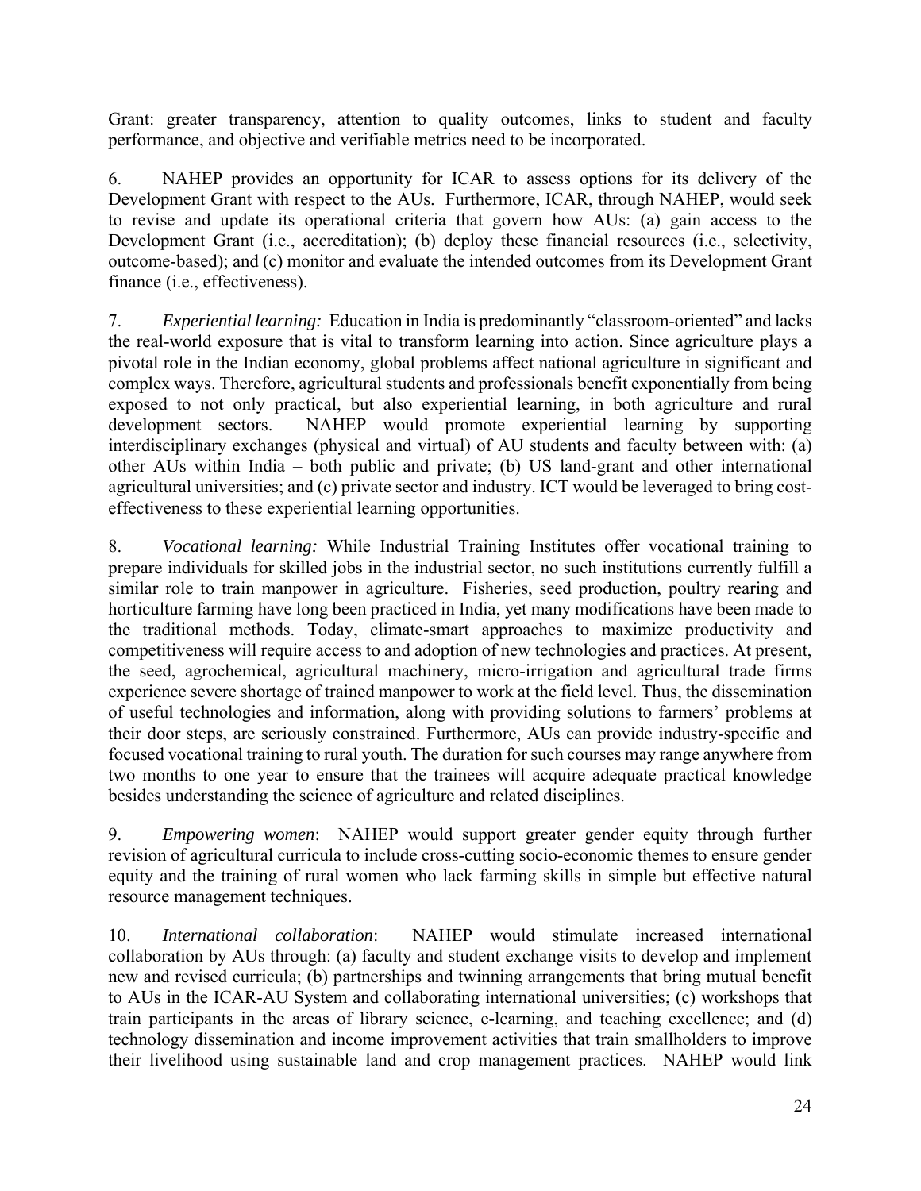Grant: greater transparency, attention to quality outcomes, links to student and faculty performance, and objective and verifiable metrics need to be incorporated.

6. NAHEP provides an opportunity for ICAR to assess options for its delivery of the Development Grant with respect to the AUs. Furthermore, ICAR, through NAHEP, would seek to revise and update its operational criteria that govern how AUs: (a) gain access to the Development Grant (i.e., accreditation); (b) deploy these financial resources (i.e., selectivity, outcome-based); and (c) monitor and evaluate the intended outcomes from its Development Grant finance (i.e., effectiveness).

7. *Experiential learning:* Education in India is predominantly "classroom-oriented" and lacks the real-world exposure that is vital to transform learning into action. Since agriculture plays a pivotal role in the Indian economy, global problems affect national agriculture in significant and complex ways. Therefore, agricultural students and professionals benefit exponentially from being exposed to not only practical, but also experiential learning, in both agriculture and rural development sectors. NAHEP would promote experiential learning by supporting interdisciplinary exchanges (physical and virtual) of AU students and faculty between with: (a) other AUs within India – both public and private; (b) US land-grant and other international agricultural universities; and (c) private sector and industry. ICT would be leveraged to bring cost-effectiveness to these experiential learning opportunities.

8. *Vocational learning:* While Industrial Training Institutes offer vocational training to prepare individuals for skilled jobs in the industrial sector, no such institutions currently fulfill a similar role to train manpower in agriculture. Fisheries, seed production, poultry rearing and horticulture farming have long been practiced in India, yet many modifications have been made to the traditional methods. Today, climate-smart approaches to maximize productivity and competitiveness will require access to and adoption of new technologies and practices. At present, the seed, agrochemical, agricultural machinery, micro-irrigation and agricultural trade firms experience severe shortage of trained manpower to work at the field level. Thus, the dissemination of useful technologies and information, along with providing solutions to farmers' problems at their door steps, are seriously constrained. Furthermore, AUs can provide industry-specific and focused vocational training to rural youth. The duration for such courses may range anywhere from two months to one year to ensure that the trainees will acquire adequate practical knowledge besides understanding the science of agriculture and related disciplines.

9. *Empowering women*: NAHEP would support greater gender equity through further revision of agricultural curricula to include cross-cutting socio-economic themes to ensure gender equity and the training of rural women who lack farming skills in simple but effective natural resource management techniques.

10. *International collaboration*: NAHEP would stimulate increased international collaboration by AUs through: (a) faculty and student exchange visits to develop and implement new and revised curricula; (b) partnerships and twinning arrangements that bring mutual benefit to AUs in the ICAR-AU System and collaborating international universities; (c) workshops that train participants in the areas of library science, e-learning, and teaching excellence; and (d) technology dissemination and income improvement activities that train smallholders to improve their livelihood using sustainable land and crop management practices. NAHEP would link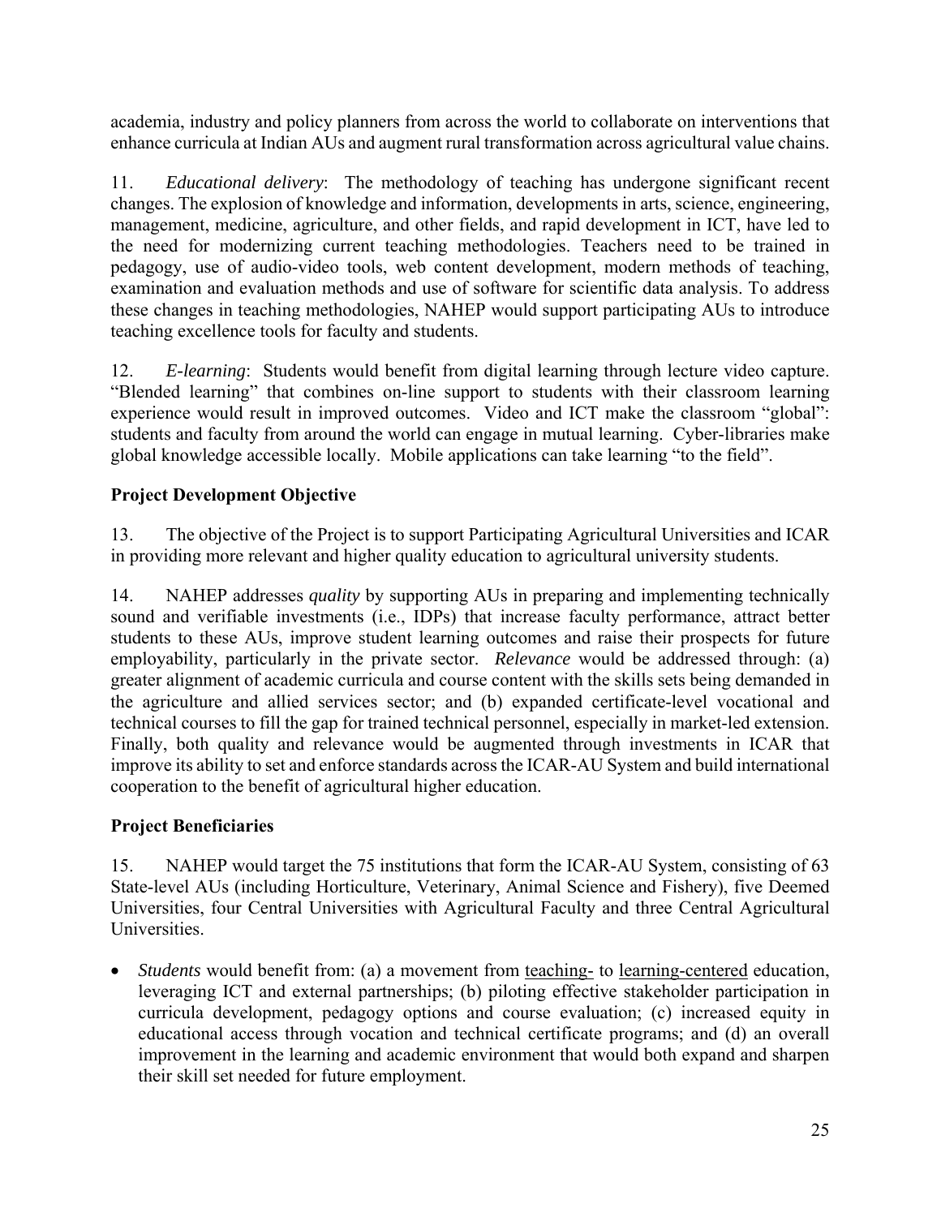academia, industry and policy planners from across the world to collaborate on interventions that enhance curricula at Indian AUs and augment rural transformation across agricultural value chains.

11. *Educational delivery*: The methodology of teaching has undergone significant recent changes. The explosion of knowledge and information, developments in arts, science, engineering, management, medicine, agriculture, and other fields, and rapid development in ICT, have led to the need for modernizing current teaching methodologies. Teachers need to be trained in pedagogy, use of audio-video tools, web content development, modern methods of teaching, examination and evaluation methods and use of software for scientific data analysis. To address these changes in teaching methodologies, NAHEP would support participating AUs to introduce teaching excellence tools for faculty and students.

12. *E-learning*: Students would benefit from digital learning through lecture video capture. "Blended learning" that combines on-line support to students with their classroom learning experience would result in improved outcomes. Video and ICT make the classroom "global": students and faculty from around the world can engage in mutual learning. Cyber-libraries make global knowledge accessible locally. Mobile applications can take learning "to the field".

**Project Development Objective**

13. The objective of the Project is to support Participating Agricultural Universities and ICAR in providing more relevant and higher quality education to agricultural university students.

14. NAHEP addresses *quality* by supporting AUs in preparing and implementing technically sound and verifiable investments (i.e., IDPs) that increase faculty performance, attract better students to these AUs, improve student learning outcomes and raise their prospects for future employability, particularly in the private sector. *Relevance* would be addressed through: (a) greater alignment of academic curricula and course content with the skills sets being demanded in the agriculture and allied services sector; and (b) expanded certificate-level vocational and technical courses to fill the gap for trained technical personnel, especially in market-led extension. Finally, both quality and relevance would be augmented through investments in ICAR that improve its ability to set and enforce standards across the ICAR-AU System and build international cooperation to the benefit of agricultural higher education.

**Project Beneficiaries**

15. NAHEP would target the 75 institutions that form the ICAR-AU System, consisting of 63 State-level AUs (including Horticulture, Veterinary, Animal Science and Fishery), five Deemed Universities, four Central Universities with Agricultural Faculty and three Central Agricultural Universities.

- *Students* would benefit from: (a) a movement from teaching- to learning-centered education, leveraging ICT and external partnerships; (b) piloting effective stakeholder participation in curricula development, pedagogy options and course evaluation; (c) increased equity in educational access through vocation and technical certificate programs; and (d) an overall improvement in the learning and academic environment that would both expand and sharpen their skill set needed for future employment.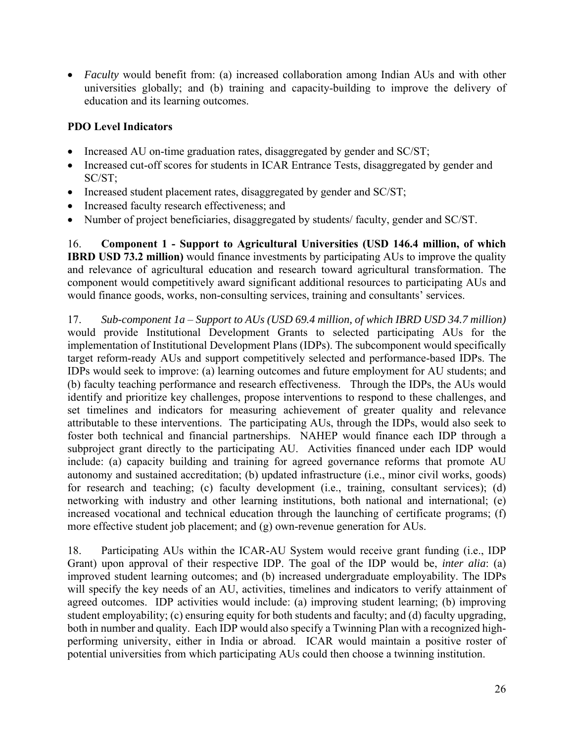- *Faculty* would benefit from: (a) increased collaboration among Indian AUs and with other universities globally; and (b) training and capacity-building to improve the delivery of education and its learning outcomes.

**PDO Level Indicators**

- Increased AU on-time graduation rates, disaggregated by gender and SC/ST;
- Increased cut-off scores for students in ICAR Entrance Tests, disaggregated by gender and SC/ST;
- Increased student placement rates, disaggregated by gender and SC/ST;
- Increased faculty research effectiveness; and
- Number of project beneficiaries, disaggregated by students/ faculty, gender and SC/ST.

16. **Component 1 - Support to Agricultural Universities (USD 146.4 million, of which IBRD USD 73.2 million)** would finance investments by participating AUs to improve the quality and relevance of agricultural education and research toward agricultural transformation. The component would competitively award significant additional resources to participating AUs and would finance goods, works, non-consulting services, training and consultants' services.

17. *Sub-component 1a – Support to AUs (USD 69.4 million, of which IBRD USD 34.7 million)* would provide Institutional Development Grants to selected participating AUs for the implementation of Institutional Development Plans (IDPs). The subcomponent would specifically target reform-ready AUs and support competitively selected and performance-based IDPs. The IDPs would seek to improve: (a) learning outcomes and future employment for AU students; and (b) faculty teaching performance and research effectiveness. Through the IDPs, the AUs would identify and prioritize key challenges, propose interventions to respond to these challenges, and set timelines and indicators for measuring achievement of greater quality and relevance attributable to these interventions. The participating AUs, through the IDPs, would also seek to foster both technical and financial partnerships. NAHEP would finance each IDP through a subproject grant directly to the participating AU. Activities financed under each IDP would include: (a) capacity building and training for agreed governance reforms that promote AU autonomy and sustained accreditation; (b) updated infrastructure (i.e., minor civil works, goods) for research and teaching; (c) faculty development (i.e., training, consultant services); (d) networking with industry and other learning institutions, both national and international; (e) increased vocational and technical education through the launching of certificate programs; (f) more effective student job placement; and (g) own-revenue generation for AUs.

18. Participating AUs within the ICAR-AU System would receive grant funding (i.e., IDP Grant) upon approval of their respective IDP. The goal of the IDP would be, *inter alia*: (a) improved student learning outcomes; and (b) increased undergraduate employability. The IDPs will specify the key needs of an AU, activities, timelines and indicators to verify attainment of agreed outcomes. IDP activities would include: (a) improving student learning; (b) improving student employability; (c) ensuring equity for both students and faculty; and (d) faculty upgrading, both in number and quality. Each IDP would also specify a Twinning Plan with a recognized high-performing university, either in India or abroad. ICAR would maintain a positive roster of potential universities from which participating AUs could then choose a twinning institution.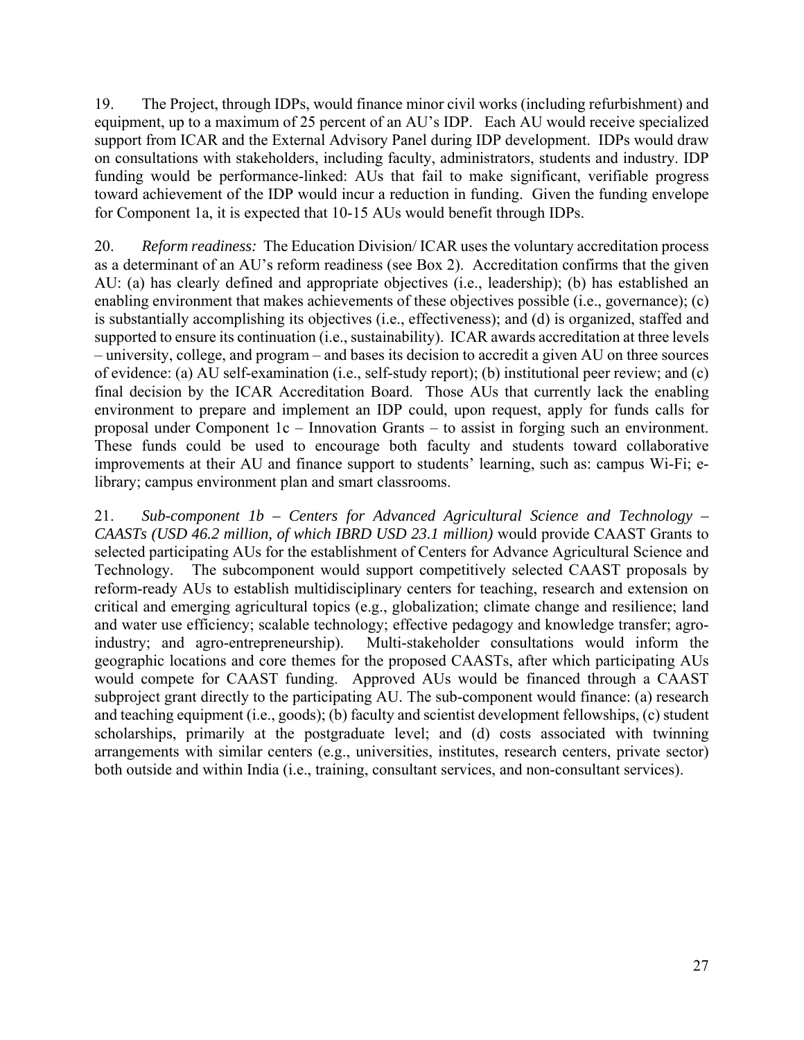19. The Project, through IDPs, would finance minor civil works (including refurbishment) and equipment, up to a maximum of 25 percent of an AU's IDP. Each AU would receive specialized support from ICAR and the External Advisory Panel during IDP development. IDPs would draw on consultations with stakeholders, including faculty, administrators, students and industry. IDP funding would be performance-linked: AUs that fail to make significant, verifiable progress toward achievement of the IDP would incur a reduction in funding. Given the funding envelope for Component 1a, it is expected that 10-15 AUs would benefit through IDPs.

20. *Reform readiness:* The Education Division/ ICAR uses the voluntary accreditation process as a determinant of an AU's reform readiness (see Box 2). Accreditation confirms that the given AU: (a) has clearly defined and appropriate objectives (i.e., leadership); (b) has established an enabling environment that makes achievements of these objectives possible (i.e., governance); (c) is substantially accomplishing its objectives (i.e., effectiveness); and (d) is organized, staffed and supported to ensure its continuation (i.e., sustainability). ICAR awards accreditation at three levels – university, college, and program – and bases its decision to accredit a given AU on three sources of evidence: (a) AU self-examination (i.e., self-study report); (b) institutional peer review; and (c) final decision by the ICAR Accreditation Board. Those AUs that currently lack the enabling environment to prepare and implement an IDP could, upon request, apply for funds calls for proposal under Component 1c – Innovation Grants – to assist in forging such an environment. These funds could be used to encourage both faculty and students toward collaborative improvements at their AU and finance support to students' learning, such as: campus Wi-Fi; e-library; campus environment plan and smart classrooms.

21. *Sub-component 1b – Centers for Advanced Agricultural Science and Technology – CAASTs (USD 46.2 million, of which IBRD USD 23.1 million)* would provide CAAST Grants to selected participating AUs for the establishment of Centers for Advance Agricultural Science and Technology. The subcomponent would support competitively selected CAAST proposals by reform-ready AUs to establish multidisciplinary centers for teaching, research and extension on critical and emerging agricultural topics (e.g., globalization; climate change and resilience; land and water use efficiency; scalable technology; effective pedagogy and knowledge transfer; agro-industry; and agro-entrepreneurship). Multi-stakeholder consultations would inform the geographic locations and core themes for the proposed CAASTs, after which participating AUs would compete for CAAST funding. Approved AUs would be financed through a CAAST subproject grant directly to the participating AU. The sub-component would finance: (a) research and teaching equipment (i.e., goods); (b) faculty and scientist development fellowships, (c) student scholarships, primarily at the postgraduate level; and (d) costs associated with twinning arrangements with similar centers (e.g., universities, institutes, research centers, private sector) both outside and within India (i.e., training, consultant services, and non-consultant services).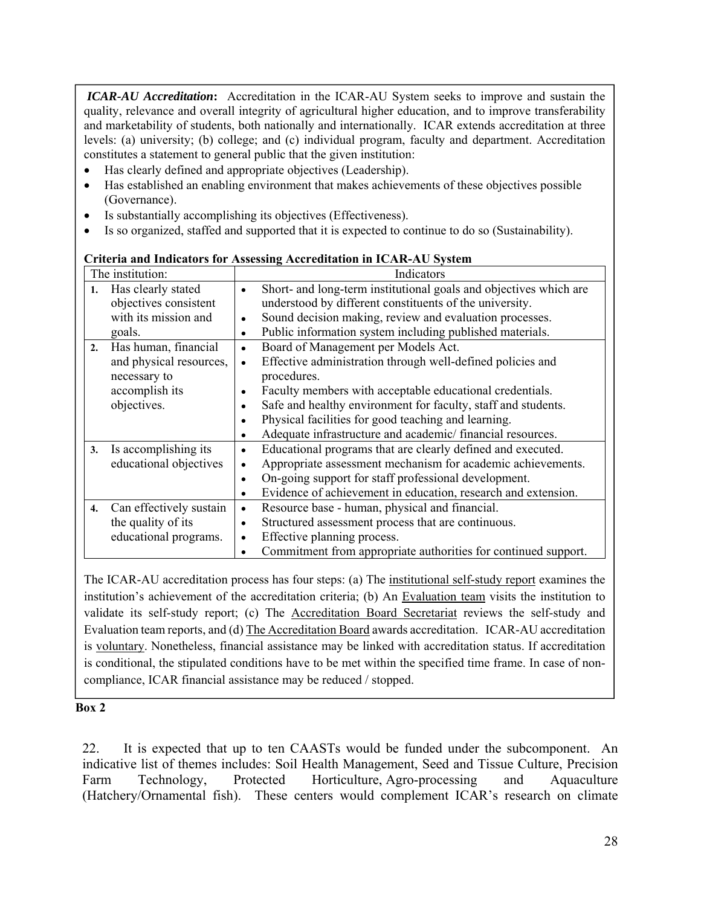***ICAR-AU Accreditation*:** Accreditation in the ICAR-AU System seeks to improve and sustain the quality, relevance and overall integrity of agricultural higher education, and to improve transferability and marketability of students, both nationally and internationally. ICAR extends accreditation at three levels: (a) university; (b) college; and (c) individual program, faculty and department. Accreditation constitutes a statement to general public that the given institution:

- Has clearly defined and appropriate objectives (Leadership).
- Has established an enabling environment that makes achievements of these objectives possible (Governance).
- Is substantially accomplishing its objectives (Effectiveness).
- Is so organized, staffed and supported that it is expected to continue to do so (Sustainability).

**Criteria and Indicators for Assessing Accreditation in ICAR-AU System**

| The institution: | Indicators |
|---|---|
| **1.** Has clearly stated objectives consistent with its mission and goals. | • Short- and long-term institutional goals and objectives which are understood by different constituents of the university.<br>• Sound decision making, review and evaluation processes.<br>• Public information system including published materials. |
| **2.** Has human, financial and physical resources, necessary to accomplish its objectives. | • Board of Management per Models Act.<br>• Effective administration through well-defined policies and procedures.<br>• Faculty members with acceptable educational credentials.<br>• Safe and healthy environment for faculty, staff and students.<br>• Physical facilities for good teaching and learning.<br>• Adequate infrastructure and academic/ financial resources. |
| **3.** Is accomplishing its educational objectives | • Educational programs that are clearly defined and executed.<br>• Appropriate assessment mechanism for academic achievements.<br>• On-going support for staff professional development.<br>• Evidence of achievement in education, research and extension. |
| **4.** Can effectively sustain the quality of its educational programs. | • Resource base - human, physical and financial.<br>• Structured assessment process that are continuous.<br>• Effective planning process.<br>• Commitment from appropriate authorities for continued support. |

The ICAR-AU accreditation process has four steps: (a) The institutional self-study report examines the institution's achievement of the accreditation criteria; (b) An Evaluation team visits the institution to validate its self-study report; (c) The Accreditation Board Secretariat reviews the self-study and Evaluation team reports, and (d) The Accreditation Board awards accreditation. ICAR-AU accreditation is voluntary. Nonetheless, financial assistance may be linked with accreditation status. If accreditation is conditional, the stipulated conditions have to be met within the specified time frame. In case of non-compliance, ICAR financial assistance may be reduced / stopped.

**Box 2**

22. It is expected that up to ten CAASTs would be funded under the subcomponent. An indicative list of themes includes: Soil Health Management, Seed and Tissue Culture, Precision Farm Technology, Protected Horticulture, Agro-processing and Aquaculture (Hatchery/Ornamental fish). These centers would complement ICAR's research on climate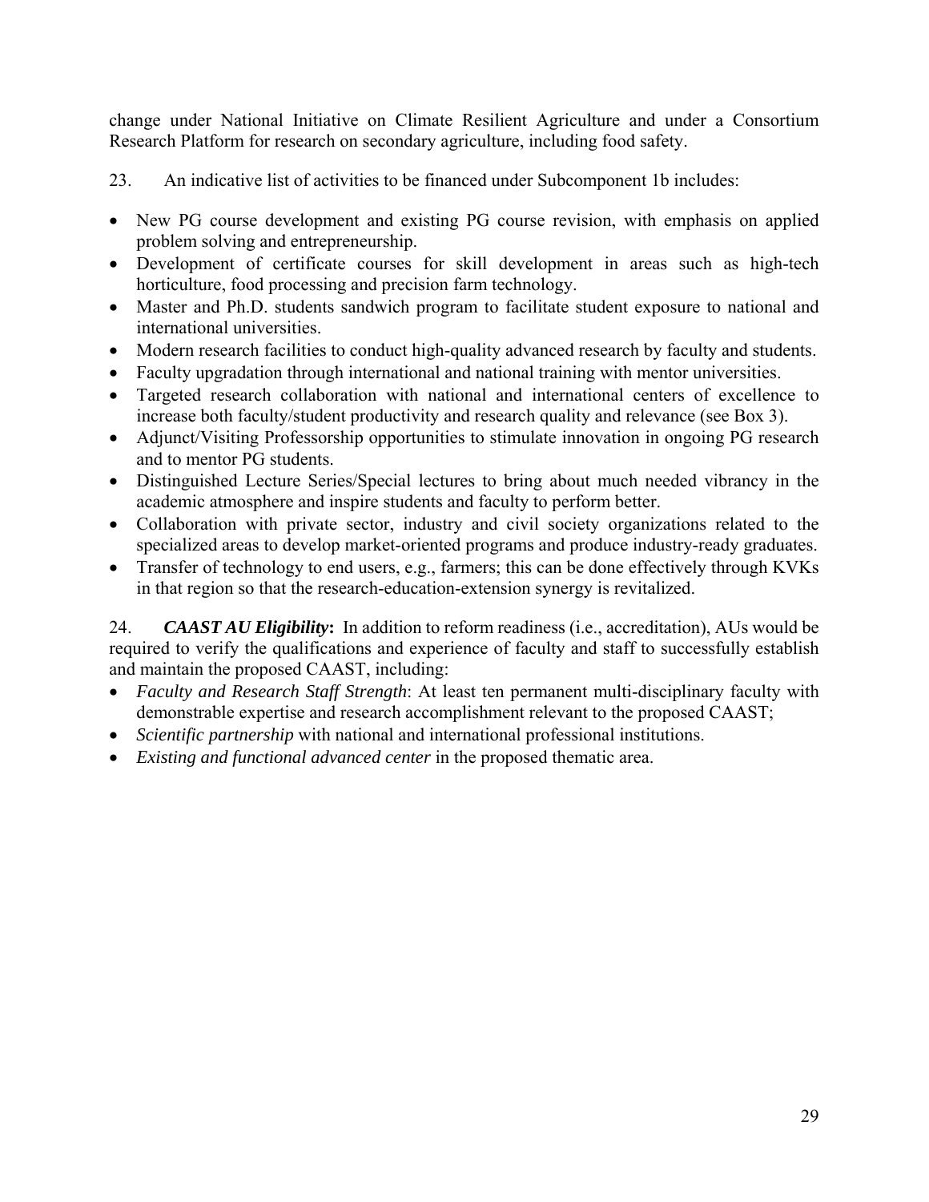change under National Initiative on Climate Resilient Agriculture and under a Consortium Research Platform for research on secondary agriculture, including food safety.

23. An indicative list of activities to be financed under Subcomponent 1b includes:

- New PG course development and existing PG course revision, with emphasis on applied problem solving and entrepreneurship.
- Development of certificate courses for skill development in areas such as high-tech horticulture, food processing and precision farm technology.
- Master and Ph.D. students sandwich program to facilitate student exposure to national and international universities.
- Modern research facilities to conduct high-quality advanced research by faculty and students.
- Faculty upgradation through international and national training with mentor universities.
- Targeted research collaboration with national and international centers of excellence to increase both faculty/student productivity and research quality and relevance (see Box 3).
- Adjunct/Visiting Professorship opportunities to stimulate innovation in ongoing PG research and to mentor PG students.
- Distinguished Lecture Series/Special lectures to bring about much needed vibrancy in the academic atmosphere and inspire students and faculty to perform better.
- Collaboration with private sector, industry and civil society organizations related to the specialized areas to develop market-oriented programs and produce industry-ready graduates.
- Transfer of technology to end users, e.g., farmers; this can be done effectively through KVKs in that region so that the research-education-extension synergy is revitalized.

24. ***CAAST AU Eligibility*:** In addition to reform readiness (i.e., accreditation), AUs would be required to verify the qualifications and experience of faculty and staff to successfully establish and maintain the proposed CAAST, including:

- *Faculty and Research Staff Strength*: At least ten permanent multi-disciplinary faculty with demonstrable expertise and research accomplishment relevant to the proposed CAAST;
- *Scientific partnership* with national and international professional institutions.
- *Existing and functional advanced center* in the proposed thematic area.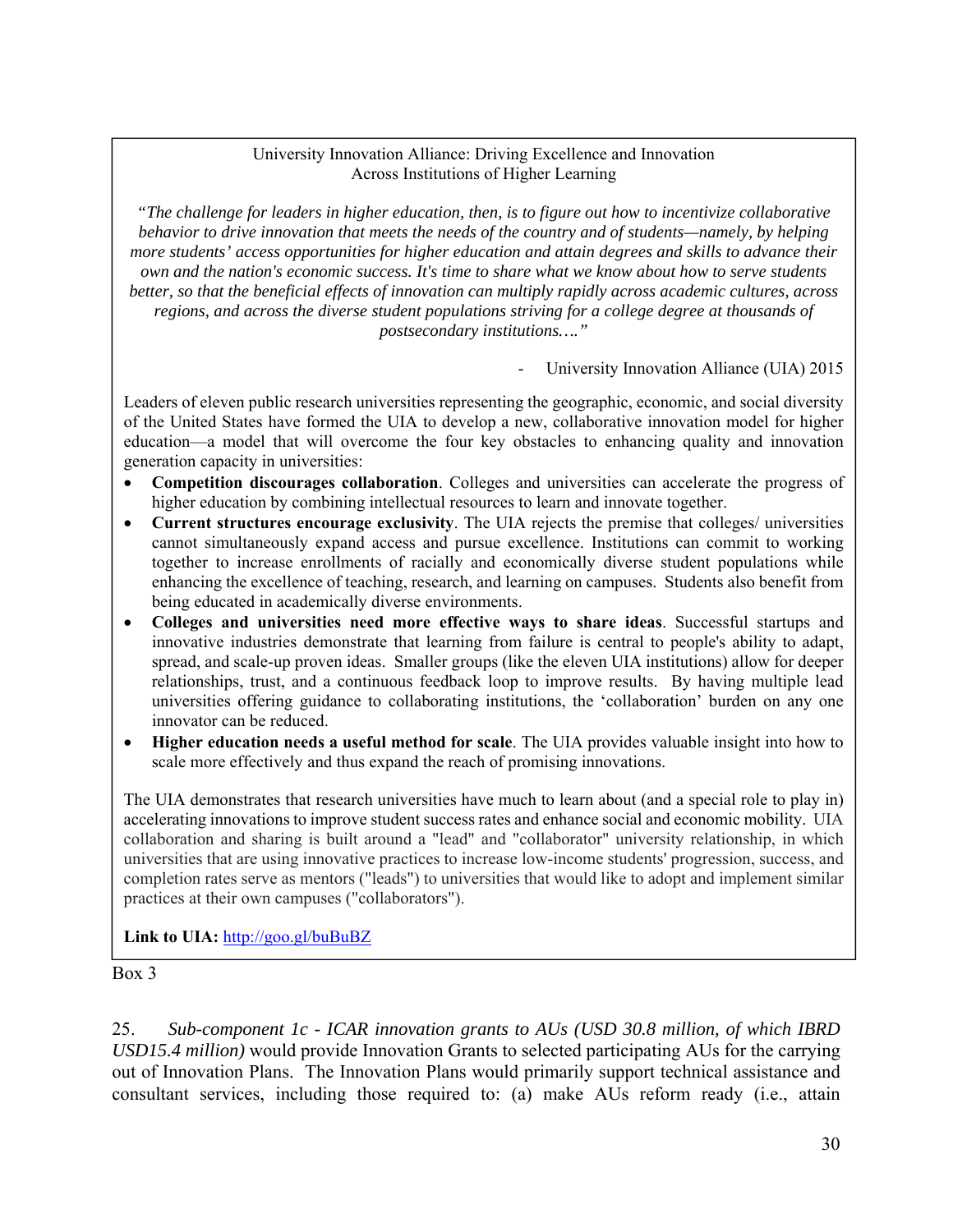University Innovation Alliance: Driving Excellence and Innovation Across Institutions of Higher Learning

*"The challenge for leaders in higher education, then, is to figure out how to incentivize collaborative behavior to drive innovation that meets the needs of the country and of students—namely, by helping more students' access opportunities for higher education and attain degrees and skills to advance their own and the nation's economic success. It's time to share what we know about how to serve students better, so that the beneficial effects of innovation can multiply rapidly across academic cultures, across regions, and across the diverse student populations striving for a college degree at thousands of postsecondary institutions…."*

\- University Innovation Alliance (UIA) 2015

Leaders of eleven public research universities representing the geographic, economic, and social diversity of the United States have formed the UIA to develop a new, collaborative innovation model for higher education—a model that will overcome the four key obstacles to enhancing quality and innovation generation capacity in universities:

- **Competition discourages collaboration**. Colleges and universities can accelerate the progress of higher education by combining intellectual resources to learn and innovate together.
- **Current structures encourage exclusivity**. The UIA rejects the premise that colleges/ universities cannot simultaneously expand access and pursue excellence. Institutions can commit to working together to increase enrollments of racially and economically diverse student populations while enhancing the excellence of teaching, research, and learning on campuses. Students also benefit from being educated in academically diverse environments.
- **Colleges and universities need more effective ways to share ideas**. Successful startups and innovative industries demonstrate that learning from failure is central to people's ability to adapt, spread, and scale-up proven ideas. Smaller groups (like the eleven UIA institutions) allow for deeper relationships, trust, and a continuous feedback loop to improve results. By having multiple lead universities offering guidance to collaborating institutions, the 'collaboration' burden on any one innovator can be reduced.
- **Higher education needs a useful method for scale**. The UIA provides valuable insight into how to scale more effectively and thus expand the reach of promising innovations.

The UIA demonstrates that research universities have much to learn about (and a special role to play in) accelerating innovations to improve student success rates and enhance social and economic mobility. UIA collaboration and sharing is built around a "lead" and "collaborator" university relationship, in which universities that are using innovative practices to increase low-income students' progression, success, and completion rates serve as mentors ("leads") to universities that would like to adopt and implement similar practices at their own campuses ("collaborators").

**Link to UIA:** http://goo.gl/buBuBZ

Box 3

25. *Sub-component 1c - ICAR innovation grants to AUs (USD 30.8 million, of which IBRD USD15.4 million)* would provide Innovation Grants to selected participating AUs for the carrying out of Innovation Plans. The Innovation Plans would primarily support technical assistance and consultant services, including those required to: (a) make AUs reform ready (i.e., attain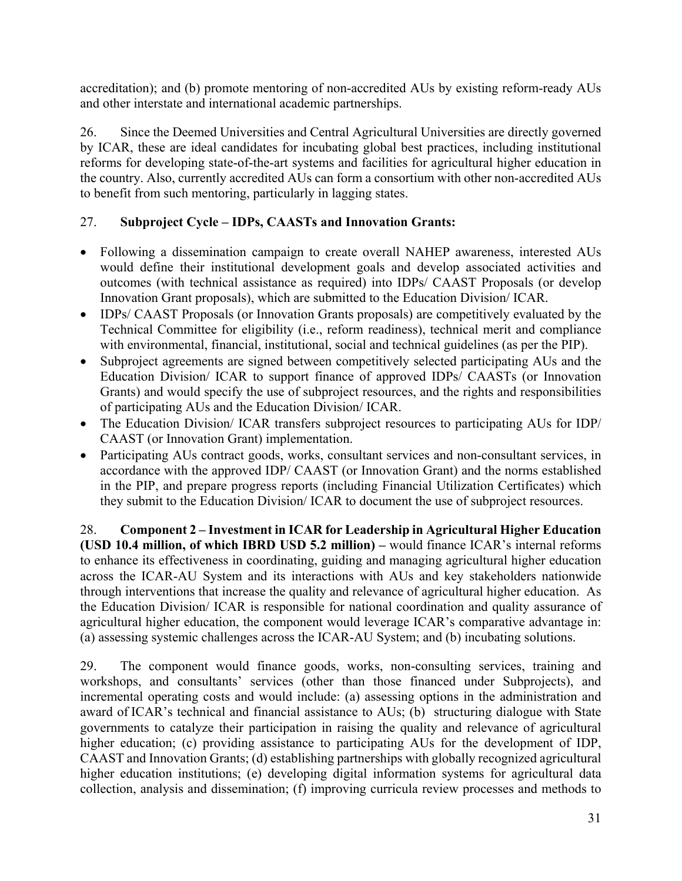accreditation); and (b) promote mentoring of non-accredited AUs by existing reform-ready AUs and other interstate and international academic partnerships.

26. Since the Deemed Universities and Central Agricultural Universities are directly governed by ICAR, these are ideal candidates for incubating global best practices, including institutional reforms for developing state-of-the-art systems and facilities for agricultural higher education in the country. Also, currently accredited AUs can form a consortium with other non-accredited AUs to benefit from such mentoring, particularly in lagging states.

27. **Subproject Cycle – IDPs, CAASTs and Innovation Grants:**

- Following a dissemination campaign to create overall NAHEP awareness, interested AUs would define their institutional development goals and develop associated activities and outcomes (with technical assistance as required) into IDPs/ CAAST Proposals (or develop Innovation Grant proposals), which are submitted to the Education Division/ ICAR.
- IDPs/ CAAST Proposals (or Innovation Grants proposals) are competitively evaluated by the Technical Committee for eligibility (i.e., reform readiness), technical merit and compliance with environmental, financial, institutional, social and technical guidelines (as per the PIP).
- Subproject agreements are signed between competitively selected participating AUs and the Education Division/ ICAR to support finance of approved IDPs/ CAASTs (or Innovation Grants) and would specify the use of subproject resources, and the rights and responsibilities of participating AUs and the Education Division/ ICAR.
- The Education Division/ ICAR transfers subproject resources to participating AUs for IDP/ CAAST (or Innovation Grant) implementation.
- Participating AUs contract goods, works, consultant services and non-consultant services, in accordance with the approved IDP/ CAAST (or Innovation Grant) and the norms established in the PIP, and prepare progress reports (including Financial Utilization Certificates) which they submit to the Education Division/ ICAR to document the use of subproject resources.

28. **Component 2 – Investment in ICAR for Leadership in Agricultural Higher Education (USD 10.4 million, of which IBRD USD 5.2 million) –** would finance ICAR's internal reforms to enhance its effectiveness in coordinating, guiding and managing agricultural higher education across the ICAR-AU System and its interactions with AUs and key stakeholders nationwide through interventions that increase the quality and relevance of agricultural higher education. As the Education Division/ ICAR is responsible for national coordination and quality assurance of agricultural higher education, the component would leverage ICAR's comparative advantage in: (a) assessing systemic challenges across the ICAR-AU System; and (b) incubating solutions.

29. The component would finance goods, works, non-consulting services, training and workshops, and consultants' services (other than those financed under Subprojects), and incremental operating costs and would include: (a) assessing options in the administration and award of ICAR's technical and financial assistance to AUs; (b) structuring dialogue with State governments to catalyze their participation in raising the quality and relevance of agricultural higher education; (c) providing assistance to participating AUs for the development of IDP, CAAST and Innovation Grants; (d) establishing partnerships with globally recognized agricultural higher education institutions; (e) developing digital information systems for agricultural data collection, analysis and dissemination; (f) improving curricula review processes and methods to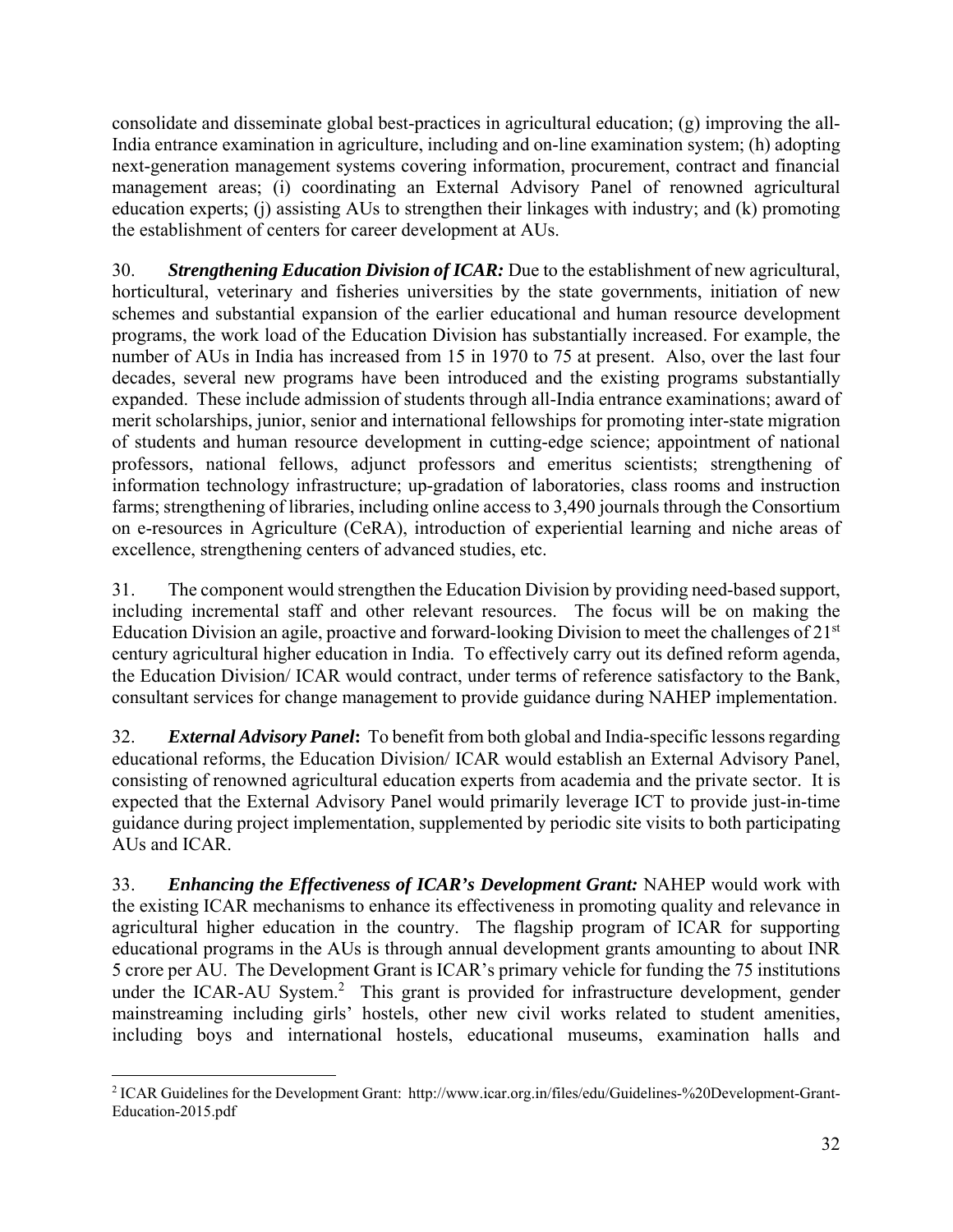consolidate and disseminate global best-practices in agricultural education; (g) improving the all-India entrance examination in agriculture, including and on-line examination system; (h) adopting next-generation management systems covering information, procurement, contract and financial management areas; (i) coordinating an External Advisory Panel of renowned agricultural education experts; (j) assisting AUs to strengthen their linkages with industry; and (k) promoting the establishment of centers for career development at AUs.

30. ***Strengthening Education Division of ICAR:*** Due to the establishment of new agricultural, horticultural, veterinary and fisheries universities by the state governments, initiation of new schemes and substantial expansion of the earlier educational and human resource development programs, the work load of the Education Division has substantially increased. For example, the number of AUs in India has increased from 15 in 1970 to 75 at present. Also, over the last four decades, several new programs have been introduced and the existing programs substantially expanded. These include admission of students through all-India entrance examinations; award of merit scholarships, junior, senior and international fellowships for promoting inter-state migration of students and human resource development in cutting-edge science; appointment of national professors, national fellows, adjunct professors and emeritus scientists; strengthening of information technology infrastructure; up-gradation of laboratories, class rooms and instruction farms; strengthening of libraries, including online access to 3,490 journals through the Consortium on e-resources in Agriculture (CeRA), introduction of experiential learning and niche areas of excellence, strengthening centers of advanced studies, etc.

31. The component would strengthen the Education Division by providing need-based support, including incremental staff and other relevant resources. The focus will be on making the Education Division an agile, proactive and forward-looking Division to meet the challenges of 21st century agricultural higher education in India. To effectively carry out its defined reform agenda, the Education Division/ ICAR would contract, under terms of reference satisfactory to the Bank, consultant services for change management to provide guidance during NAHEP implementation.

32. ***External Advisory Panel*:** To benefit from both global and India-specific lessons regarding educational reforms, the Education Division/ ICAR would establish an External Advisory Panel, consisting of renowned agricultural education experts from academia and the private sector. It is expected that the External Advisory Panel would primarily leverage ICT to provide just-in-time guidance during project implementation, supplemented by periodic site visits to both participating AUs and ICAR.

33. ***Enhancing the Effectiveness of ICAR's Development Grant:*** NAHEP would work with the existing ICAR mechanisms to enhance its effectiveness in promoting quality and relevance in agricultural higher education in the country. The flagship program of ICAR for supporting educational programs in the AUs is through annual development grants amounting to about INR 5 crore per AU. The Development Grant is ICAR's primary vehicle for funding the 75 institutions under the ICAR-AU System.[2] This grant is provided for infrastructure development, gender mainstreaming including girls' hostels, other new civil works related to student amenities, including boys and international hostels, educational museums, examination halls and

[2] ICAR Guidelines for the Development Grant: http://www.icar.org.in/files/edu/Guidelines-%20Development-Grant-Education-2015.pdf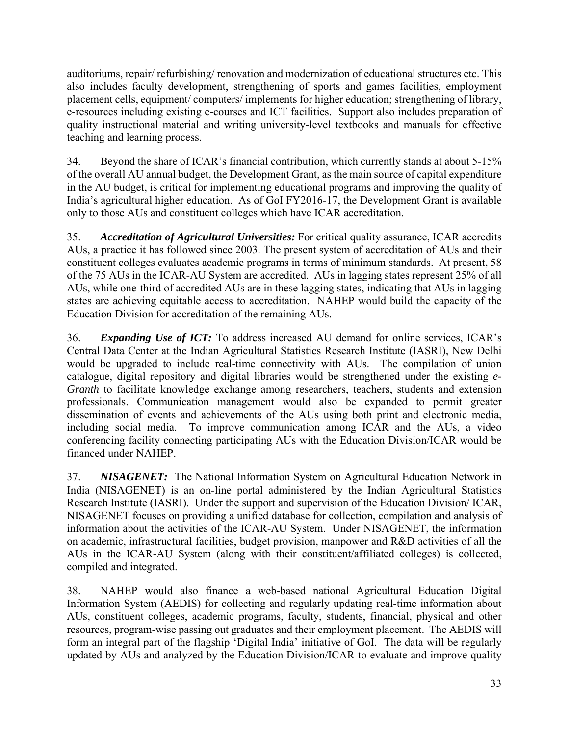auditoriums, repair/ refurbishing/ renovation and modernization of educational structures etc. This also includes faculty development, strengthening of sports and games facilities, employment placement cells, equipment/ computers/ implements for higher education; strengthening of library, e-resources including existing e-courses and ICT facilities. Support also includes preparation of quality instructional material and writing university-level textbooks and manuals for effective teaching and learning process.

34. Beyond the share of ICAR's financial contribution, which currently stands at about 5-15% of the overall AU annual budget, the Development Grant, as the main source of capital expenditure in the AU budget, is critical for implementing educational programs and improving the quality of India's agricultural higher education. As of GoI FY2016-17, the Development Grant is available only to those AUs and constituent colleges which have ICAR accreditation.

35. ***Accreditation of Agricultural Universities:*** For critical quality assurance, ICAR accredits AUs, a practice it has followed since 2003. The present system of accreditation of AUs and their constituent colleges evaluates academic programs in terms of minimum standards. At present, 58 of the 75 AUs in the ICAR-AU System are accredited. AUs in lagging states represent 25% of all AUs, while one-third of accredited AUs are in these lagging states, indicating that AUs in lagging states are achieving equitable access to accreditation. NAHEP would build the capacity of the Education Division for accreditation of the remaining AUs.

36. ***Expanding Use of ICT:*** To address increased AU demand for online services, ICAR's Central Data Center at the Indian Agricultural Statistics Research Institute (IASRI), New Delhi would be upgraded to include real-time connectivity with AUs. The compilation of union catalogue, digital repository and digital libraries would be strengthened under the existing *e-Granth* to facilitate knowledge exchange among researchers, teachers, students and extension professionals. Communication management would also be expanded to permit greater dissemination of events and achievements of the AUs using both print and electronic media, including social media. To improve communication among ICAR and the AUs, a video conferencing facility connecting participating AUs with the Education Division/ICAR would be financed under NAHEP.

37. ***NISAGENET:*** The National Information System on Agricultural Education Network in India (NISAGENET) is an on-line portal administered by the Indian Agricultural Statistics Research Institute (IASRI). Under the support and supervision of the Education Division/ ICAR, NISAGENET focuses on providing a unified database for collection, compilation and analysis of information about the activities of the ICAR-AU System. Under NISAGENET, the information on academic, infrastructural facilities, budget provision, manpower and R&D activities of all the AUs in the ICAR-AU System (along with their constituent/affiliated colleges) is collected, compiled and integrated.

38. NAHEP would also finance a web-based national Agricultural Education Digital Information System (AEDIS) for collecting and regularly updating real-time information about AUs, constituent colleges, academic programs, faculty, students, financial, physical and other resources, program-wise passing out graduates and their employment placement. The AEDIS will form an integral part of the flagship 'Digital India' initiative of GoI. The data will be regularly updated by AUs and analyzed by the Education Division/ICAR to evaluate and improve quality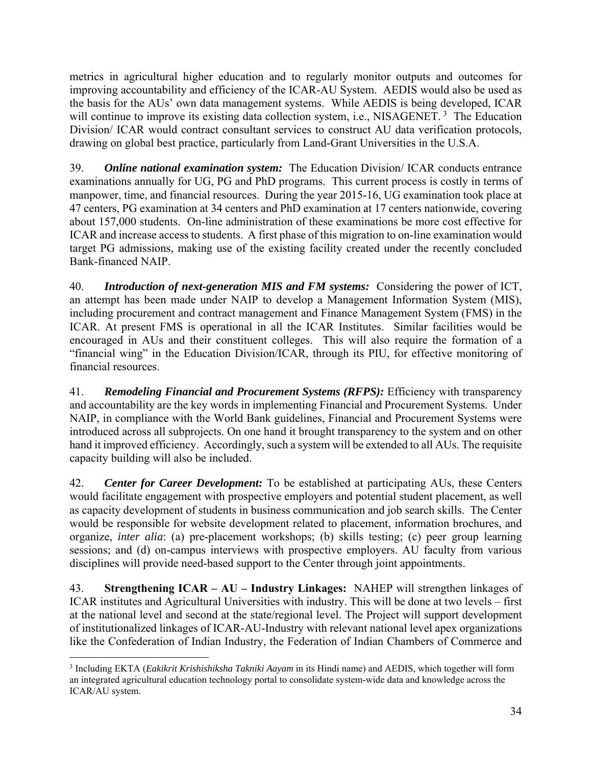metrics in agricultural higher education and to regularly monitor outputs and outcomes for improving accountability and efficiency of the ICAR-AU System. AEDIS would also be used as the basis for the AUs' own data management systems. While AEDIS is being developed, ICAR will continue to improve its existing data collection system, i.e., NISAGENET. [3] The Education Division/ ICAR would contract consultant services to construct AU data verification protocols, drawing on global best practice, particularly from Land-Grant Universities in the U.S.A.

39. ***Online national examination system:*** The Education Division/ ICAR conducts entrance examinations annually for UG, PG and PhD programs. This current process is costly in terms of manpower, time, and financial resources. During the year 2015-16, UG examination took place at 47 centers, PG examination at 34 centers and PhD examination at 17 centers nationwide, covering about 157,000 students. On-line administration of these examinations be more cost effective for ICAR and increase access to students. A first phase of this migration to on-line examination would target PG admissions, making use of the existing facility created under the recently concluded Bank-financed NAIP.

40. ***Introduction of next-generation MIS and FM systems:*** Considering the power of ICT, an attempt has been made under NAIP to develop a Management Information System (MIS), including procurement and contract management and Finance Management System (FMS) in the ICAR. At present FMS is operational in all the ICAR Institutes. Similar facilities would be encouraged in AUs and their constituent colleges. This will also require the formation of a "financial wing" in the Education Division/ICAR, through its PIU, for effective monitoring of financial resources.

41. ***Remodeling Financial and Procurement Systems (RFPS):*** Efficiency with transparency and accountability are the key words in implementing Financial and Procurement Systems. Under NAIP, in compliance with the World Bank guidelines, Financial and Procurement Systems were introduced across all subprojects. On one hand it brought transparency to the system and on other hand it improved efficiency. Accordingly, such a system will be extended to all AUs. The requisite capacity building will also be included.

42. ***Center for Career Development:*** To be established at participating AUs, these Centers would facilitate engagement with prospective employers and potential student placement, as well as capacity development of students in business communication and job search skills. The Center would be responsible for website development related to placement, information brochures, and organize, *inter alia*: (a) pre-placement workshops; (b) skills testing; (c) peer group learning sessions; and (d) on-campus interviews with prospective employers. AU faculty from various disciplines will provide need-based support to the Center through joint appointments.

43. **Strengthening ICAR – AU – Industry Linkages:** NAHEP will strengthen linkages of ICAR institutes and Agricultural Universities with industry. This will be done at two levels – first at the national level and second at the state/regional level. The Project will support development of institutionalized linkages of ICAR-AU-Industry with relevant national level apex organizations like the Confederation of Indian Industry, the Federation of Indian Chambers of Commerce and

---

[3] Including EKTA (*Eakikrit Krishishiksha Takniki Aayam* in its Hindi name) and AEDIS, which together will form an integrated agricultural education technology portal to consolidate system-wide data and knowledge across the ICAR/AU system.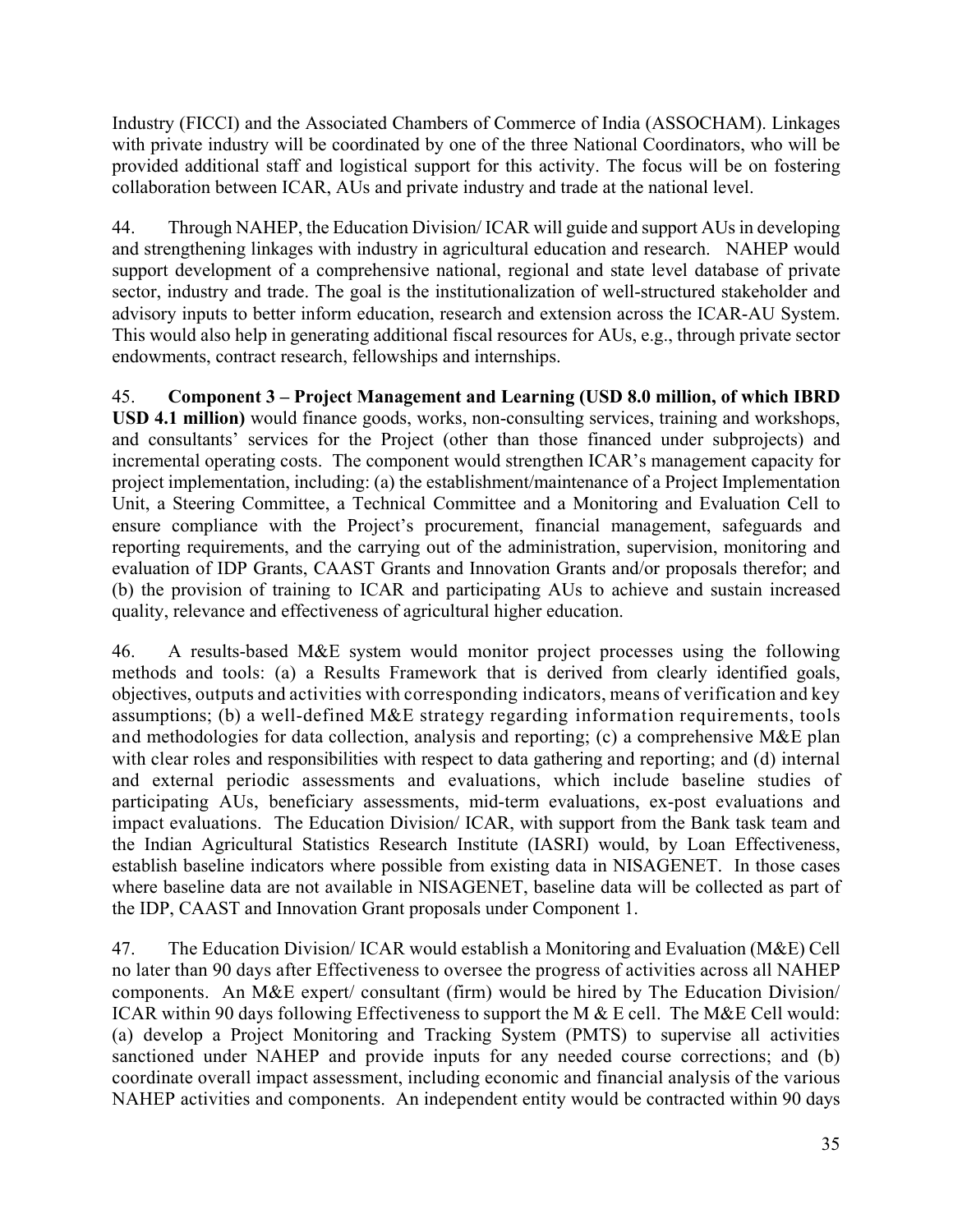Industry (FICCI) and the Associated Chambers of Commerce of India (ASSOCHAM). Linkages with private industry will be coordinated by one of the three National Coordinators, who will be provided additional staff and logistical support for this activity. The focus will be on fostering collaboration between ICAR, AUs and private industry and trade at the national level.

44. Through NAHEP, the Education Division/ ICAR will guide and support AUs in developing and strengthening linkages with industry in agricultural education and research. NAHEP would support development of a comprehensive national, regional and state level database of private sector, industry and trade. The goal is the institutionalization of well-structured stakeholder and advisory inputs to better inform education, research and extension across the ICAR-AU System. This would also help in generating additional fiscal resources for AUs, e.g., through private sector endowments, contract research, fellowships and internships.

45. **Component 3 – Project Management and Learning (USD 8.0 million, of which IBRD USD 4.1 million)** would finance goods, works, non-consulting services, training and workshops, and consultants' services for the Project (other than those financed under subprojects) and incremental operating costs. The component would strengthen ICAR's management capacity for project implementation, including: (a) the establishment/maintenance of a Project Implementation Unit, a Steering Committee, a Technical Committee and a Monitoring and Evaluation Cell to ensure compliance with the Project's procurement, financial management, safeguards and reporting requirements, and the carrying out of the administration, supervision, monitoring and evaluation of IDP Grants, CAAST Grants and Innovation Grants and/or proposals therefor; and (b) the provision of training to ICAR and participating AUs to achieve and sustain increased quality, relevance and effectiveness of agricultural higher education.

46. A results-based M&E system would monitor project processes using the following methods and tools: (a) a Results Framework that is derived from clearly identified goals, objectives, outputs and activities with corresponding indicators, means of verification and key assumptions; (b) a well-defined M&E strategy regarding information requirements, tools and methodologies for data collection, analysis and reporting; (c) a comprehensive M&E plan with clear roles and responsibilities with respect to data gathering and reporting; and (d) internal and external periodic assessments and evaluations, which include baseline studies of participating AUs, beneficiary assessments, mid-term evaluations, ex-post evaluations and impact evaluations. The Education Division/ ICAR, with support from the Bank task team and the Indian Agricultural Statistics Research Institute (IASRI) would, by Loan Effectiveness, establish baseline indicators where possible from existing data in NISAGENET. In those cases where baseline data are not available in NISAGENET, baseline data will be collected as part of the IDP, CAAST and Innovation Grant proposals under Component 1.

47. The Education Division/ ICAR would establish a Monitoring and Evaluation (M&E) Cell no later than 90 days after Effectiveness to oversee the progress of activities across all NAHEP components. An M&E expert/ consultant (firm) would be hired by The Education Division/ ICAR within 90 days following Effectiveness to support the M & E cell. The M&E Cell would: (a) develop a Project Monitoring and Tracking System (PMTS) to supervise all activities sanctioned under NAHEP and provide inputs for any needed course corrections; and (b) coordinate overall impact assessment, including economic and financial analysis of the various NAHEP activities and components. An independent entity would be contracted within 90 days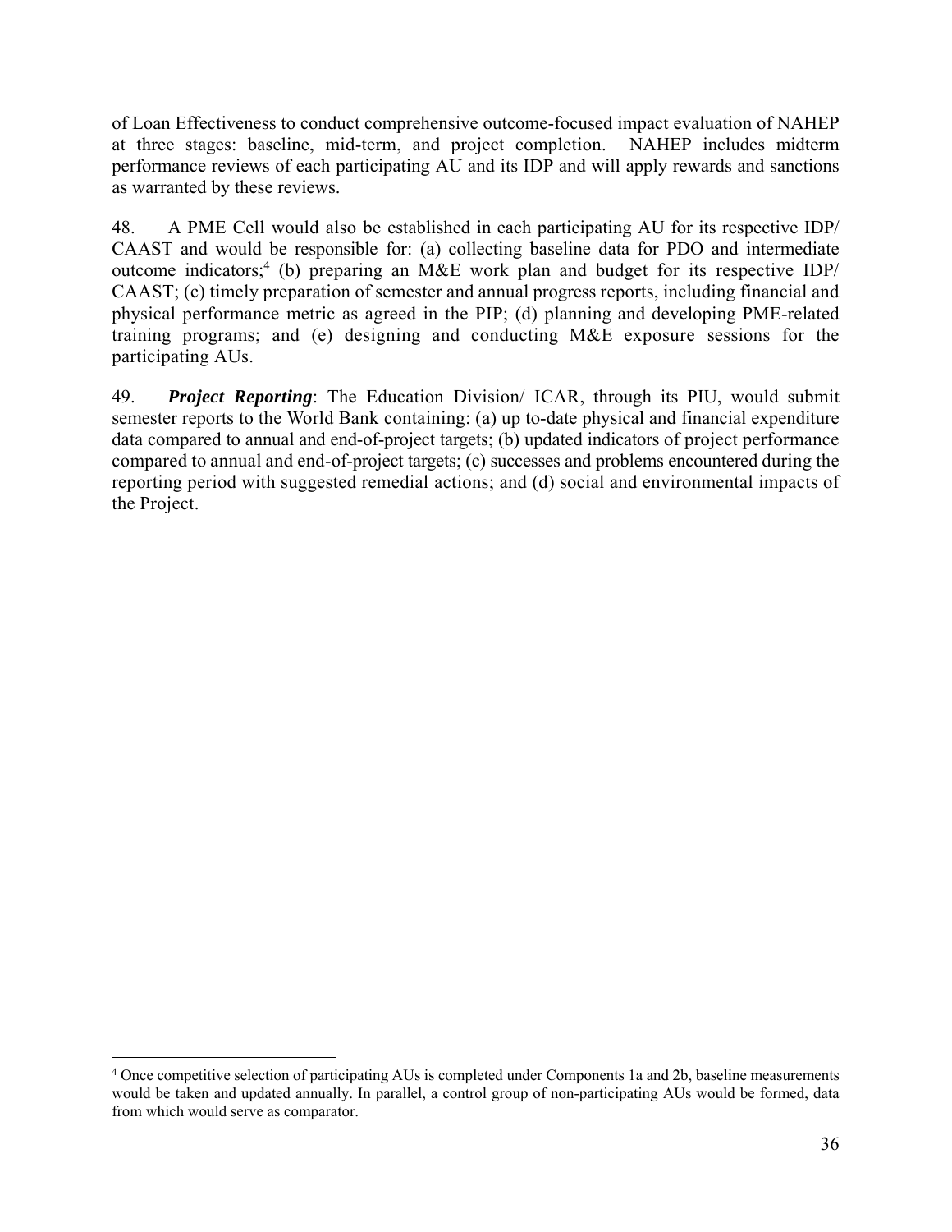of Loan Effectiveness to conduct comprehensive outcome-focused impact evaluation of NAHEP at three stages: baseline, mid-term, and project completion. NAHEP includes midterm performance reviews of each participating AU and its IDP and will apply rewards and sanctions as warranted by these reviews.

48. A PME Cell would also be established in each participating AU for its respective IDP/ CAAST and would be responsible for: (a) collecting baseline data for PDO and intermediate outcome indicators;[4] (b) preparing an M&E work plan and budget for its respective IDP/ CAAST; (c) timely preparation of semester and annual progress reports, including financial and physical performance metric as agreed in the PIP; (d) planning and developing PME-related training programs; and (e) designing and conducting M&E exposure sessions for the participating AUs.

49. ***Project Reporting***: The Education Division/ ICAR, through its PIU, would submit semester reports to the World Bank containing: (a) up to-date physical and financial expenditure data compared to annual and end-of-project targets; (b) updated indicators of project performance compared to annual and end-of-project targets; (c) successes and problems encountered during the reporting period with suggested remedial actions; and (d) social and environmental impacts of the Project.

[4] Once competitive selection of participating AUs is completed under Components 1a and 2b, baseline measurements would be taken and updated annually. In parallel, a control group of non-participating AUs would be formed, data from which would serve as comparator.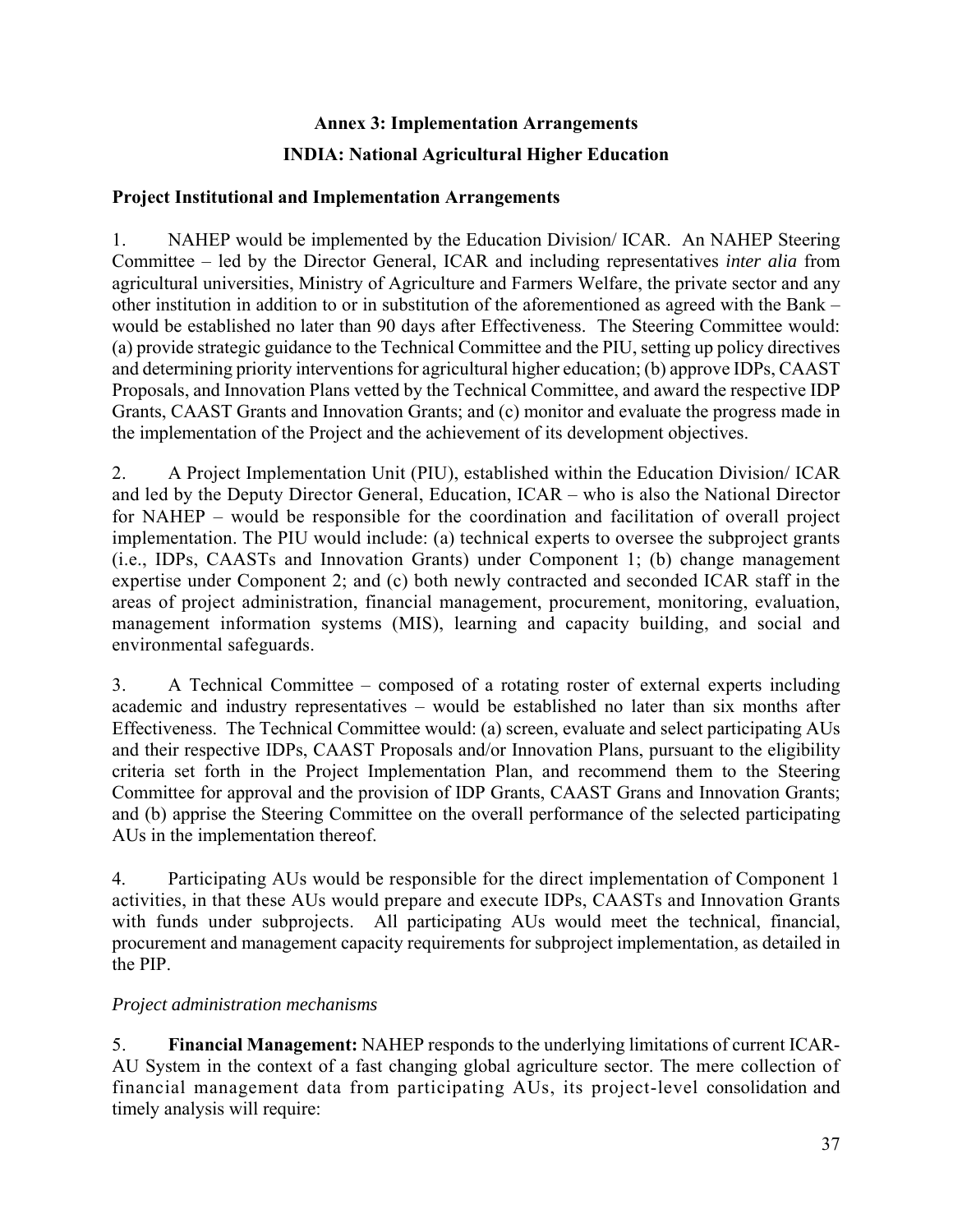# Annex 3: Implementation Arrangements

## INDIA: National Agricultural Higher Education

### Project Institutional and Implementation Arrangements

1. NAHEP would be implemented by the Education Division/ ICAR. An NAHEP Steering Committee – led by the Director General, ICAR and including representatives *inter alia* from agricultural universities, Ministry of Agriculture and Farmers Welfare, the private sector and any other institution in addition to or in substitution of the aforementioned as agreed with the Bank – would be established no later than 90 days after Effectiveness. The Steering Committee would: (a) provide strategic guidance to the Technical Committee and the PIU, setting up policy directives and determining priority interventions for agricultural higher education; (b) approve IDPs, CAAST Proposals, and Innovation Plans vetted by the Technical Committee, and award the respective IDP Grants, CAAST Grants and Innovation Grants; and (c) monitor and evaluate the progress made in the implementation of the Project and the achievement of its development objectives.

2. A Project Implementation Unit (PIU), established within the Education Division/ ICAR and led by the Deputy Director General, Education, ICAR – who is also the National Director for NAHEP – would be responsible for the coordination and facilitation of overall project implementation. The PIU would include: (a) technical experts to oversee the subproject grants (i.e., IDPs, CAASTs and Innovation Grants) under Component 1; (b) change management expertise under Component 2; and (c) both newly contracted and seconded ICAR staff in the areas of project administration, financial management, procurement, monitoring, evaluation, management information systems (MIS), learning and capacity building, and social and environmental safeguards.

3. A Technical Committee – composed of a rotating roster of external experts including academic and industry representatives – would be established no later than six months after Effectiveness. The Technical Committee would: (a) screen, evaluate and select participating AUs and their respective IDPs, CAAST Proposals and/or Innovation Plans, pursuant to the eligibility criteria set forth in the Project Implementation Plan, and recommend them to the Steering Committee for approval and the provision of IDP Grants, CAAST Grans and Innovation Grants; and (b) apprise the Steering Committee on the overall performance of the selected participating AUs in the implementation thereof.

4. Participating AUs would be responsible for the direct implementation of Component 1 activities, in that these AUs would prepare and execute IDPs, CAASTs and Innovation Grants with funds under subprojects. All participating AUs would meet the technical, financial, procurement and management capacity requirements for subproject implementation, as detailed in the PIP.

*Project administration mechanisms*

5. **Financial Management:** NAHEP responds to the underlying limitations of current ICAR-AU System in the context of a fast changing global agriculture sector. The mere collection of financial management data from participating AUs, its project-level consolidation and timely analysis will require: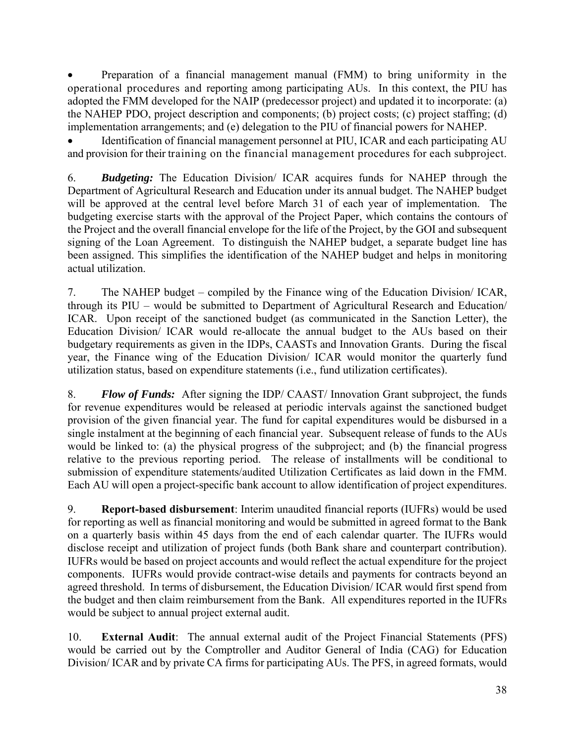- Preparation of a financial management manual (FMM) to bring uniformity in the operational procedures and reporting among participating AUs. In this context, the PIU has adopted the FMM developed for the NAIP (predecessor project) and updated it to incorporate: (a) the NAHEP PDO, project description and components; (b) project costs; (c) project staffing; (d) implementation arrangements; and (e) delegation to the PIU of financial powers for NAHEP.
- Identification of financial management personnel at PIU, ICAR and each participating AU and provision for their training on the financial management procedures for each subproject.

6. ***Budgeting:*** The Education Division/ ICAR acquires funds for NAHEP through the Department of Agricultural Research and Education under its annual budget. The NAHEP budget will be approved at the central level before March 31 of each year of implementation. The budgeting exercise starts with the approval of the Project Paper, which contains the contours of the Project and the overall financial envelope for the life of the Project, by the GOI and subsequent signing of the Loan Agreement. To distinguish the NAHEP budget, a separate budget line has been assigned. This simplifies the identification of the NAHEP budget and helps in monitoring actual utilization.

7. The NAHEP budget – compiled by the Finance wing of the Education Division/ ICAR, through its PIU – would be submitted to Department of Agricultural Research and Education/ ICAR. Upon receipt of the sanctioned budget (as communicated in the Sanction Letter), the Education Division/ ICAR would re-allocate the annual budget to the AUs based on their budgetary requirements as given in the IDPs, CAASTs and Innovation Grants. During the fiscal year, the Finance wing of the Education Division/ ICAR would monitor the quarterly fund utilization status, based on expenditure statements (i.e., fund utilization certificates).

8. ***Flow of Funds:*** After signing the IDP/ CAAST/ Innovation Grant subproject, the funds for revenue expenditures would be released at periodic intervals against the sanctioned budget provision of the given financial year. The fund for capital expenditures would be disbursed in a single instalment at the beginning of each financial year. Subsequent release of funds to the AUs would be linked to: (a) the physical progress of the subproject; and (b) the financial progress relative to the previous reporting period. The release of installments will be conditional to submission of expenditure statements/audited Utilization Certificates as laid down in the FMM. Each AU will open a project-specific bank account to allow identification of project expenditures.

9. **Report-based disbursement**: Interim unaudited financial reports (IUFRs) would be used for reporting as well as financial monitoring and would be submitted in agreed format to the Bank on a quarterly basis within 45 days from the end of each calendar quarter. The IUFRs would disclose receipt and utilization of project funds (both Bank share and counterpart contribution). IUFRs would be based on project accounts and would reflect the actual expenditure for the project components. IUFRs would provide contract-wise details and payments for contracts beyond an agreed threshold. In terms of disbursement, the Education Division/ ICAR would first spend from the budget and then claim reimbursement from the Bank. All expenditures reported in the IUFRs would be subject to annual project external audit.

10. **External Audit**: The annual external audit of the Project Financial Statements (PFS) would be carried out by the Comptroller and Auditor General of India (CAG) for Education Division/ ICAR and by private CA firms for participating AUs. The PFS, in agreed formats, would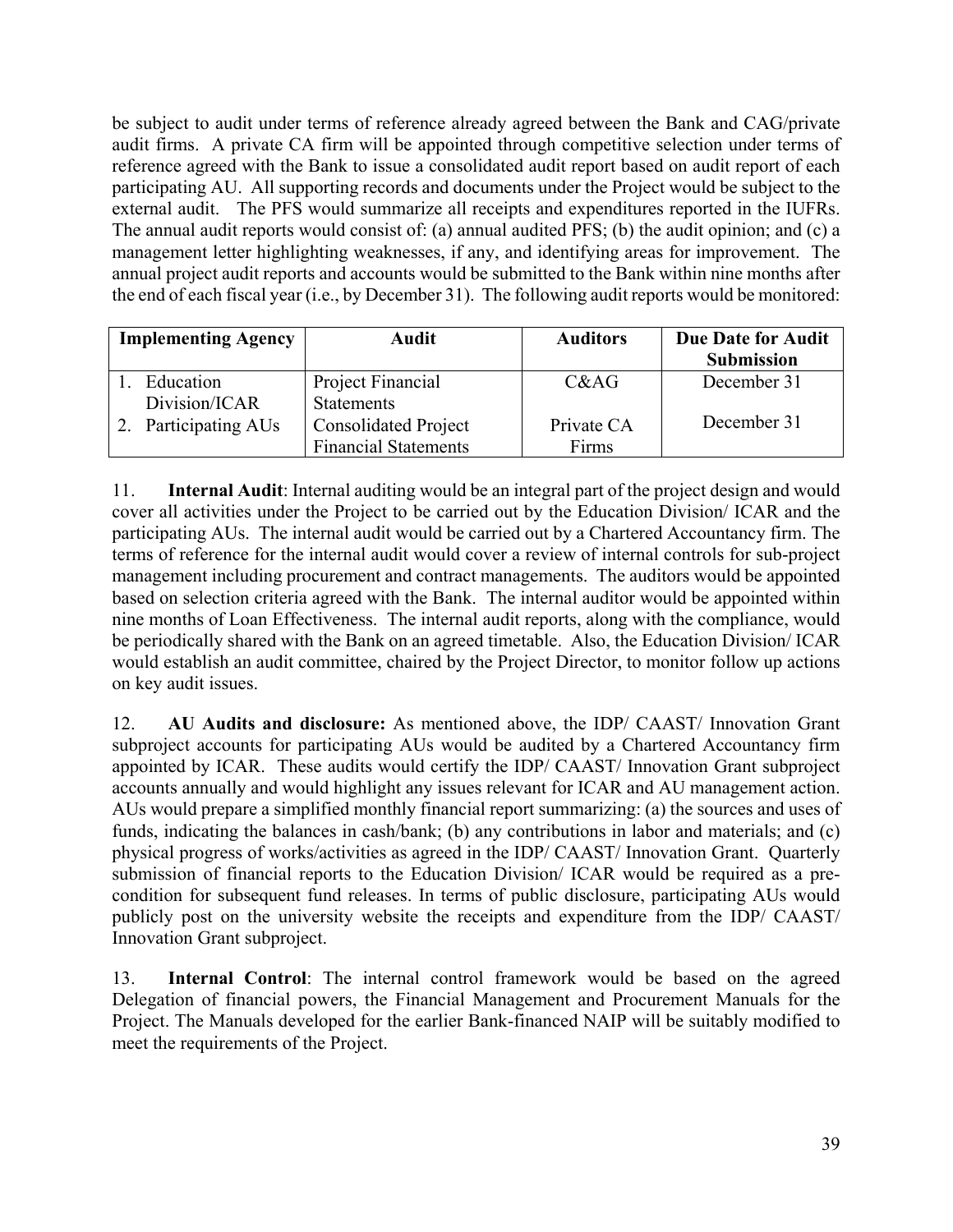be subject to audit under terms of reference already agreed between the Bank and CAG/private audit firms. A private CA firm will be appointed through competitive selection under terms of reference agreed with the Bank to issue a consolidated audit report based on audit report of each participating AU. All supporting records and documents under the Project would be subject to the external audit. The PFS would summarize all receipts and expenditures reported in the IUFRs. The annual audit reports would consist of: (a) annual audited PFS; (b) the audit opinion; and (c) a management letter highlighting weaknesses, if any, and identifying areas for improvement. The annual project audit reports and accounts would be submitted to the Bank within nine months after the end of each fiscal year (i.e., by December 31). The following audit reports would be monitored:

| Implementing Agency | Audit | Auditors | Due Date for Audit Submission |
|---|---|---|---|
| 1. Education Division/ICAR | Project Financial Statements | C&AG | December 31 |
| 2. Participating AUs | Consolidated Project Financial Statements | Private CA Firms | December 31 |

11. **Internal Audit**: Internal auditing would be an integral part of the project design and would cover all activities under the Project to be carried out by the Education Division/ ICAR and the participating AUs. The internal audit would be carried out by a Chartered Accountancy firm. The terms of reference for the internal audit would cover a review of internal controls for sub-project management including procurement and contract managements. The auditors would be appointed based on selection criteria agreed with the Bank. The internal auditor would be appointed within nine months of Loan Effectiveness. The internal audit reports, along with the compliance, would be periodically shared with the Bank on an agreed timetable. Also, the Education Division/ ICAR would establish an audit committee, chaired by the Project Director, to monitor follow up actions on key audit issues.

12. **AU Audits and disclosure:** As mentioned above, the IDP/ CAAST/ Innovation Grant subproject accounts for participating AUs would be audited by a Chartered Accountancy firm appointed by ICAR. These audits would certify the IDP/ CAAST/ Innovation Grant subproject accounts annually and would highlight any issues relevant for ICAR and AU management action. AUs would prepare a simplified monthly financial report summarizing: (a) the sources and uses of funds, indicating the balances in cash/bank; (b) any contributions in labor and materials; and (c) physical progress of works/activities as agreed in the IDP/ CAAST/ Innovation Grant. Quarterly submission of financial reports to the Education Division/ ICAR would be required as a pre-condition for subsequent fund releases. In terms of public disclosure, participating AUs would publicly post on the university website the receipts and expenditure from the IDP/ CAAST/ Innovation Grant subproject.

13. **Internal Control**: The internal control framework would be based on the agreed Delegation of financial powers, the Financial Management and Procurement Manuals for the Project. The Manuals developed for the earlier Bank-financed NAIP will be suitably modified to meet the requirements of the Project.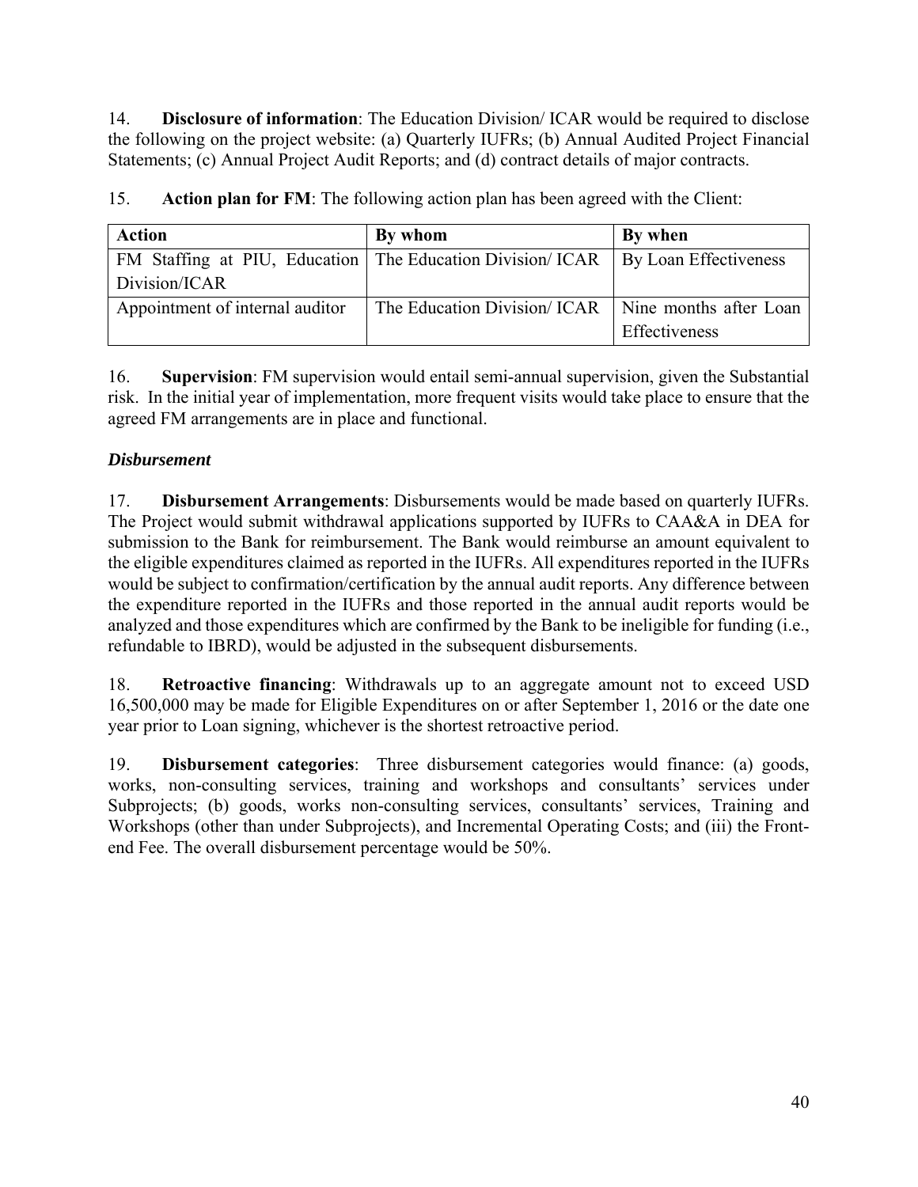14. **Disclosure of information**: The Education Division/ ICAR would be required to disclose the following on the project website: (a) Quarterly IUFRs; (b) Annual Audited Project Financial Statements; (c) Annual Project Audit Reports; and (d) contract details of major contracts.

15. **Action plan for FM**: The following action plan has been agreed with the Client:

| **Action** | **By whom** | **By when** |
|---|---|---|
| FM Staffing at PIU, Education Division/ICAR | The Education Division/ ICAR | By Loan Effectiveness |
| Appointment of internal auditor | The Education Division/ ICAR | Nine months after Loan Effectiveness |

16. **Supervision**: FM supervision would entail semi-annual supervision, given the Substantial risk. In the initial year of implementation, more frequent visits would take place to ensure that the agreed FM arrangements are in place and functional.

### *Disbursement*

17. **Disbursement Arrangements**: Disbursements would be made based on quarterly IUFRs. The Project would submit withdrawal applications supported by IUFRs to CAA&A in DEA for submission to the Bank for reimbursement. The Bank would reimburse an amount equivalent to the eligible expenditures claimed as reported in the IUFRs. All expenditures reported in the IUFRs would be subject to confirmation/certification by the annual audit reports. Any difference between the expenditure reported in the IUFRs and those reported in the annual audit reports would be analyzed and those expenditures which are confirmed by the Bank to be ineligible for funding (i.e., refundable to IBRD), would be adjusted in the subsequent disbursements.

18. **Retroactive financing**: Withdrawals up to an aggregate amount not to exceed USD 16,500,000 may be made for Eligible Expenditures on or after September 1, 2016 or the date one year prior to Loan signing, whichever is the shortest retroactive period.

19. **Disbursement categories**: Three disbursement categories would finance: (a) goods, works, non-consulting services, training and workshops and consultants' services under Subprojects; (b) goods, works non-consulting services, consultants' services, Training and Workshops (other than under Subprojects), and Incremental Operating Costs; and (iii) the Front-end Fee. The overall disbursement percentage would be 50%.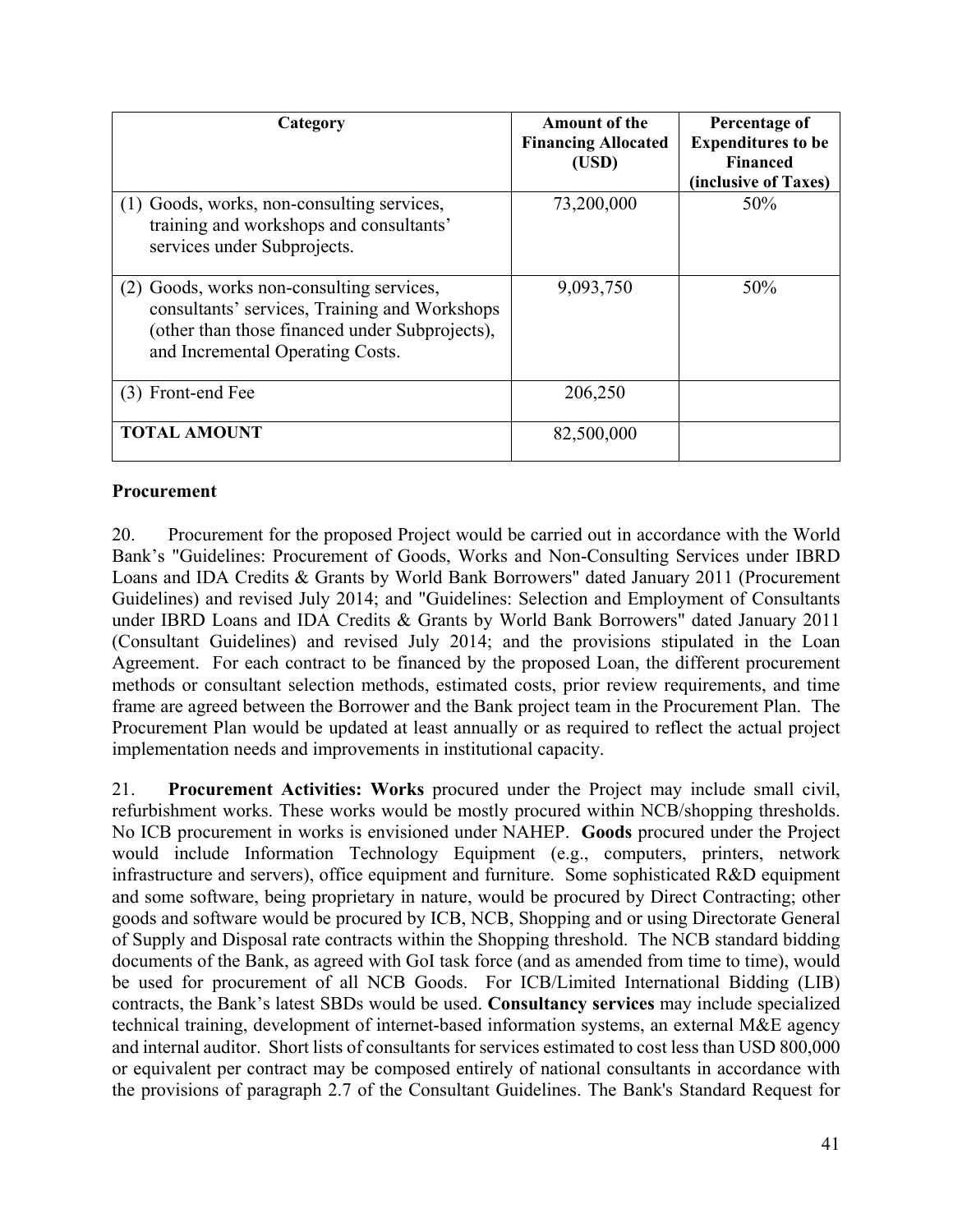| Category | Amount of the Financing Allocated (USD) | Percentage of Expenditures to be Financed (inclusive of Taxes) |
|---|---|---|
| (1) Goods, works, non-consulting services, training and workshops and consultants' services under Subprojects. | 73,200,000 | 50% |
| (2) Goods, works non-consulting services, consultants' services, Training and Workshops (other than those financed under Subprojects), and Incremental Operating Costs. | 9,093,750 | 50% |
| (3) Front-end Fee | 206,250 | |
| **TOTAL AMOUNT** | 82,500,000 | |

**Procurement**

20. Procurement for the proposed Project would be carried out in accordance with the World Bank's "Guidelines: Procurement of Goods, Works and Non-Consulting Services under IBRD Loans and IDA Credits & Grants by World Bank Borrowers" dated January 2011 (Procurement Guidelines) and revised July 2014; and "Guidelines: Selection and Employment of Consultants under IBRD Loans and IDA Credits & Grants by World Bank Borrowers" dated January 2011 (Consultant Guidelines) and revised July 2014; and the provisions stipulated in the Loan Agreement. For each contract to be financed by the proposed Loan, the different procurement methods or consultant selection methods, estimated costs, prior review requirements, and time frame are agreed between the Borrower and the Bank project team in the Procurement Plan. The Procurement Plan would be updated at least annually or as required to reflect the actual project implementation needs and improvements in institutional capacity.

21. **Procurement Activities: Works** procured under the Project may include small civil, refurbishment works. These works would be mostly procured within NCB/shopping thresholds. No ICB procurement in works is envisioned under NAHEP. **Goods** procured under the Project would include Information Technology Equipment (e.g., computers, printers, network infrastructure and servers), office equipment and furniture. Some sophisticated R&D equipment and some software, being proprietary in nature, would be procured by Direct Contracting; other goods and software would be procured by ICB, NCB, Shopping and or using Directorate General of Supply and Disposal rate contracts within the Shopping threshold. The NCB standard bidding documents of the Bank, as agreed with GoI task force (and as amended from time to time), would be used for procurement of all NCB Goods. For ICB/Limited International Bidding (LIB) contracts, the Bank's latest SBDs would be used. **Consultancy services** may include specialized technical training, development of internet-based information systems, an external M&E agency and internal auditor. Short lists of consultants for services estimated to cost less than USD 800,000 or equivalent per contract may be composed entirely of national consultants in accordance with the provisions of paragraph 2.7 of the Consultant Guidelines. The Bank's Standard Request for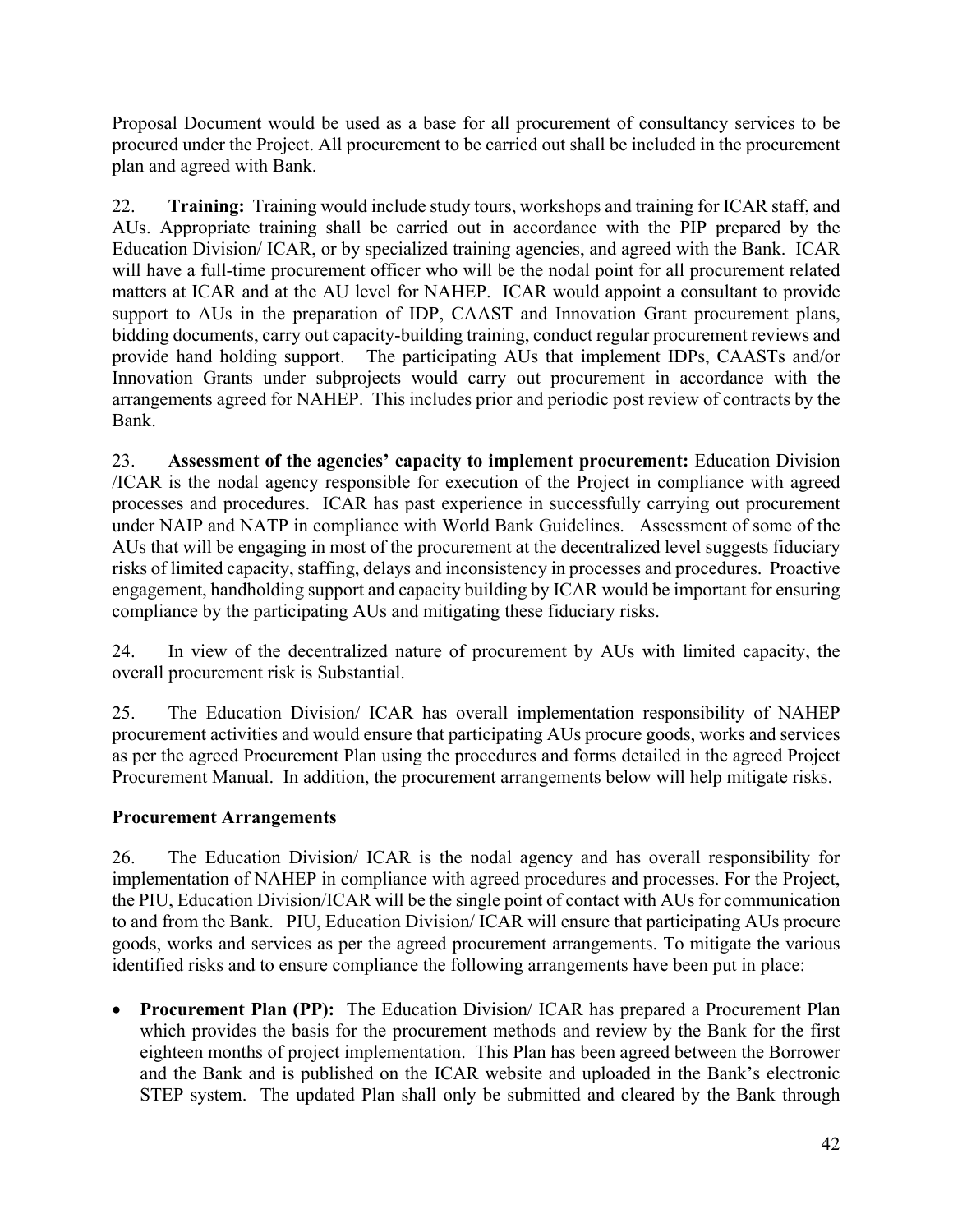Proposal Document would be used as a base for all procurement of consultancy services to be procured under the Project. All procurement to be carried out shall be included in the procurement plan and agreed with Bank.

22. **Training:** Training would include study tours, workshops and training for ICAR staff, and AUs. Appropriate training shall be carried out in accordance with the PIP prepared by the Education Division/ ICAR, or by specialized training agencies, and agreed with the Bank. ICAR will have a full-time procurement officer who will be the nodal point for all procurement related matters at ICAR and at the AU level for NAHEP. ICAR would appoint a consultant to provide support to AUs in the preparation of IDP, CAAST and Innovation Grant procurement plans, bidding documents, carry out capacity-building training, conduct regular procurement reviews and provide hand holding support. The participating AUs that implement IDPs, CAASTs and/or Innovation Grants under subprojects would carry out procurement in accordance with the arrangements agreed for NAHEP. This includes prior and periodic post review of contracts by the Bank.

23. **Assessment of the agencies' capacity to implement procurement:** Education Division /ICAR is the nodal agency responsible for execution of the Project in compliance with agreed processes and procedures. ICAR has past experience in successfully carrying out procurement under NAIP and NATP in compliance with World Bank Guidelines. Assessment of some of the AUs that will be engaging in most of the procurement at the decentralized level suggests fiduciary risks of limited capacity, staffing, delays and inconsistency in processes and procedures. Proactive engagement, handholding support and capacity building by ICAR would be important for ensuring compliance by the participating AUs and mitigating these fiduciary risks.

24. In view of the decentralized nature of procurement by AUs with limited capacity, the overall procurement risk is Substantial.

25. The Education Division/ ICAR has overall implementation responsibility of NAHEP procurement activities and would ensure that participating AUs procure goods, works and services as per the agreed Procurement Plan using the procedures and forms detailed in the agreed Project Procurement Manual. In addition, the procurement arrangements below will help mitigate risks.

**Procurement Arrangements**

26. The Education Division/ ICAR is the nodal agency and has overall responsibility for implementation of NAHEP in compliance with agreed procedures and processes. For the Project, the PIU, Education Division/ICAR will be the single point of contact with AUs for communication to and from the Bank. PIU, Education Division/ ICAR will ensure that participating AUs procure goods, works and services as per the agreed procurement arrangements. To mitigate the various identified risks and to ensure compliance the following arrangements have been put in place:

- **Procurement Plan (PP):** The Education Division/ ICAR has prepared a Procurement Plan which provides the basis for the procurement methods and review by the Bank for the first eighteen months of project implementation. This Plan has been agreed between the Borrower and the Bank and is published on the ICAR website and uploaded in the Bank's electronic STEP system. The updated Plan shall only be submitted and cleared by the Bank through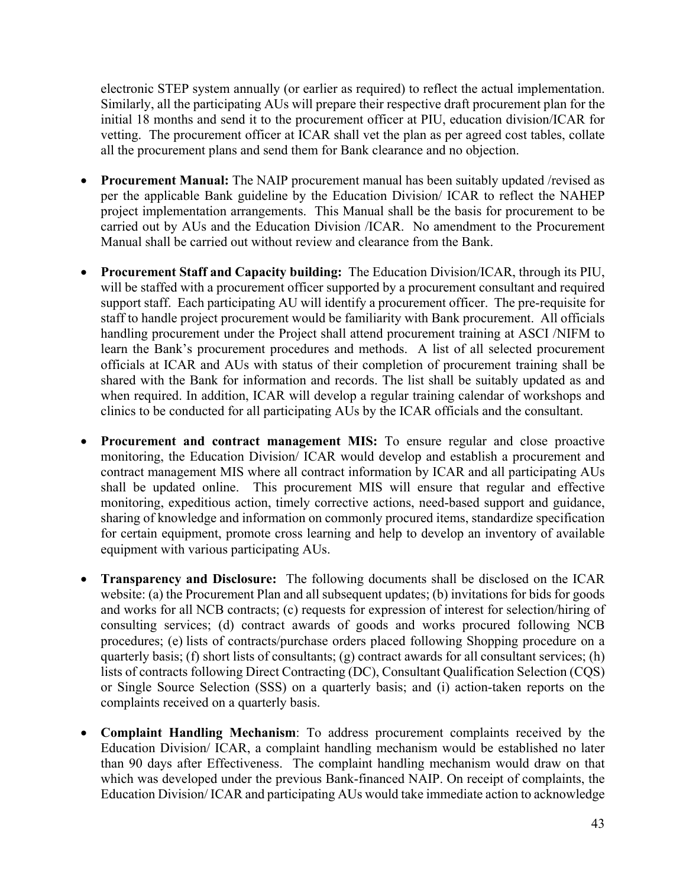electronic STEP system annually (or earlier as required) to reflect the actual implementation. Similarly, all the participating AUs will prepare their respective draft procurement plan for the initial 18 months and send it to the procurement officer at PIU, education division/ICAR for vetting. The procurement officer at ICAR shall vet the plan as per agreed cost tables, collate all the procurement plans and send them for Bank clearance and no objection.

- **Procurement Manual:** The NAIP procurement manual has been suitably updated /revised as per the applicable Bank guideline by the Education Division/ ICAR to reflect the NAHEP project implementation arrangements. This Manual shall be the basis for procurement to be carried out by AUs and the Education Division /ICAR. No amendment to the Procurement Manual shall be carried out without review and clearance from the Bank.

- **Procurement Staff and Capacity building:** The Education Division/ICAR, through its PIU, will be staffed with a procurement officer supported by a procurement consultant and required support staff. Each participating AU will identify a procurement officer. The pre-requisite for staff to handle project procurement would be familiarity with Bank procurement. All officials handling procurement under the Project shall attend procurement training at ASCI /NIFM to learn the Bank's procurement procedures and methods. A list of all selected procurement officials at ICAR and AUs with status of their completion of procurement training shall be shared with the Bank for information and records. The list shall be suitably updated as and when required. In addition, ICAR will develop a regular training calendar of workshops and clinics to be conducted for all participating AUs by the ICAR officials and the consultant.

- **Procurement and contract management MIS:** To ensure regular and close proactive monitoring, the Education Division/ ICAR would develop and establish a procurement and contract management MIS where all contract information by ICAR and all participating AUs shall be updated online. This procurement MIS will ensure that regular and effective monitoring, expeditious action, timely corrective actions, need-based support and guidance, sharing of knowledge and information on commonly procured items, standardize specification for certain equipment, promote cross learning and help to develop an inventory of available equipment with various participating AUs.

- **Transparency and Disclosure:** The following documents shall be disclosed on the ICAR website: (a) the Procurement Plan and all subsequent updates; (b) invitations for bids for goods and works for all NCB contracts; (c) requests for expression of interest for selection/hiring of consulting services; (d) contract awards of goods and works procured following NCB procedures; (e) lists of contracts/purchase orders placed following Shopping procedure on a quarterly basis; (f) short lists of consultants; (g) contract awards for all consultant services; (h) lists of contracts following Direct Contracting (DC), Consultant Qualification Selection (CQS) or Single Source Selection (SSS) on a quarterly basis; and (i) action-taken reports on the complaints received on a quarterly basis.

- **Complaint Handling Mechanism**: To address procurement complaints received by the Education Division/ ICAR, a complaint handling mechanism would be established no later than 90 days after Effectiveness. The complaint handling mechanism would draw on that which was developed under the previous Bank-financed NAIP. On receipt of complaints, the Education Division/ ICAR and participating AUs would take immediate action to acknowledge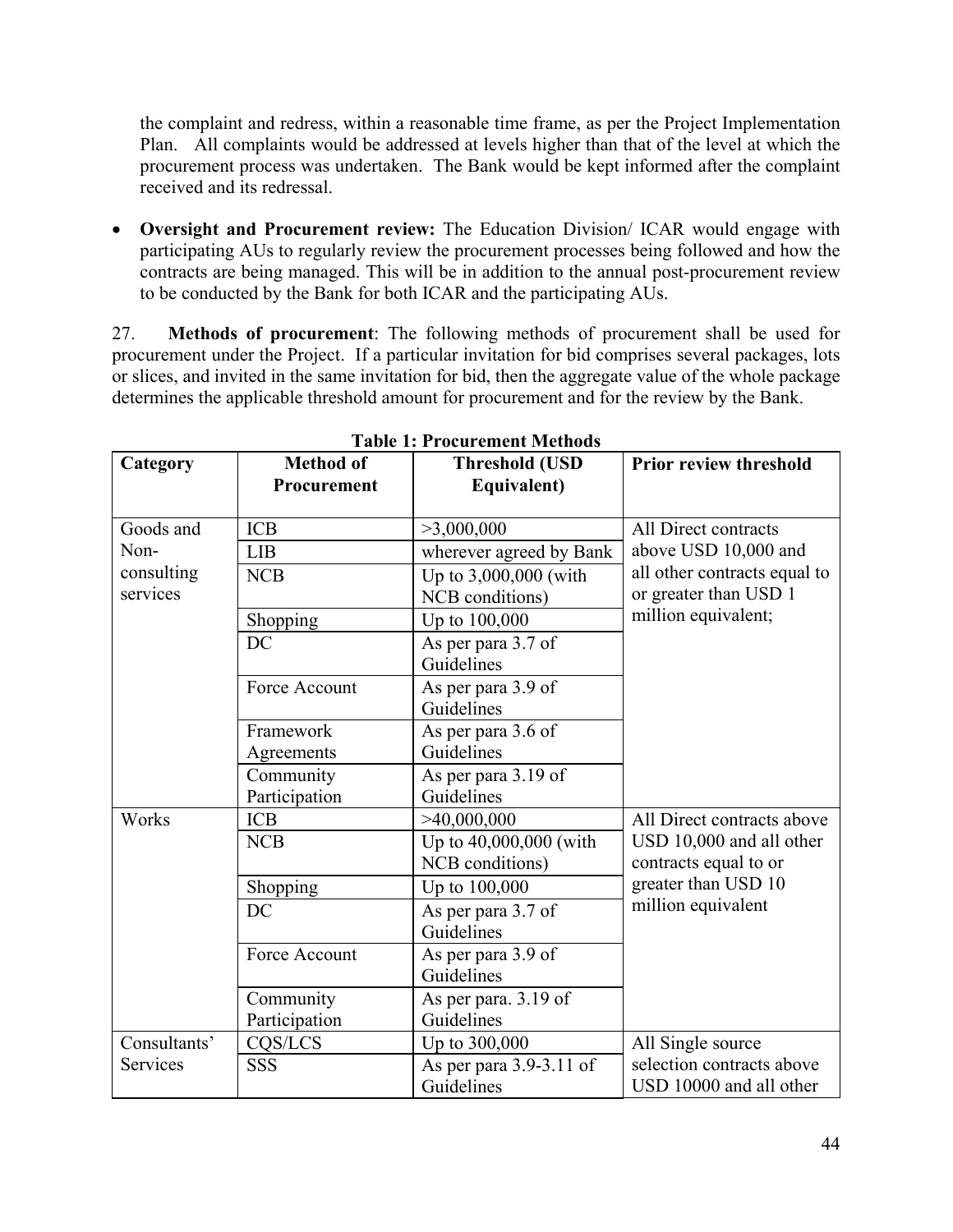the complaint and redress, within a reasonable time frame, as per the Project Implementation Plan. All complaints would be addressed at levels higher than that of the level at which the procurement process was undertaken. The Bank would be kept informed after the complaint received and its redressal.

- **Oversight and Procurement review:** The Education Division/ ICAR would engage with participating AUs to regularly review the procurement processes being followed and how the contracts are being managed. This will be in addition to the annual post-procurement review to be conducted by the Bank for both ICAR and the participating AUs.

27. **Methods of procurement**: The following methods of procurement shall be used for procurement under the Project. If a particular invitation for bid comprises several packages, lots or slices, and invited in the same invitation for bid, then the aggregate value of the whole package determines the applicable threshold amount for procurement and for the review by the Bank.

**Table 1: Procurement Methods**

| Category | Method of Procurement | Threshold (USD Equivalent) | Prior review threshold |
|---|---|---|---|
| Goods and Non-consulting services | ICB | >3,000,000 | All Direct contracts above USD 10,000 and all other contracts equal to or greater than USD 1 million equivalent; |
| | LIB | wherever agreed by Bank | |
| | NCB | Up to 3,000,000 (with NCB conditions) | |
| | Shopping | Up to 100,000 | |
| | DC | As per para 3.7 of Guidelines | |
| | Force Account | As per para 3.9 of Guidelines | |
| | Framework Agreements | As per para 3.6 of Guidelines | |
| | Community Participation | As per para 3.19 of Guidelines | |
| Works | ICB | >40,000,000 | All Direct contracts above USD 10,000 and all other contracts equal to or greater than USD 10 million equivalent |
| | NCB | Up to 40,000,000 (with NCB conditions) | |
| | Shopping | Up to 100,000 | |
| | DC | As per para 3.7 of Guidelines | |
| | Force Account | As per para 3.9 of Guidelines | |
| | Community Participation | As per para. 3.19 of Guidelines | |
| Consultants' Services | CQS/LCS | Up to 300,000 | All Single source selection contracts above USD 10000 and all other |
| | SSS | As per para 3.9-3.11 of Guidelines | |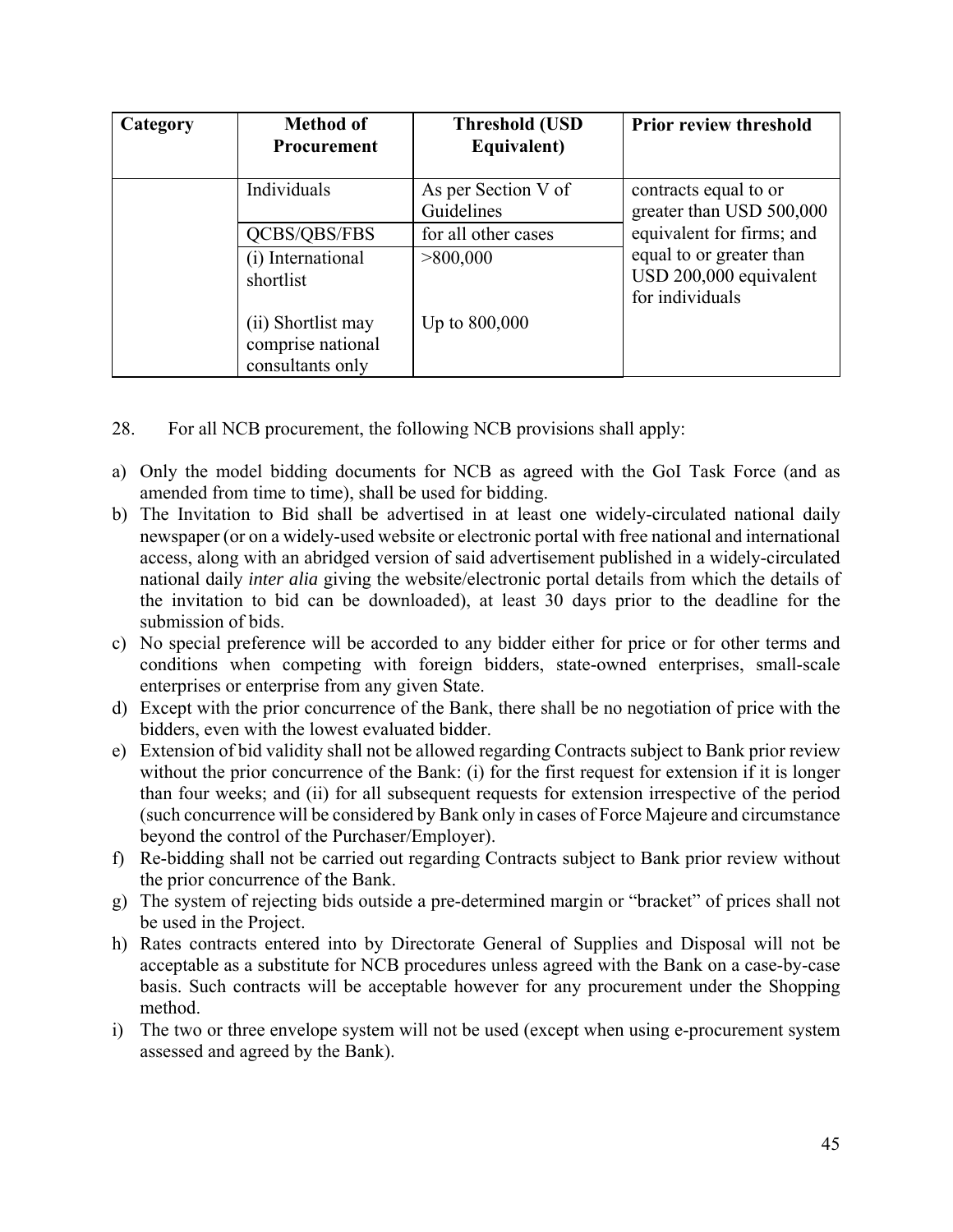| Category | Method of Procurement | Threshold (USD Equivalent) | Prior review threshold |
|---|---|---|---|
| | Individuals | As per Section V of Guidelines | contracts equal to or greater than USD 500,000 equivalent for firms; and equal to or greater than USD 200,000 equivalent for individuals |
| | QCBS/QBS/FBS | for all other cases | |
| | (i) International shortlist | >800,000 | |
| | (ii) Shortlist may comprise national consultants only | Up to 800,000 | |

28. For all NCB procurement, the following NCB provisions shall apply:

a) Only the model bidding documents for NCB as agreed with the GoI Task Force (and as amended from time to time), shall be used for bidding.
b) The Invitation to Bid shall be advertised in at least one widely-circulated national daily newspaper (or on a widely-used website or electronic portal with free national and international access, along with an abridged version of said advertisement published in a widely-circulated national daily *inter alia* giving the website/electronic portal details from which the details of the invitation to bid can be downloaded), at least 30 days prior to the deadline for the submission of bids.
c) No special preference will be accorded to any bidder either for price or for other terms and conditions when competing with foreign bidders, state-owned enterprises, small-scale enterprises or enterprise from any given State.
d) Except with the prior concurrence of the Bank, there shall be no negotiation of price with the bidders, even with the lowest evaluated bidder.
e) Extension of bid validity shall not be allowed regarding Contracts subject to Bank prior review without the prior concurrence of the Bank: (i) for the first request for extension if it is longer than four weeks; and (ii) for all subsequent requests for extension irrespective of the period (such concurrence will be considered by Bank only in cases of Force Majeure and circumstance beyond the control of the Purchaser/Employer).
f) Re-bidding shall not be carried out regarding Contracts subject to Bank prior review without the prior concurrence of the Bank.
g) The system of rejecting bids outside a pre-determined margin or "bracket" of prices shall not be used in the Project.
h) Rates contracts entered into by Directorate General of Supplies and Disposal will not be acceptable as a substitute for NCB procedures unless agreed with the Bank on a case-by-case basis. Such contracts will be acceptable however for any procurement under the Shopping method.
i) The two or three envelope system will not be used (except when using e-procurement system assessed and agreed by the Bank).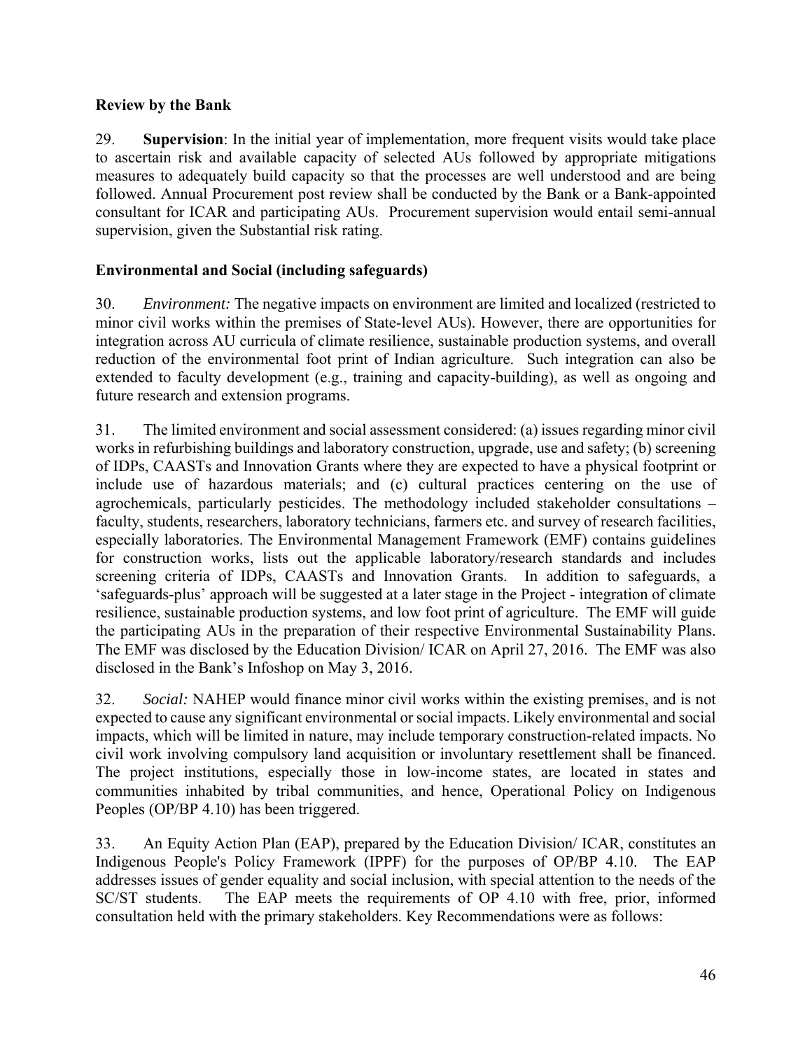### Review by the Bank

29. **Supervision**: In the initial year of implementation, more frequent visits would take place to ascertain risk and available capacity of selected AUs followed by appropriate mitigations measures to adequately build capacity so that the processes are well understood and are being followed. Annual Procurement post review shall be conducted by the Bank or a Bank-appointed consultant for ICAR and participating AUs. Procurement supervision would entail semi-annual supervision, given the Substantial risk rating.

### Environmental and Social (including safeguards)

30. *Environment:* The negative impacts on environment are limited and localized (restricted to minor civil works within the premises of State-level AUs). However, there are opportunities for integration across AU curricula of climate resilience, sustainable production systems, and overall reduction of the environmental foot print of Indian agriculture. Such integration can also be extended to faculty development (e.g., training and capacity-building), as well as ongoing and future research and extension programs.

31. The limited environment and social assessment considered: (a) issues regarding minor civil works in refurbishing buildings and laboratory construction, upgrade, use and safety; (b) screening of IDPs, CAASTs and Innovation Grants where they are expected to have a physical footprint or include use of hazardous materials; and (c) cultural practices centering on the use of agrochemicals, particularly pesticides. The methodology included stakeholder consultations – faculty, students, researchers, laboratory technicians, farmers etc. and survey of research facilities, especially laboratories. The Environmental Management Framework (EMF) contains guidelines for construction works, lists out the applicable laboratory/research standards and includes screening criteria of IDPs, CAASTs and Innovation Grants. In addition to safeguards, a 'safeguards-plus' approach will be suggested at a later stage in the Project - integration of climate resilience, sustainable production systems, and low foot print of agriculture. The EMF will guide the participating AUs in the preparation of their respective Environmental Sustainability Plans. The EMF was disclosed by the Education Division/ ICAR on April 27, 2016. The EMF was also disclosed in the Bank's Infoshop on May 3, 2016.

32. *Social:* NAHEP would finance minor civil works within the existing premises, and is not expected to cause any significant environmental or social impacts. Likely environmental and social impacts, which will be limited in nature, may include temporary construction-related impacts. No civil work involving compulsory land acquisition or involuntary resettlement shall be financed. The project institutions, especially those in low-income states, are located in states and communities inhabited by tribal communities, and hence, Operational Policy on Indigenous Peoples (OP/BP 4.10) has been triggered.

33. An Equity Action Plan (EAP), prepared by the Education Division/ ICAR, constitutes an Indigenous People's Policy Framework (IPPF) for the purposes of OP/BP 4.10. The EAP addresses issues of gender equality and social inclusion, with special attention to the needs of the SC/ST students. The EAP meets the requirements of OP 4.10 with free, prior, informed consultation held with the primary stakeholders. Key Recommendations were as follows: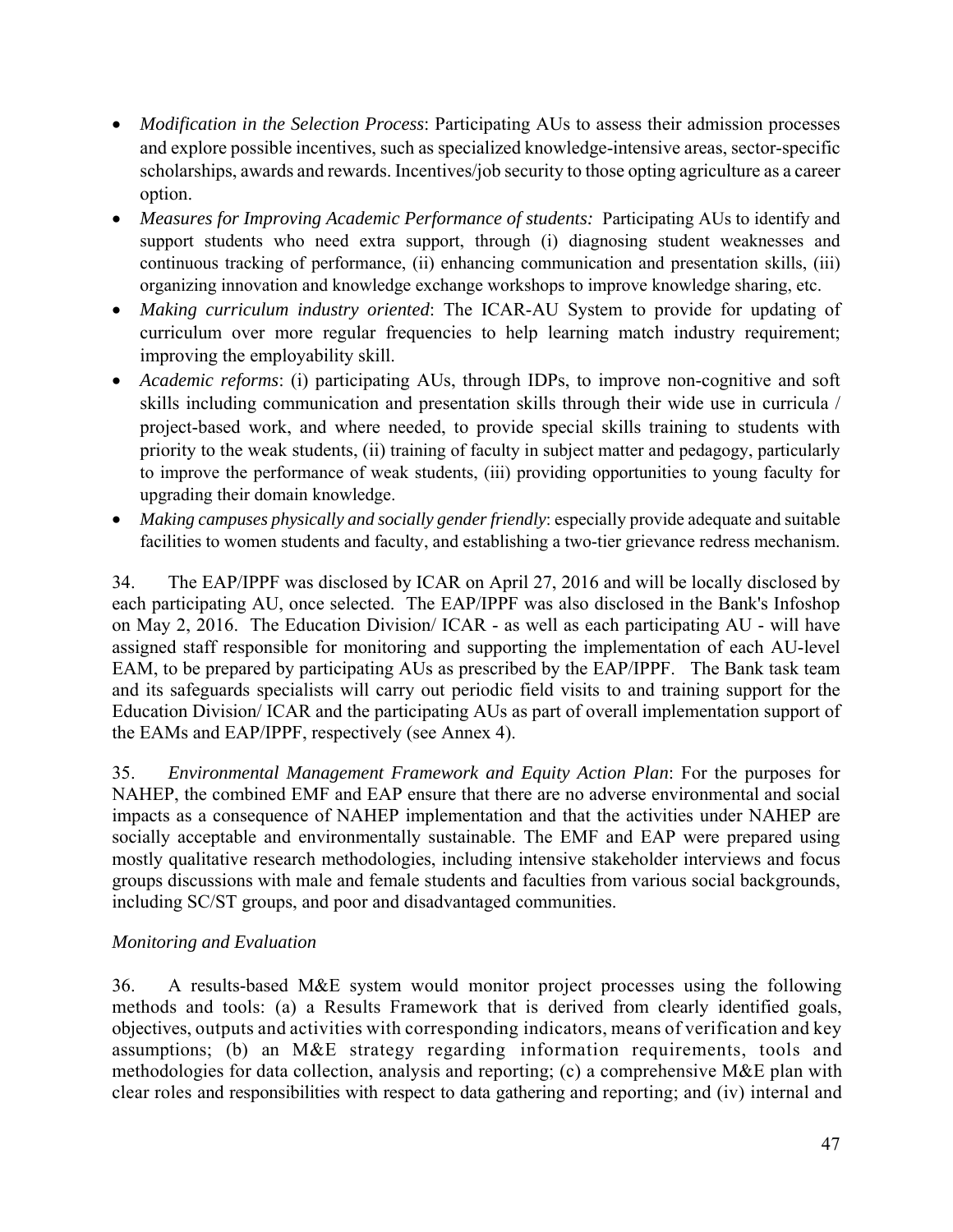- *Modification in the Selection Process*: Participating AUs to assess their admission processes and explore possible incentives, such as specialized knowledge-intensive areas, sector-specific scholarships, awards and rewards. Incentives/job security to those opting agriculture as a career option.
- *Measures for Improving Academic Performance of students:* Participating AUs to identify and support students who need extra support, through (i) diagnosing student weaknesses and continuous tracking of performance, (ii) enhancing communication and presentation skills, (iii) organizing innovation and knowledge exchange workshops to improve knowledge sharing, etc.
- *Making curriculum industry oriented*: The ICAR-AU System to provide for updating of curriculum over more regular frequencies to help learning match industry requirement; improving the employability skill.
- *Academic reforms*: (i) participating AUs, through IDPs, to improve non-cognitive and soft skills including communication and presentation skills through their wide use in curricula / project-based work, and where needed, to provide special skills training to students with priority to the weak students, (ii) training of faculty in subject matter and pedagogy, particularly to improve the performance of weak students, (iii) providing opportunities to young faculty for upgrading their domain knowledge.
- *Making campuses physically and socially gender friendly*: especially provide adequate and suitable facilities to women students and faculty, and establishing a two-tier grievance redress mechanism.

34. The EAP/IPPF was disclosed by ICAR on April 27, 2016 and will be locally disclosed by each participating AU, once selected. The EAP/IPPF was also disclosed in the Bank's Infoshop on May 2, 2016. The Education Division/ ICAR - as well as each participating AU - will have assigned staff responsible for monitoring and supporting the implementation of each AU-level EAM, to be prepared by participating AUs as prescribed by the EAP/IPPF. The Bank task team and its safeguards specialists will carry out periodic field visits to and training support for the Education Division/ ICAR and the participating AUs as part of overall implementation support of the EAMs and EAP/IPPF, respectively (see Annex 4).

35. *Environmental Management Framework and Equity Action Plan*: For the purposes for NAHEP, the combined EMF and EAP ensure that there are no adverse environmental and social impacts as a consequence of NAHEP implementation and that the activities under NAHEP are socially acceptable and environmentally sustainable. The EMF and EAP were prepared using mostly qualitative research methodologies, including intensive stakeholder interviews and focus groups discussions with male and female students and faculties from various social backgrounds, including SC/ST groups, and poor and disadvantaged communities.

*Monitoring and Evaluation*

36. A results-based M&E system would monitor project processes using the following methods and tools: (a) a Results Framework that is derived from clearly identified goals, objectives, outputs and activities with corresponding indicators, means of verification and key assumptions; (b) an M&E strategy regarding information requirements, tools and methodologies for data collection, analysis and reporting; (c) a comprehensive M&E plan with clear roles and responsibilities with respect to data gathering and reporting; and (iv) internal and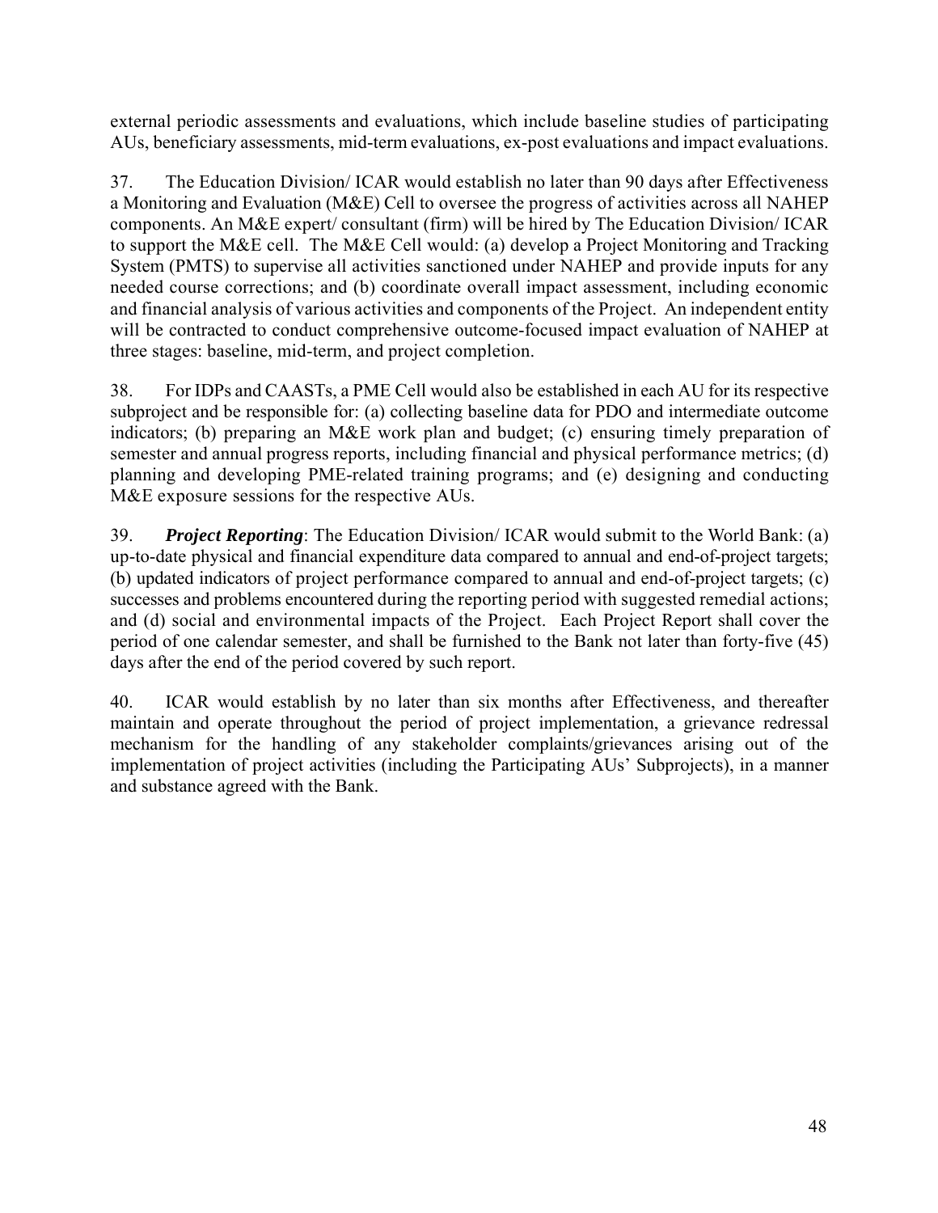external periodic assessments and evaluations, which include baseline studies of participating AUs, beneficiary assessments, mid-term evaluations, ex-post evaluations and impact evaluations.

37. The Education Division/ ICAR would establish no later than 90 days after Effectiveness a Monitoring and Evaluation (M&E) Cell to oversee the progress of activities across all NAHEP components. An M&E expert/ consultant (firm) will be hired by The Education Division/ ICAR to support the M&E cell. The M&E Cell would: (a) develop a Project Monitoring and Tracking System (PMTS) to supervise all activities sanctioned under NAHEP and provide inputs for any needed course corrections; and (b) coordinate overall impact assessment, including economic and financial analysis of various activities and components of the Project. An independent entity will be contracted to conduct comprehensive outcome-focused impact evaluation of NAHEP at three stages: baseline, mid-term, and project completion.

38. For IDPs and CAASTs, a PME Cell would also be established in each AU for its respective subproject and be responsible for: (a) collecting baseline data for PDO and intermediate outcome indicators; (b) preparing an M&E work plan and budget; (c) ensuring timely preparation of semester and annual progress reports, including financial and physical performance metrics; (d) planning and developing PME-related training programs; and (e) designing and conducting M&E exposure sessions for the respective AUs.

39. ***Project Reporting***: The Education Division/ ICAR would submit to the World Bank: (a) up-to-date physical and financial expenditure data compared to annual and end-of-project targets; (b) updated indicators of project performance compared to annual and end-of-project targets; (c) successes and problems encountered during the reporting period with suggested remedial actions; and (d) social and environmental impacts of the Project. Each Project Report shall cover the period of one calendar semester, and shall be furnished to the Bank not later than forty-five (45) days after the end of the period covered by such report.

40. ICAR would establish by no later than six months after Effectiveness, and thereafter maintain and operate throughout the period of project implementation, a grievance redressal mechanism for the handling of any stakeholder complaints/grievances arising out of the implementation of project activities (including the Participating AUs' Subprojects), in a manner and substance agreed with the Bank.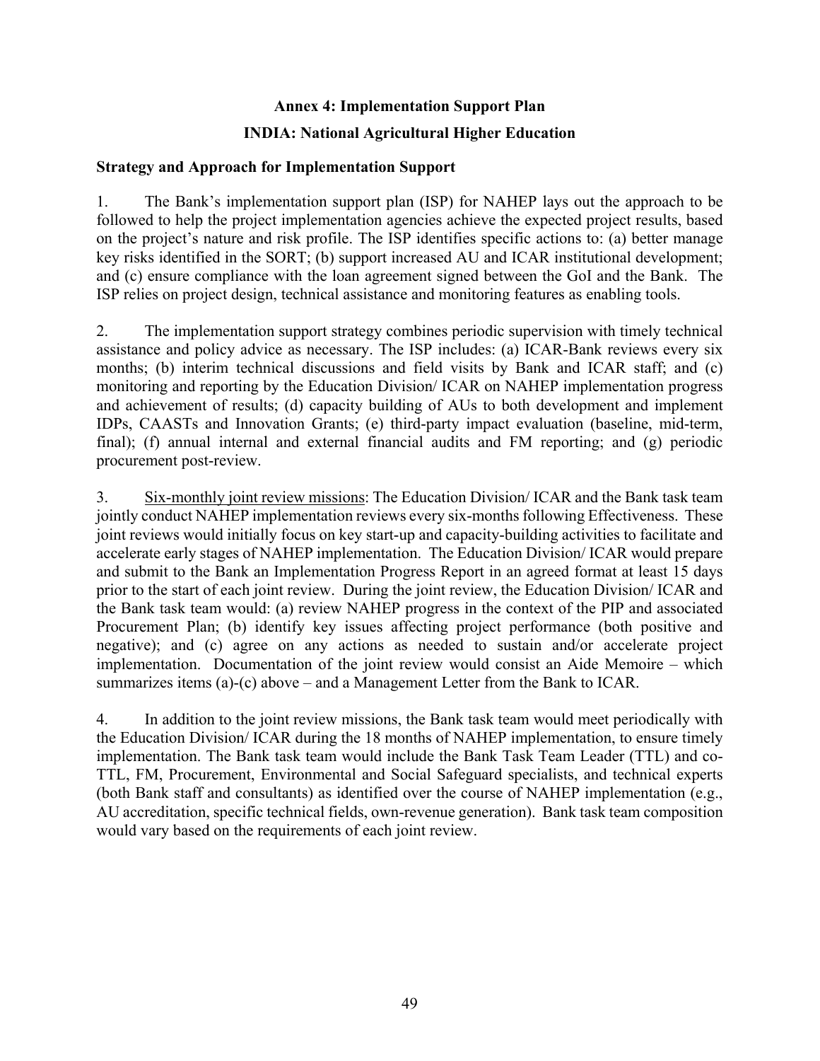## Annex 4: Implementation Support Plan

## INDIA: National Agricultural Higher Education

### Strategy and Approach for Implementation Support

1. The Bank's implementation support plan (ISP) for NAHEP lays out the approach to be followed to help the project implementation agencies achieve the expected project results, based on the project's nature and risk profile. The ISP identifies specific actions to: (a) better manage key risks identified in the SORT; (b) support increased AU and ICAR institutional development; and (c) ensure compliance with the loan agreement signed between the GoI and the Bank. The ISP relies on project design, technical assistance and monitoring features as enabling tools.

2. The implementation support strategy combines periodic supervision with timely technical assistance and policy advice as necessary. The ISP includes: (a) ICAR-Bank reviews every six months; (b) interim technical discussions and field visits by Bank and ICAR staff; and (c) monitoring and reporting by the Education Division/ ICAR on NAHEP implementation progress and achievement of results; (d) capacity building of AUs to both development and implement IDPs, CAASTs and Innovation Grants; (e) third-party impact evaluation (baseline, mid-term, final); (f) annual internal and external financial audits and FM reporting; and (g) periodic procurement post-review.

3. <u>Six-monthly joint review missions</u>: The Education Division/ ICAR and the Bank task team jointly conduct NAHEP implementation reviews every six-months following Effectiveness. These joint reviews would initially focus on key start-up and capacity-building activities to facilitate and accelerate early stages of NAHEP implementation. The Education Division/ ICAR would prepare and submit to the Bank an Implementation Progress Report in an agreed format at least 15 days prior to the start of each joint review. During the joint review, the Education Division/ ICAR and the Bank task team would: (a) review NAHEP progress in the context of the PIP and associated Procurement Plan; (b) identify key issues affecting project performance (both positive and negative); and (c) agree on any actions as needed to sustain and/or accelerate project implementation. Documentation of the joint review would consist an Aide Memoire – which summarizes items (a)-(c) above – and a Management Letter from the Bank to ICAR.

4. In addition to the joint review missions, the Bank task team would meet periodically with the Education Division/ ICAR during the 18 months of NAHEP implementation, to ensure timely implementation. The Bank task team would include the Bank Task Team Leader (TTL) and co-TTL, FM, Procurement, Environmental and Social Safeguard specialists, and technical experts (both Bank staff and consultants) as identified over the course of NAHEP implementation (e.g., AU accreditation, specific technical fields, own-revenue generation). Bank task team composition would vary based on the requirements of each joint review.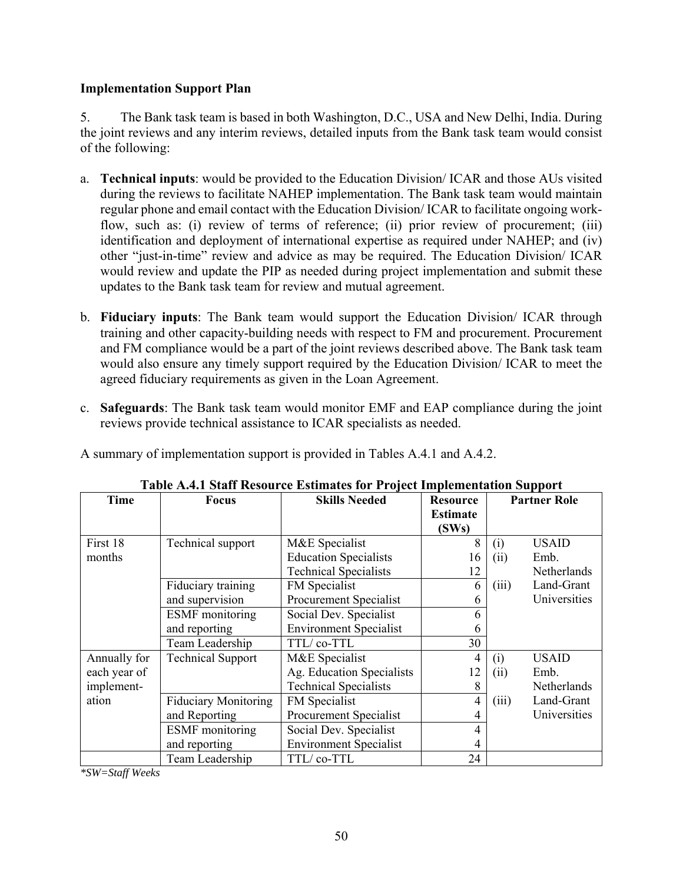**Implementation Support Plan**

5. The Bank task team is based in both Washington, D.C., USA and New Delhi, India. During the joint reviews and any interim reviews, detailed inputs from the Bank task team would consist of the following:

a. **Technical inputs**: would be provided to the Education Division/ ICAR and those AUs visited during the reviews to facilitate NAHEP implementation. The Bank task team would maintain regular phone and email contact with the Education Division/ ICAR to facilitate ongoing work-flow, such as: (i) review of terms of reference; (ii) prior review of procurement; (iii) identification and deployment of international expertise as required under NAHEP; and (iv) other "just-in-time" review and advice as may be required. The Education Division/ ICAR would review and update the PIP as needed during project implementation and submit these updates to the Bank task team for review and mutual agreement.

b. **Fiduciary inputs**: The Bank team would support the Education Division/ ICAR through training and other capacity-building needs with respect to FM and procurement. Procurement and FM compliance would be a part of the joint reviews described above. The Bank task team would also ensure any timely support required by the Education Division/ ICAR to meet the agreed fiduciary requirements as given in the Loan Agreement.

c. **Safeguards**: The Bank task team would monitor EMF and EAP compliance during the joint reviews provide technical assistance to ICAR specialists as needed.

A summary of implementation support is provided in Tables A.4.1 and A.4.2.

**Table A.4.1 Staff Resource Estimates for Project Implementation Support**

| Time | Focus | Skills Needed | Resource Estimate (SWs) | Partner Role |
|---|---|---|---|---|
| First 18 months | Technical support | M&E Specialist<br>Education Specialists<br>Technical Specialists | 8<br>16<br>12 | (i) USAID<br>(ii) Emb. Netherlands<br>(iii) Land-Grant Universities |
| | Fiduciary training and supervision | FM Specialist<br>Procurement Specialist | 6<br>6 | |
| | ESMF monitoring and reporting | Social Dev. Specialist<br>Environment Specialist | 6<br>6 | |
| | Team Leadership | TTL/ co-TTL | 30 | |
| Annually for each year of implementation | Technical Support | M&E Specialist<br>Ag. Education Specialists<br>Technical Specialists | 4<br>12<br>8 | (i) USAID<br>(ii) Emb. Netherlands<br>(iii) Land-Grant Universities |
| | Fiduciary Monitoring and Reporting | FM Specialist<br>Procurement Specialist | 4<br>4 | |
| | ESMF monitoring and reporting | Social Dev. Specialist<br>Environment Specialist | 4<br>4 | |
| | Team Leadership | TTL/ co-TTL | 24 | |

*\*SW=Staff Weeks*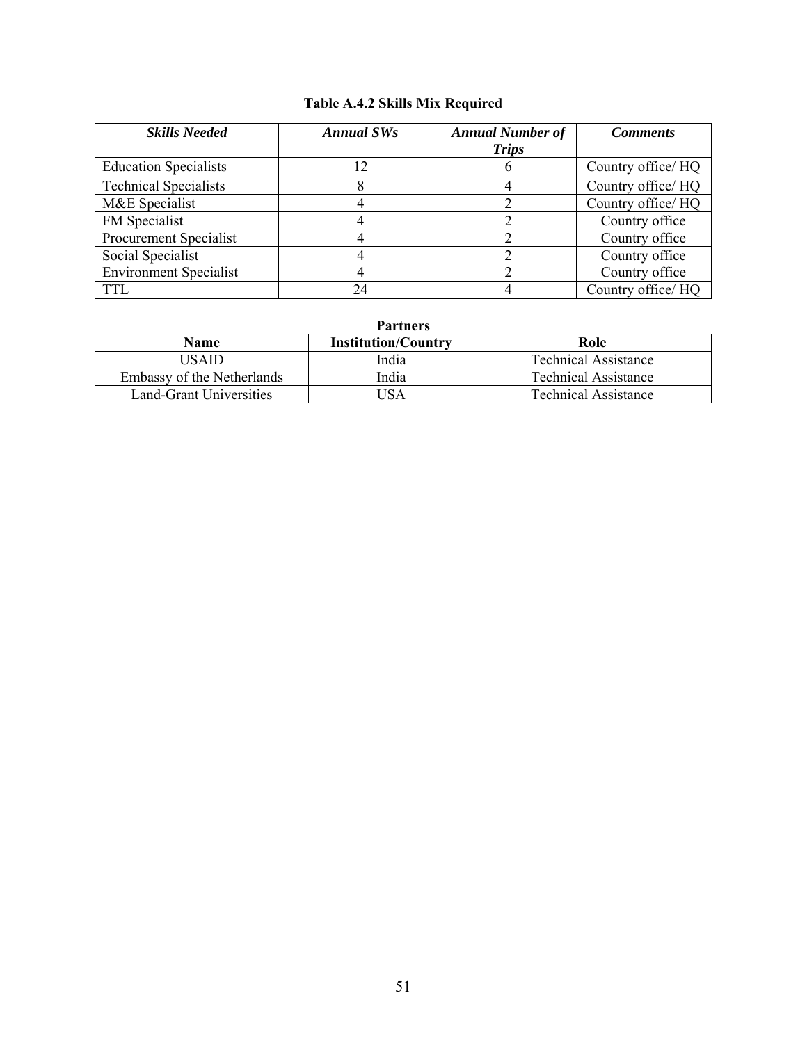**Table A.4.2 Skills Mix Required**

| ***Skills Needed*** | ***Annual SWs*** | ***Annual Number of Trips*** | ***Comments*** |
|---|---|---|---|
| Education Specialists | 12 | 6 | Country office/ HQ |
| Technical Specialists | 8 | 4 | Country office/ HQ |
| M&E Specialist | 4 | 2 | Country office/ HQ |
| FM Specialist | 4 | 2 | Country office |
| Procurement Specialist | 4 | 2 | Country office |
| Social Specialist | 4 | 2 | Country office |
| Environment Specialist | 4 | 2 | Country office |
| TTL | 24 | 4 | Country office/ HQ |

**Partners**

| Name | Institution/Country | Role |
|---|---|---|
| USAID | India | Technical Assistance |
| Embassy of the Netherlands | India | Technical Assistance |
| Land-Grant Universities | USA | Technical Assistance |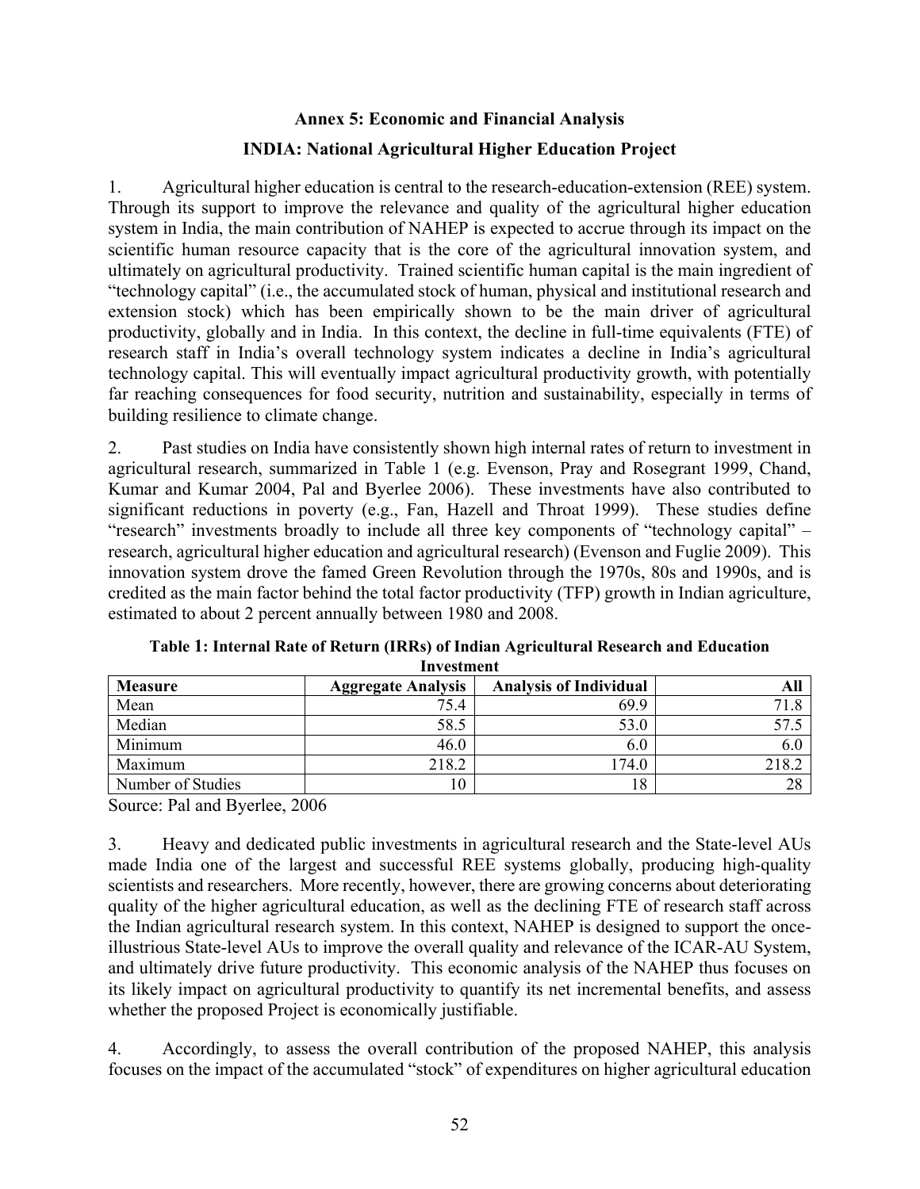## Annex 5: Economic and Financial Analysis

### INDIA: National Agricultural Higher Education Project

1. Agricultural higher education is central to the research-education-extension (REE) system. Through its support to improve the relevance and quality of the agricultural higher education system in India, the main contribution of NAHEP is expected to accrue through its impact on the scientific human resource capacity that is the core of the agricultural innovation system, and ultimately on agricultural productivity. Trained scientific human capital is the main ingredient of "technology capital" (i.e., the accumulated stock of human, physical and institutional research and extension stock) which has been empirically shown to be the main driver of agricultural productivity, globally and in India. In this context, the decline in full-time equivalents (FTE) of research staff in India's overall technology system indicates a decline in India's agricultural technology capital. This will eventually impact agricultural productivity growth, with potentially far reaching consequences for food security, nutrition and sustainability, especially in terms of building resilience to climate change.

2. Past studies on India have consistently shown high internal rates of return to investment in agricultural research, summarized in Table 1 (e.g. Evenson, Pray and Rosegrant 1999, Chand, Kumar and Kumar 2004, Pal and Byerlee 2006). These investments have also contributed to significant reductions in poverty (e.g., Fan, Hazell and Throat 1999). These studies define "research" investments broadly to include all three key components of "technology capital" – research, agricultural higher education and agricultural research) (Evenson and Fuglie 2009). This innovation system drove the famed Green Revolution through the 1970s, 80s and 1990s, and is credited as the main factor behind the total factor productivity (TFP) growth in Indian agriculture, estimated to about 2 percent annually between 1980 and 2008.

**Table 1: Internal Rate of Return (IRRs) of Indian Agricultural Research and Education Investment**

| Measure | Aggregate Analysis | Analysis of Individual | All |
|---|---|---|---|
| Mean | 75.4 | 69.9 | 71.8 |
| Median | 58.5 | 53.0 | 57.5 |
| Minimum | 46.0 | 6.0 | 6.0 |
| Maximum | 218.2 | 174.0 | 218.2 |
| Number of Studies | 10 | 18 | 28 |

Source: Pal and Byerlee, 2006

3. Heavy and dedicated public investments in agricultural research and the State-level AUs made India one of the largest and successful REE systems globally, producing high-quality scientists and researchers. More recently, however, there are growing concerns about deteriorating quality of the higher agricultural education, as well as the declining FTE of research staff across the Indian agricultural research system. In this context, NAHEP is designed to support the once-illustrious State-level AUs to improve the overall quality and relevance of the ICAR-AU System, and ultimately drive future productivity. This economic analysis of the NAHEP thus focuses on its likely impact on agricultural productivity to quantify its net incremental benefits, and assess whether the proposed Project is economically justifiable.

4. Accordingly, to assess the overall contribution of the proposed NAHEP, this analysis focuses on the impact of the accumulated "stock" of expenditures on higher agricultural education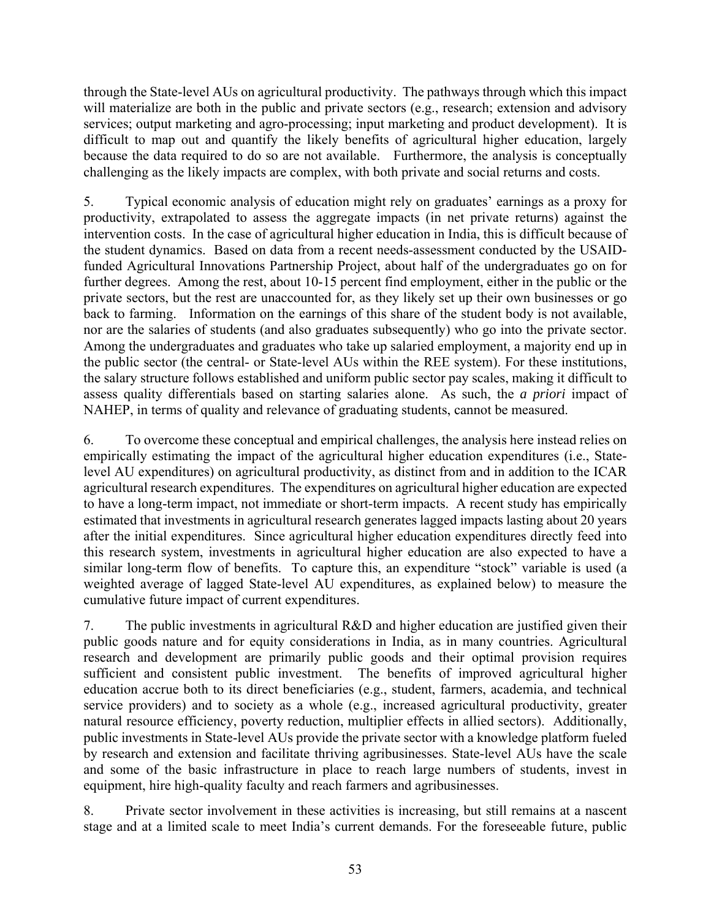through the State-level AUs on agricultural productivity. The pathways through which this impact will materialize are both in the public and private sectors (e.g., research; extension and advisory services; output marketing and agro-processing; input marketing and product development). It is difficult to map out and quantify the likely benefits of agricultural higher education, largely because the data required to do so are not available. Furthermore, the analysis is conceptually challenging as the likely impacts are complex, with both private and social returns and costs.

5. Typical economic analysis of education might rely on graduates' earnings as a proxy for productivity, extrapolated to assess the aggregate impacts (in net private returns) against the intervention costs. In the case of agricultural higher education in India, this is difficult because of the student dynamics. Based on data from a recent needs-assessment conducted by the USAID-funded Agricultural Innovations Partnership Project, about half of the undergraduates go on for further degrees. Among the rest, about 10-15 percent find employment, either in the public or the private sectors, but the rest are unaccounted for, as they likely set up their own businesses or go back to farming. Information on the earnings of this share of the student body is not available, nor are the salaries of students (and also graduates subsequently) who go into the private sector. Among the undergraduates and graduates who take up salaried employment, a majority end up in the public sector (the central- or State-level AUs within the REE system). For these institutions, the salary structure follows established and uniform public sector pay scales, making it difficult to assess quality differentials based on starting salaries alone. As such, the *a priori* impact of NAHEP, in terms of quality and relevance of graduating students, cannot be measured.

6. To overcome these conceptual and empirical challenges, the analysis here instead relies on empirically estimating the impact of the agricultural higher education expenditures (i.e., State-level AU expenditures) on agricultural productivity, as distinct from and in addition to the ICAR agricultural research expenditures. The expenditures on agricultural higher education are expected to have a long-term impact, not immediate or short-term impacts. A recent study has empirically estimated that investments in agricultural research generates lagged impacts lasting about 20 years after the initial expenditures. Since agricultural higher education expenditures directly feed into this research system, investments in agricultural higher education are also expected to have a similar long-term flow of benefits. To capture this, an expenditure "stock" variable is used (a weighted average of lagged State-level AU expenditures, as explained below) to measure the cumulative future impact of current expenditures.

7. The public investments in agricultural R&D and higher education are justified given their public goods nature and for equity considerations in India, as in many countries. Agricultural research and development are primarily public goods and their optimal provision requires sufficient and consistent public investment. The benefits of improved agricultural higher education accrue both to its direct beneficiaries (e.g., student, farmers, academia, and technical service providers) and to society as a whole (e.g., increased agricultural productivity, greater natural resource efficiency, poverty reduction, multiplier effects in allied sectors). Additionally, public investments in State-level AUs provide the private sector with a knowledge platform fueled by research and extension and facilitate thriving agribusinesses. State-level AUs have the scale and some of the basic infrastructure in place to reach large numbers of students, invest in equipment, hire high-quality faculty and reach farmers and agribusinesses.

8. Private sector involvement in these activities is increasing, but still remains at a nascent stage and at a limited scale to meet India's current demands. For the foreseeable future, public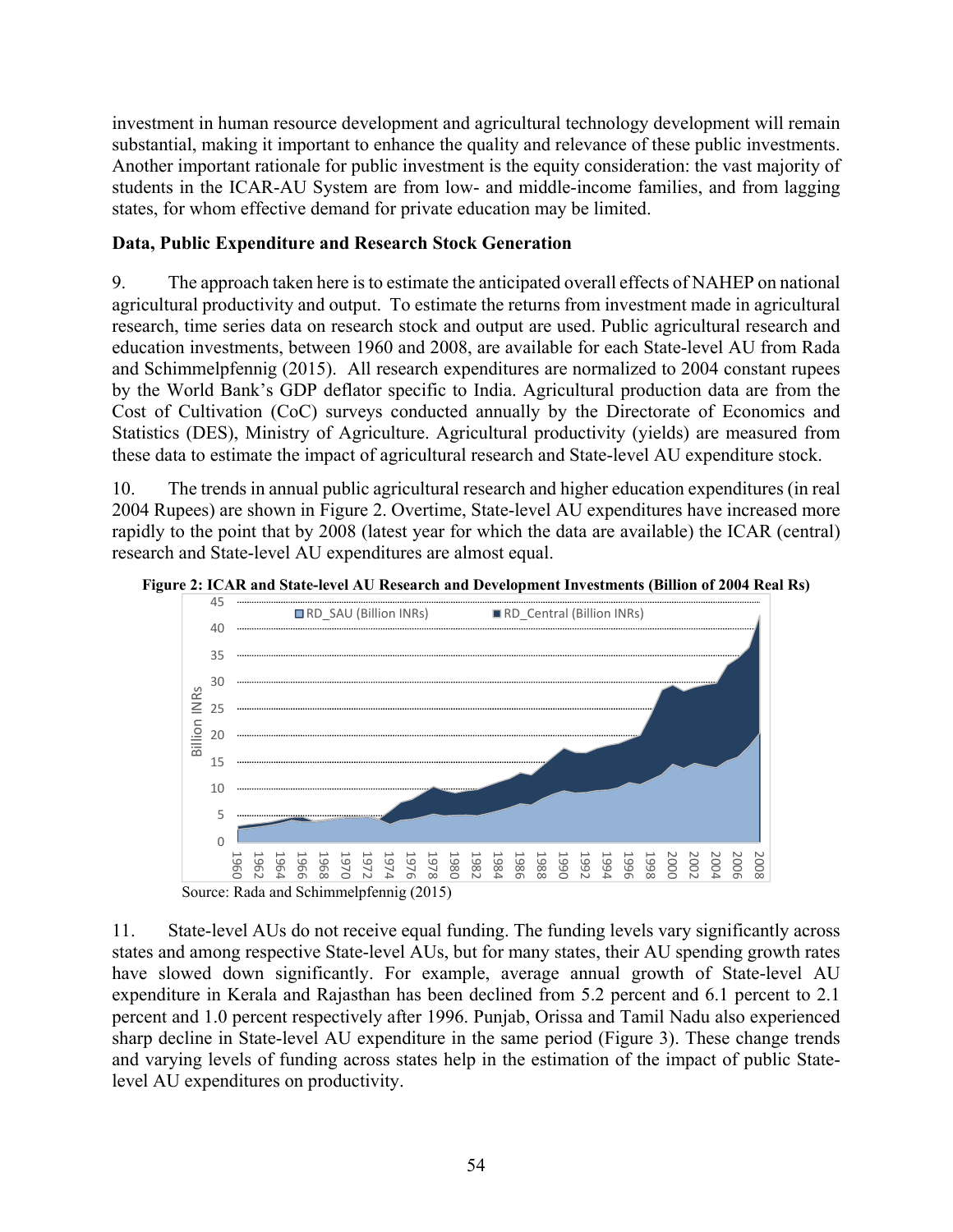investment in human resource development and agricultural technology development will remain substantial, making it important to enhance the quality and relevance of these public investments. Another important rationale for public investment is the equity consideration: the vast majority of students in the ICAR-AU System are from low- and middle-income families, and from lagging states, for whom effective demand for private education may be limited.

**Data, Public Expenditure and Research Stock Generation**

9. The approach taken here is to estimate the anticipated overall effects of NAHEP on national agricultural productivity and output. To estimate the returns from investment made in agricultural research, time series data on research stock and output are used. Public agricultural research and education investments, between 1960 and 2008, are available for each State-level AU from Rada and Schimmelpfennig (2015). All research expenditures are normalized to 2004 constant rupees by the World Bank's GDP deflator specific to India. Agricultural production data are from the Cost of Cultivation (CoC) surveys conducted annually by the Directorate of Economics and Statistics (DES), Ministry of Agriculture. Agricultural productivity (yields) are measured from these data to estimate the impact of agricultural research and State-level AU expenditure stock.

10. The trends in annual public agricultural research and higher education expenditures (in real 2004 Rupees) are shown in Figure 2. Overtime, State-level AU expenditures have increased more rapidly to the point that by 2008 (latest year for which the data are available) the ICAR (central) research and State-level AU expenditures are almost equal.

**Figure 2: ICAR and State-level AU Research and Development Investments (Billion of 2004 Real Rs)**

Source: Rada and Schimmelpfennig (2015)

11. State-level AUs do not receive equal funding. The funding levels vary significantly across states and among respective State-level AUs, but for many states, their AU spending growth rates have slowed down significantly. For example, average annual growth of State-level AU expenditure in Kerala and Rajasthan has been declined from 5.2 percent and 6.1 percent to 2.1 percent and 1.0 percent respectively after 1996. Punjab, Orissa and Tamil Nadu also experienced sharp decline in State-level AU expenditure in the same period (Figure 3). These change trends and varying levels of funding across states help in the estimation of the impact of public State-level AU expenditures on productivity.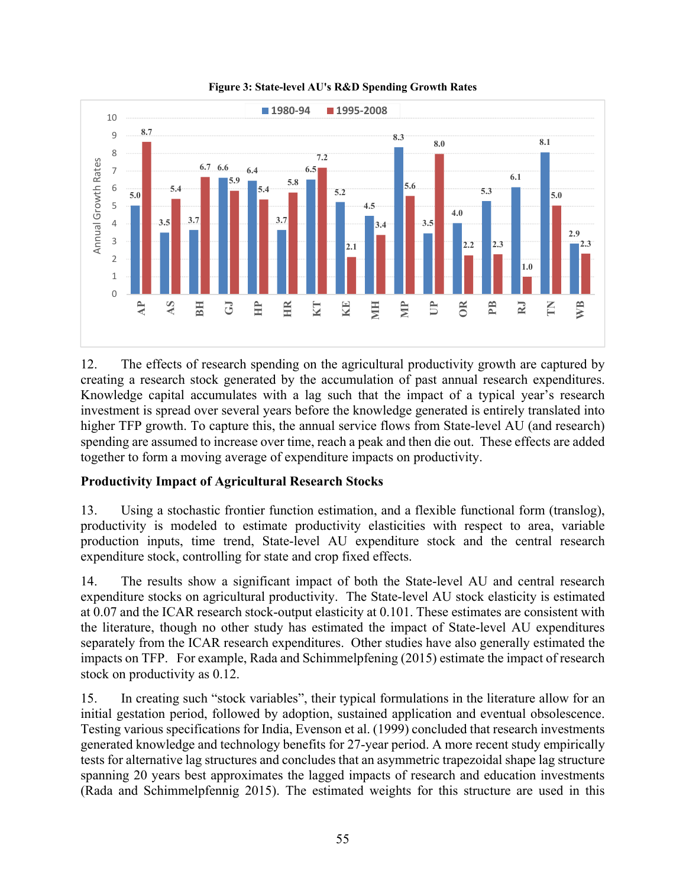**Figure 3: State-level AU's R&D Spending Growth Rates**

| State | 1980-94 | 1995-2008 |
|---|---|---|
| AP | 5.0 | 8.7 |
| AS | 3.5 | 5.4 |
| BH | 3.7 | 6.7 |
| GJ | 6.6 | 5.9 |
| HP | 6.4 | 5.4 |
| HR | 3.7 | 5.8 |
| KT | 6.5 | 7.2 |
| KE | 5.2 | 2.1 |
| MH | 4.5 | 3.4 |
| MP | 8.3 | 5.6 |
| UP | 3.5 | 8.0 |
| OR | 4.0 | 2.2 |
| PB | 5.3 | 2.3 |
| RJ | 6.1 | 1.0 |
| TN | 8.1 | 5.0 |
| WB | 2.9 | 2.3 |

12. The effects of research spending on the agricultural productivity growth are captured by creating a research stock generated by the accumulation of past annual research expenditures. Knowledge capital accumulates with a lag such that the impact of a typical year's research investment is spread over several years before the knowledge generated is entirely translated into higher TFP growth. To capture this, the annual service flows from State-level AU (and research) spending are assumed to increase over time, reach a peak and then die out. These effects are added together to form a moving average of expenditure impacts on productivity.

**Productivity Impact of Agricultural Research Stocks**

13. Using a stochastic frontier function estimation, and a flexible functional form (translog), productivity is modeled to estimate productivity elasticities with respect to area, variable production inputs, time trend, State-level AU expenditure stock and the central research expenditure stock, controlling for state and crop fixed effects.

14. The results show a significant impact of both the State-level AU and central research expenditure stocks on agricultural productivity. The State-level AU stock elasticity is estimated at 0.07 and the ICAR research stock-output elasticity at 0.101. These estimates are consistent with the literature, though no other study has estimated the impact of State-level AU expenditures separately from the ICAR research expenditures. Other studies have also generally estimated the impacts on TFP. For example, Rada and Schimmelpfening (2015) estimate the impact of research stock on productivity as 0.12.

15. In creating such "stock variables", their typical formulations in the literature allow for an initial gestation period, followed by adoption, sustained application and eventual obsolescence. Testing various specifications for India, Evenson et al. (1999) concluded that research investments generated knowledge and technology benefits for 27-year period. A more recent study empirically tests for alternative lag structures and concludes that an asymmetric trapezoidal shape lag structure spanning 20 years best approximates the lagged impacts of research and education investments (Rada and Schimmelpfennig 2015). The estimated weights for this structure are used in this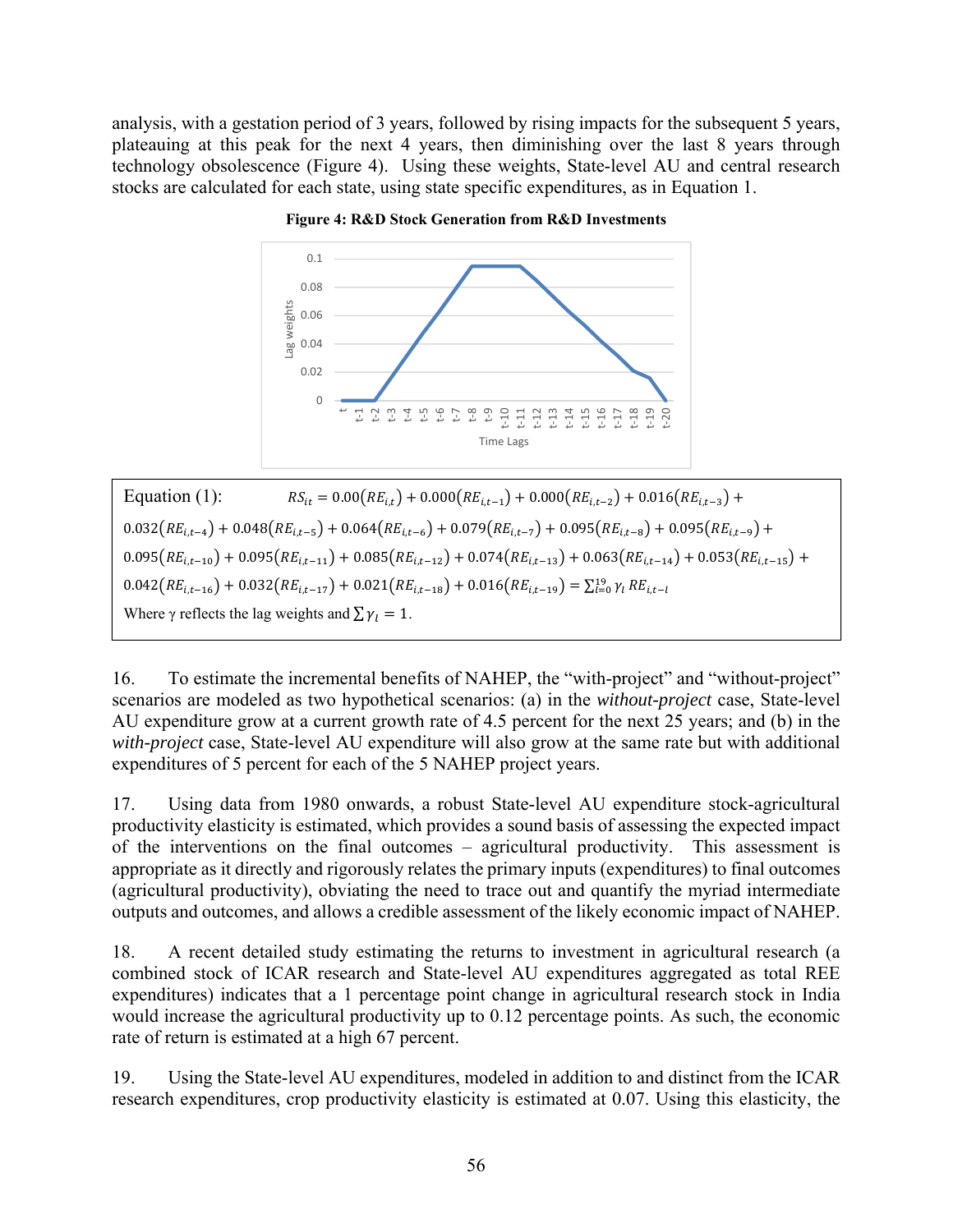analysis, with a gestation period of 3 years, followed by rising impacts for the subsequent 5 years, plateauing at this peak for the next 4 years, then diminishing over the last 8 years through technology obsolescence (Figure 4). Using these weights, State-level AU and central research stocks are calculated for each state, using state specific expenditures, as in Equation 1.

**Figure 4: R&D Stock Generation from R&D Investments**

Equation (1): $RS_{it} = 0.00(RE_{i,t}) + 0.000(RE_{i,t-1}) + 0.000(RE_{i,t-2}) + 0.016(RE_{i,t-3}) + 0.032(RE_{i,t-4}) + 0.048(RE_{i,t-5}) + 0.064(RE_{i,t-6}) + 0.079(RE_{i,t-7}) + 0.095(RE_{i,t-8}) + 0.095(RE_{i,t-9}) + 0.095(RE_{i,t-10}) + 0.095(RE_{i,t-11}) + 0.085(RE_{i,t-12}) + 0.074(RE_{i,t-13}) + 0.063(RE_{i,t-14}) + 0.053(RE_{i,t-15}) + 0.042(RE_{i,t-16}) + 0.032(RE_{i,t-17}) + 0.021(RE_{i,t-18}) + 0.016(RE_{i,t-19}) = \sum_{l=0}^{19} \gamma_l \, RE_{i,t-l}$

Where $\gamma$ reflects the lag weights and $\sum \gamma_l = 1$.

16. To estimate the incremental benefits of NAHEP, the "with-project" and "without-project" scenarios are modeled as two hypothetical scenarios: (a) in the *without-project* case, State-level AU expenditure grow at a current growth rate of 4.5 percent for the next 25 years; and (b) in the *with-project* case, State-level AU expenditure will also grow at the same rate but with additional expenditures of 5 percent for each of the 5 NAHEP project years.

17. Using data from 1980 onwards, a robust State-level AU expenditure stock-agricultural productivity elasticity is estimated, which provides a sound basis of assessing the expected impact of the interventions on the final outcomes – agricultural productivity. This assessment is appropriate as it directly and rigorously relates the primary inputs (expenditures) to final outcomes (agricultural productivity), obviating the need to trace out and quantify the myriad intermediate outputs and outcomes, and allows a credible assessment of the likely economic impact of NAHEP.

18. A recent detailed study estimating the returns to investment in agricultural research (a combined stock of ICAR research and State-level AU expenditures aggregated as total REE expenditures) indicates that a 1 percentage point change in agricultural research stock in India would increase the agricultural productivity up to 0.12 percentage points. As such, the economic rate of return is estimated at a high 67 percent.

19. Using the State-level AU expenditures, modeled in addition to and distinct from the ICAR research expenditures, crop productivity elasticity is estimated at 0.07. Using this elasticity, the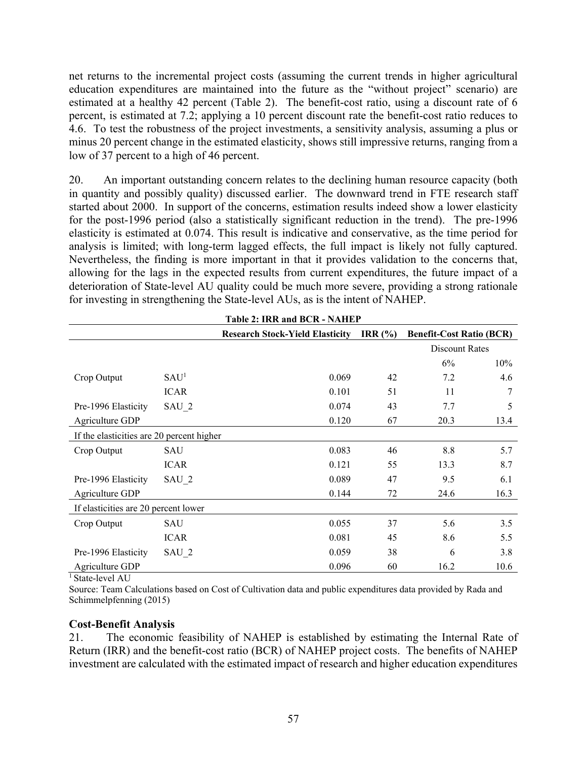net returns to the incremental project costs (assuming the current trends in higher agricultural education expenditures are maintained into the future as the "without project" scenario) are estimated at a healthy 42 percent (Table 2). The benefit-cost ratio, using a discount rate of 6 percent, is estimated at 7.2; applying a 10 percent discount rate the benefit-cost ratio reduces to 4.6. To test the robustness of the project investments, a sensitivity analysis, assuming a plus or minus 20 percent change in the estimated elasticity, shows still impressive returns, ranging from a low of 37 percent to a high of 46 percent.

20. An important outstanding concern relates to the declining human resource capacity (both in quantity and possibly quality) discussed earlier. The downward trend in FTE research staff started about 2000. In support of the concerns, estimation results indeed show a lower elasticity for the post-1996 period (also a statistically significant reduction in the trend). The pre-1996 elasticity is estimated at 0.074. This result is indicative and conservative, as the time period for analysis is limited; with long-term lagged effects, the full impact is likely not fully captured. Nevertheless, the finding is more important in that it provides validation to the concerns that, allowing for the lags in the expected results from current expenditures, the future impact of a deterioration of State-level AU quality could be much more severe, providing a strong rationale for investing in strengthening the State-level AUs, as is the intent of NAHEP.

**Table 2: IRR and BCR - NAHEP**

| | | Research Stock-Yield Elasticity | IRR (%) | Benefit-Cost Ratio (BCR) | |
|---|---|---|---|---|---|
| | | | | Discount Rates | |
| | | | | 6% | 10% |
| Crop Output | SAU[1] | 0.069 | 42 | 7.2 | 4.6 |
| | ICAR | 0.101 | 51 | 11 | 7 |
| Pre-1996 Elasticity | SAU_2 | 0.074 | 43 | 7.7 | 5 |
| Agriculture GDP | | 0.120 | 67 | 20.3 | 13.4 |
| If the elasticities are 20 percent higher | | | | | |
| Crop Output | SAU | 0.083 | 46 | 8.8 | 5.7 |
| | ICAR | 0.121 | 55 | 13.3 | 8.7 |
| Pre-1996 Elasticity | SAU_2 | 0.089 | 47 | 9.5 | 6.1 |
| Agriculture GDP | | 0.144 | 72 | 24.6 | 16.3 |
| If elasticities are 20 percent lower | | | | | |
| Crop Output | SAU | 0.055 | 37 | 5.6 | 3.5 |
| | ICAR | 0.081 | 45 | 8.6 | 5.5 |
| Pre-1996 Elasticity | SAU_2 | 0.059 | 38 | 6 | 3.8 |
| Agriculture GDP | | 0.096 | 60 | 16.2 | 10.6 |

[1] State-level AU

Source: Team Calculations based on Cost of Cultivation data and public expenditures data provided by Rada and Schimmelpfenning (2015)

### Cost-Benefit Analysis

21. The economic feasibility of NAHEP is established by estimating the Internal Rate of Return (IRR) and the benefit-cost ratio (BCR) of NAHEP project costs. The benefits of NAHEP investment are calculated with the estimated impact of research and higher education expenditures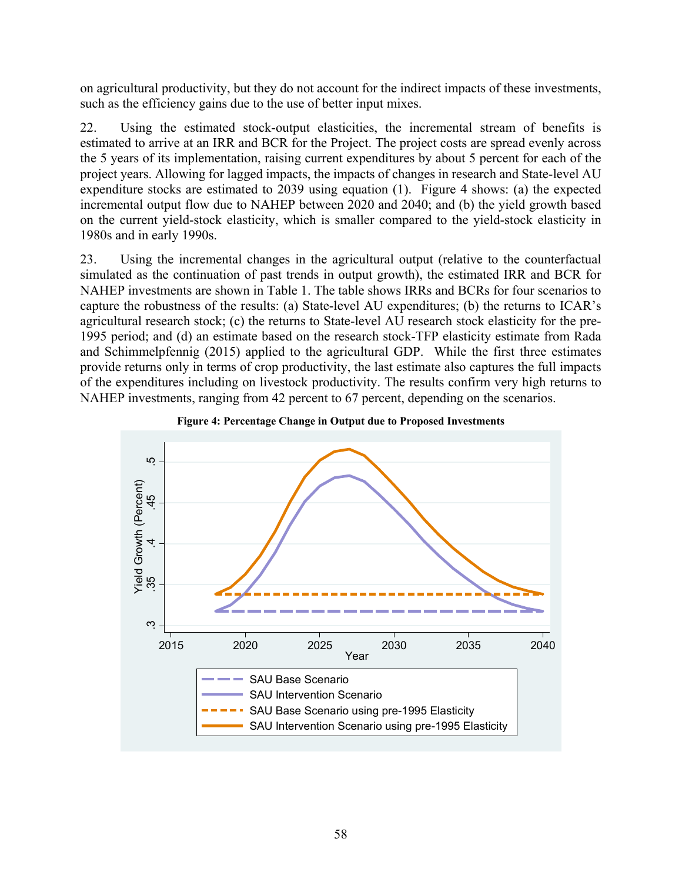on agricultural productivity, but they do not account for the indirect impacts of these investments, such as the efficiency gains due to the use of better input mixes.

22. Using the estimated stock-output elasticities, the incremental stream of benefits is estimated to arrive at an IRR and BCR for the Project. The project costs are spread evenly across the 5 years of its implementation, raising current expenditures by about 5 percent for each of the project years. Allowing for lagged impacts, the impacts of changes in research and State-level AU expenditure stocks are estimated to 2039 using equation (1). Figure 4 shows: (a) the expected incremental output flow due to NAHEP between 2020 and 2040; and (b) the yield growth based on the current yield-stock elasticity, which is smaller compared to the yield-stock elasticity in 1980s and in early 1990s.

23. Using the incremental changes in the agricultural output (relative to the counterfactual simulated as the continuation of past trends in output growth), the estimated IRR and BCR for NAHEP investments are shown in Table 1. The table shows IRRs and BCRs for four scenarios to capture the robustness of the results: (a) State-level AU expenditures; (b) the returns to ICAR's agricultural research stock; (c) the returns to State-level AU research stock elasticity for the pre-1995 period; and (d) an estimate based on the research stock-TFP elasticity estimate from Rada and Schimmelpfennig (2015) applied to the agricultural GDP. While the first three estimates provide returns only in terms of crop productivity, the last estimate also captures the full impacts of the expenditures including on livestock productivity. The results confirm very high returns to NAHEP investments, ranging from 42 percent to 67 percent, depending on the scenarios.

**Figure 4: Percentage Change in Output due to Proposed Investments**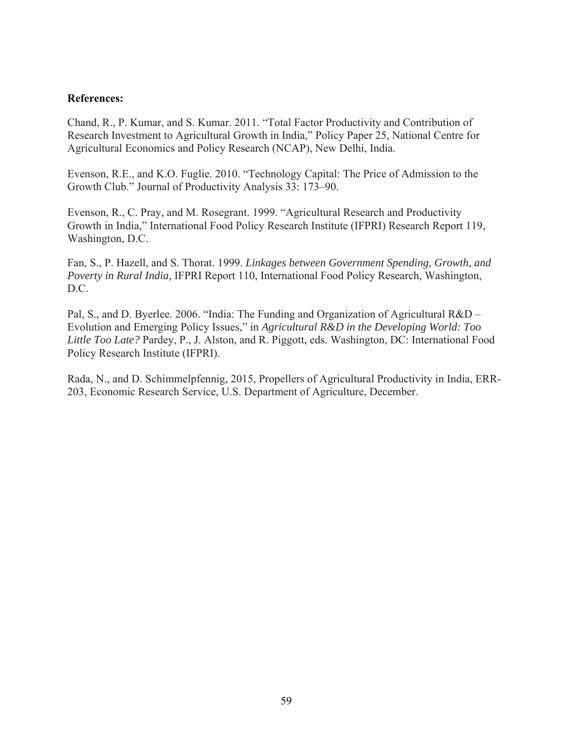**References:**

Chand, R., P. Kumar, and S. Kumar. 2011. "Total Factor Productivity and Contribution of Research Investment to Agricultural Growth in India," Policy Paper 25, National Centre for Agricultural Economics and Policy Research (NCAP), New Delhi, India.

Evenson, R.E., and K.O. Fuglie. 2010. "Technology Capital: The Price of Admission to the Growth Club." Journal of Productivity Analysis 33: 173–90.

Evenson, R., C. Pray, and M. Rosegrant. 1999. "Agricultural Research and Productivity Growth in India," International Food Policy Research Institute (IFPRI) Research Report 119, Washington, D.C.

Fan, S., P. Hazell, and S. Thorat. 1999. *Linkages between Government Spending, Growth, and Poverty in Rural India,* IFPRI Report 110, International Food Policy Research, Washington, D.C.

Pal, S., and D. Byerlee. 2006. "India: The Funding and Organization of Agricultural R&D – Evolution and Emerging Policy Issues," in *Agricultural R&D in the Developing World: Too Little Too Late?* Pardey, P., J. Alston, and R. Piggott, eds. Washington, DC: International Food Policy Research Institute (IFPRI).

Rada, N., and D. Schimmelpfennig, 2015, Propellers of Agricultural Productivity in India, ERR-203, Economic Research Service, U.S. Department of Agriculture, December.